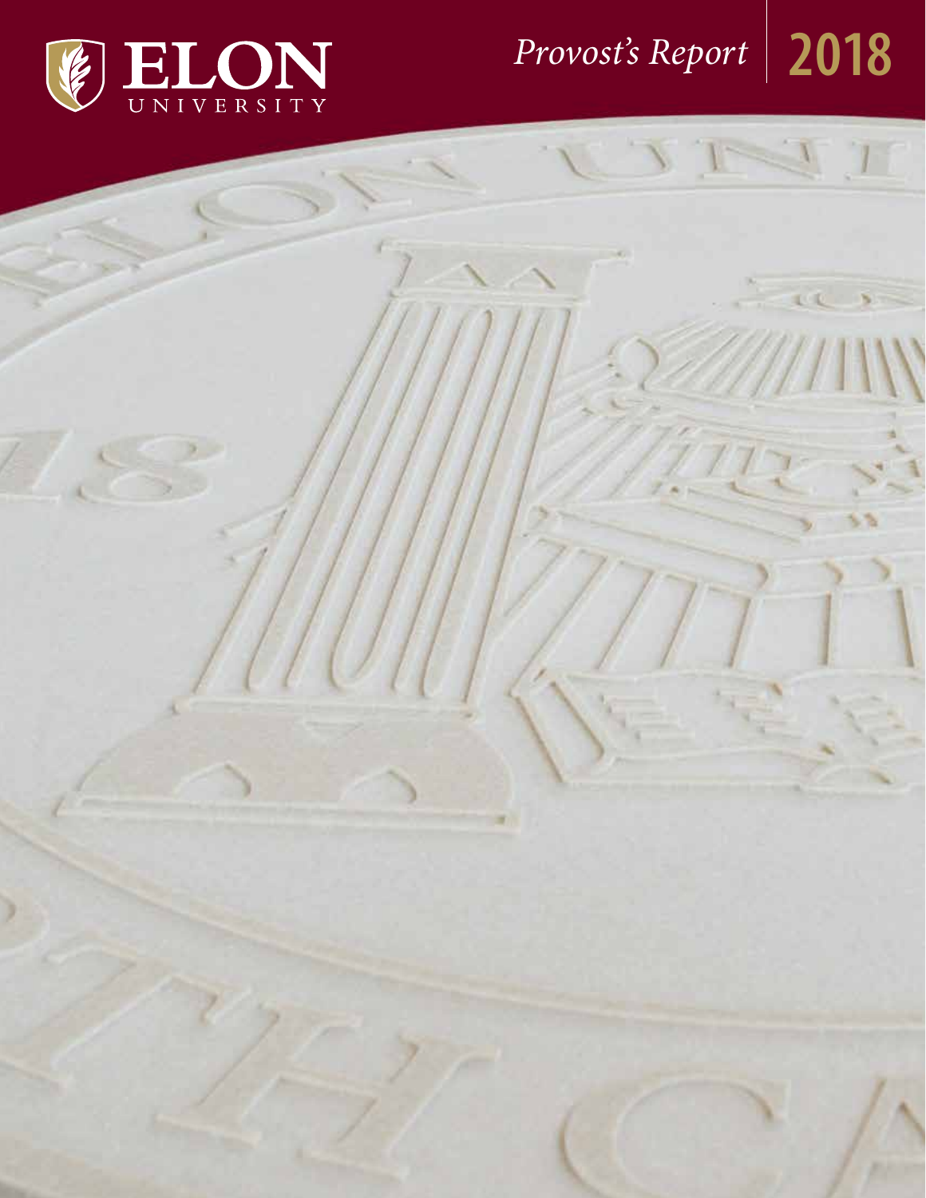# ELON UNIVERSITY

## *Provost's Report* 2018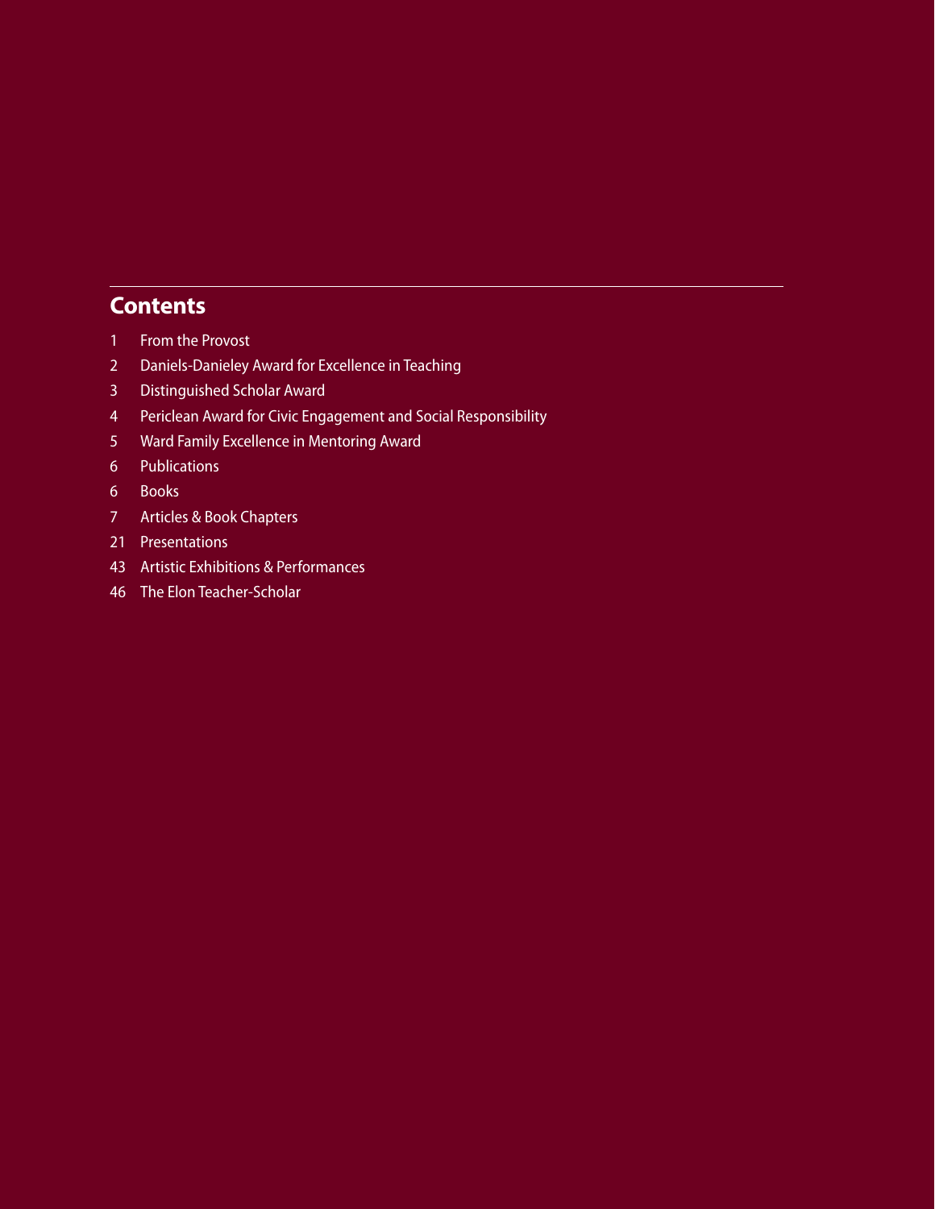## Contents

1 From the Provost

2 Daniels-Danieley Award for Excellence in Teaching

3 Distinguished Scholar Award

4 Periclean Award for Civic Engagement and Social Responsibility

5 Ward Family Excellence in Mentoring Award

6 Publications

6 Books

7 Articles & Book Chapters

21 Presentations

43 Artistic Exhibitions & Performances

46 The Elon Teacher-Scholar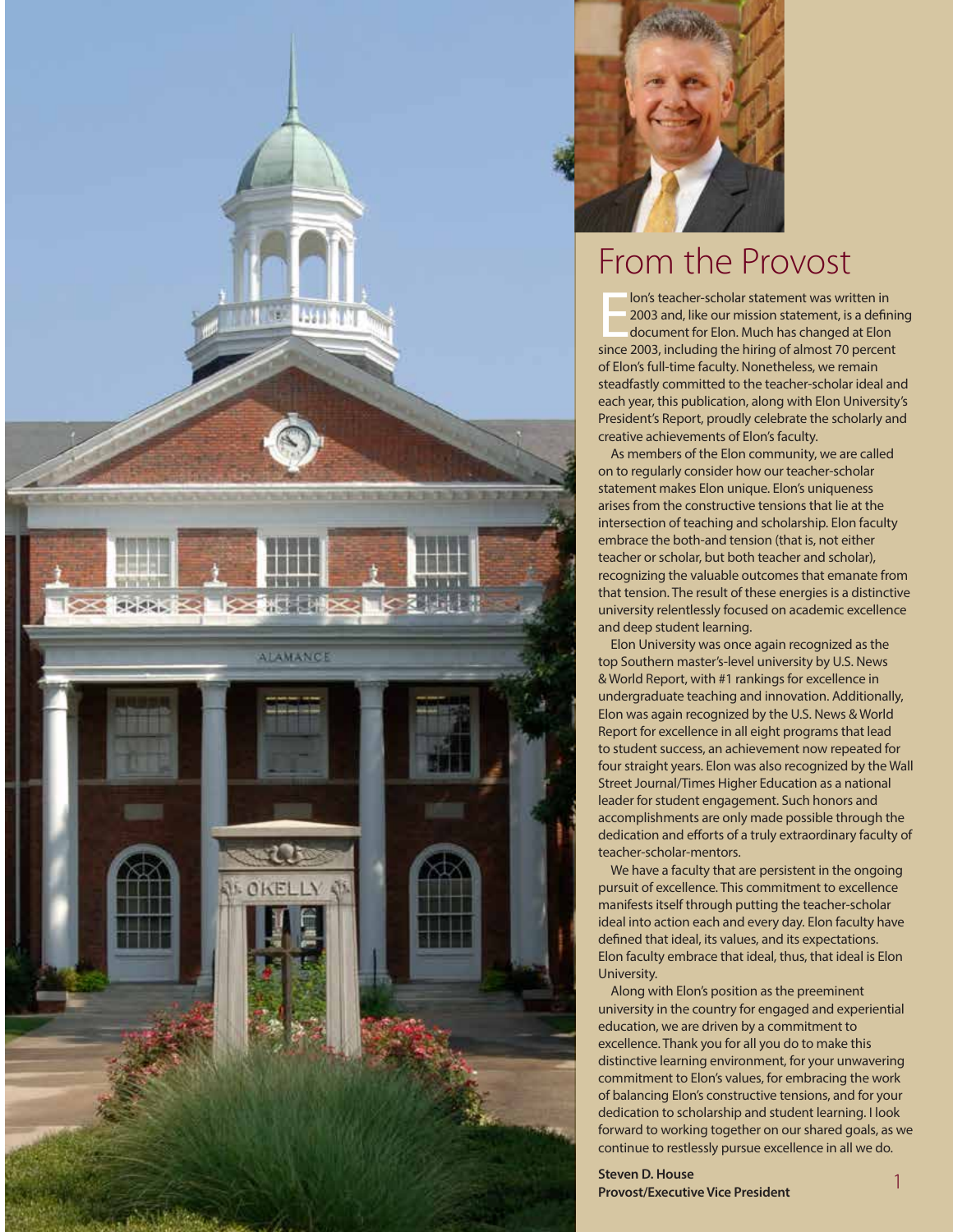# From the Provost

Elon's teacher-scholar statement was written in 2003 and, like our mission statement, is a defining document for Elon. Much has changed at Elon since 2003, including the hiring of almost 70 percent of Elon's full-time faculty. Nonetheless, we remain steadfastly committed to the teacher-scholar ideal and each year, this publication, along with Elon University's President's Report, proudly celebrate the scholarly and creative achievements of Elon's faculty.

As members of the Elon community, we are called on to regularly consider how our teacher-scholar statement makes Elon unique. Elon's uniqueness arises from the constructive tensions that lie at the intersection of teaching and scholarship. Elon faculty embrace the both-and tension (that is, not either teacher or scholar, but both teacher and scholar), recognizing the valuable outcomes that emanate from that tension. The result of these energies is a distinctive university relentlessly focused on academic excellence and deep student learning.

Elon University was once again recognized as the top Southern master's-level university by U.S. News & World Report, with #1 rankings for excellence in undergraduate teaching and innovation. Additionally, Elon was again recognized by the U.S. News & World Report for excellence in all eight programs that lead to student success, an achievement now repeated for four straight years. Elon was also recognized by the Wall Street Journal/Times Higher Education as a national leader for student engagement. Such honors and accomplishments are only made possible through the dedication and efforts of a truly extraordinary faculty of teacher-scholar-mentors.

We have a faculty that are persistent in the ongoing pursuit of excellence. This commitment to excellence manifests itself through putting the teacher-scholar ideal into action each and every day. Elon faculty have defined that ideal, its values, and its expectations. Elon faculty embrace that ideal, thus, that ideal is Elon University.

Along with Elon's position as the preeminent university in the country for engaged and experiential education, we are driven by a commitment to excellence. Thank you for all you do to make this distinctive learning environment, for your unwavering commitment to Elon's values, for embracing the work of balancing Elon's constructive tensions, and for your dedication to scholarship and student learning. I look forward to working together on our shared goals, as we continue to restlessly pursue excellence in all we do.

**Steven D. House**
**Provost/Executive Vice President**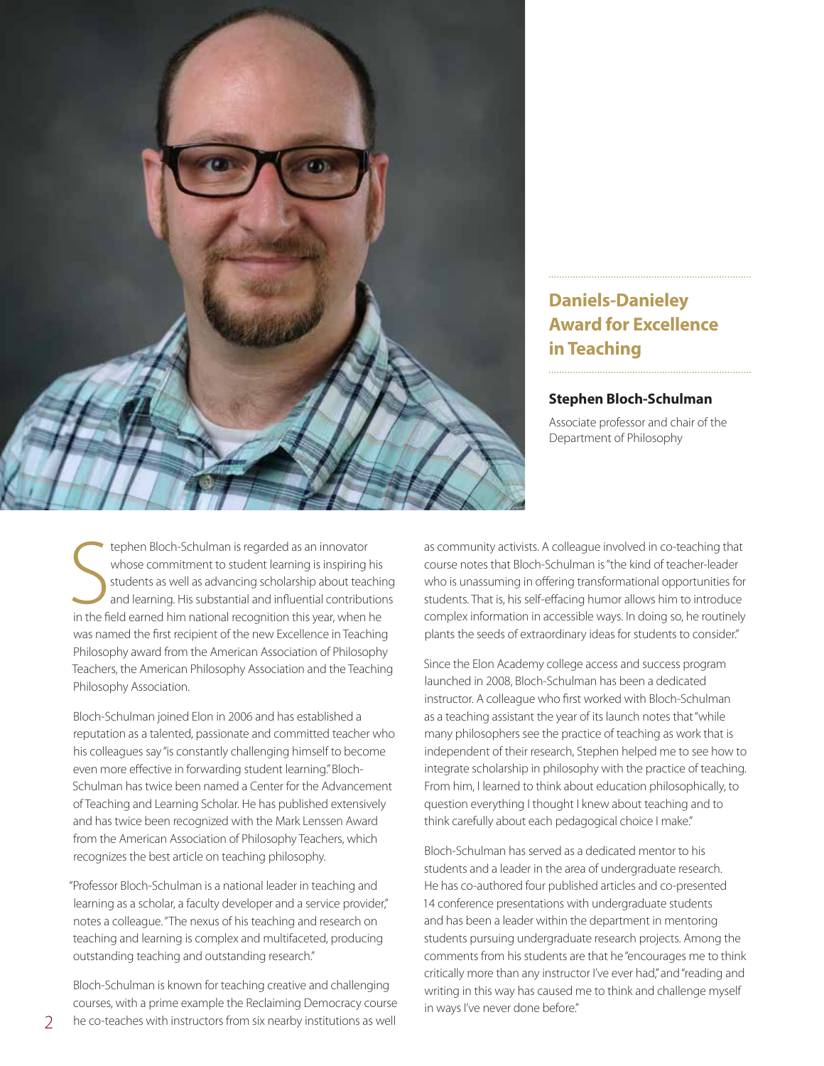## Daniels-Danieley Award for Excellence in Teaching

**Stephen Bloch-Schulman**

Associate professor and chair of the Department of Philosophy

Stephen Bloch-Schulman is regarded as an innovator whose commitment to student learning is inspiring his students as well as advancing scholarship about teaching and learning. His substantial and influential contributions in the field earned him national recognition this year, when he was named the first recipient of the new Excellence in Teaching Philosophy award from the American Association of Philosophy Teachers, the American Philosophy Association and the Teaching Philosophy Association.

Bloch-Schulman joined Elon in 2006 and has established a reputation as a talented, passionate and committed teacher who his colleagues say "is constantly challenging himself to become even more effective in forwarding student learning." Bloch-Schulman has twice been named a Center for the Advancement of Teaching and Learning Scholar. He has published extensively and has twice been recognized with the Mark Lenssen Award from the American Association of Philosophy Teachers, which recognizes the best article on teaching philosophy.

"Professor Bloch-Schulman is a national leader in teaching and learning as a scholar, a faculty developer and a service provider," notes a colleague. "The nexus of his teaching and research on teaching and learning is complex and multifaceted, producing outstanding teaching and outstanding research."

Bloch-Schulman is known for teaching creative and challenging courses, with a prime example the Reclaiming Democracy course he co-teaches with instructors from six nearby institutions as well as community activists. A colleague involved in co-teaching that course notes that Bloch-Schulman is "the kind of teacher-leader who is unassuming in offering transformational opportunities for students. That is, his self-effacing humor allows him to introduce complex information in accessible ways. In doing so, he routinely plants the seeds of extraordinary ideas for students to consider."

Since the Elon Academy college access and success program launched in 2008, Bloch-Schulman has been a dedicated instructor. A colleague who first worked with Bloch-Schulman as a teaching assistant the year of its launch notes that "while many philosophers see the practice of teaching as work that is independent of their research, Stephen helped me to see how to integrate scholarship in philosophy with the practice of teaching. From him, I learned to think about education philosophically, to question everything I thought I knew about teaching and to think carefully about each pedagogical choice I make."

Bloch-Schulman has served as a dedicated mentor to his students and a leader in the area of undergraduate research. He has co-authored four published articles and co-presented 14 conference presentations with undergraduate students and has been a leader within the department in mentoring students pursuing undergraduate research projects. Among the comments from his students are that he "encourages me to think critically more than any instructor I've ever had," and "reading and writing in this way has caused me to think and challenge myself in ways I've never done before."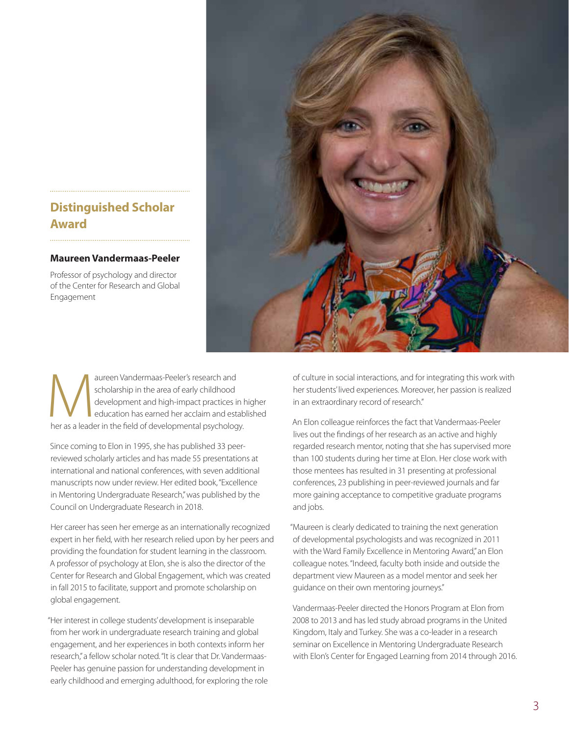## Distinguished Scholar Award

**Maureen Vandermaas-Peeler**

Professor of psychology and director of the Center for Research and Global Engagement

Maureen Vandermaas-Peeler's research and scholarship in the area of early childhood development and high-impact practices in higher education has earned her acclaim and established her as a leader in the field of developmental psychology.

Since coming to Elon in 1995, she has published 33 peer-reviewed scholarly articles and has made 55 presentations at international and national conferences, with seven additional manuscripts now under review. Her edited book, "Excellence in Mentoring Undergraduate Research," was published by the Council on Undergraduate Research in 2018.

Her career has seen her emerge as an internationally recognized expert in her field, with her research relied upon by her peers and providing the foundation for student learning in the classroom. A professor of psychology at Elon, she is also the director of the Center for Research and Global Engagement, which was created in fall 2015 to facilitate, support and promote scholarship on global engagement.

"Her interest in college students' development is inseparable from her work in undergraduate research training and global engagement, and her experiences in both contexts inform her research," a fellow scholar noted. "It is clear that Dr. Vandermaas-Peeler has genuine passion for understanding development in early childhood and emerging adulthood, for exploring the role of culture in social interactions, and for integrating this work with her students' lived experiences. Moreover, her passion is realized in an extraordinary record of research."

An Elon colleague reinforces the fact that Vandermaas-Peeler lives out the findings of her research as an active and highly regarded research mentor, noting that she has supervised more than 100 students during her time at Elon. Her close work with those mentees has resulted in 31 presenting at professional conferences, 23 publishing in peer-reviewed journals and far more gaining acceptance to competitive graduate programs and jobs.

"Maureen is clearly dedicated to training the next generation of developmental psychologists and was recognized in 2011 with the Ward Family Excellence in Mentoring Award," an Elon colleague notes. "Indeed, faculty both inside and outside the department view Maureen as a model mentor and seek her guidance on their own mentoring journeys."

Vandermaas-Peeler directed the Honors Program at Elon from 2008 to 2013 and has led study abroad programs in the United Kingdom, Italy and Turkey. She was a co-leader in a research seminar on Excellence in Mentoring Undergraduate Research with Elon's Center for Engaged Learning from 2014 through 2016.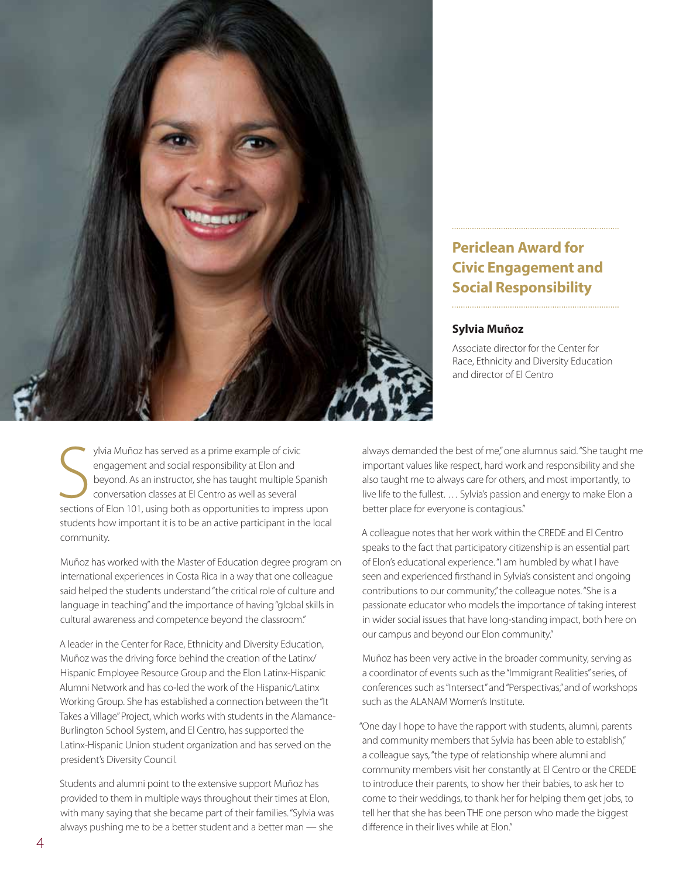## Periclean Award for Civic Engagement and Social Responsibility

**Sylvia Muñoz**

Associate director for the Center for Race, Ethnicity and Diversity Education and director of El Centro

Sylvia Muñoz has served as a prime example of civic engagement and social responsibility at Elon and beyond. As an instructor, she has taught multiple Spanish conversation classes at El Centro as well as several sections of Elon 101, using both as opportunities to impress upon students how important it is to be an active participant in the local community.

Muñoz has worked with the Master of Education degree program on international experiences in Costa Rica in a way that one colleague said helped the students understand "the critical role of culture and language in teaching" and the importance of having "global skills in cultural awareness and competence beyond the classroom."

A leader in the Center for Race, Ethnicity and Diversity Education, Muñoz was the driving force behind the creation of the Latinx/Hispanic Employee Resource Group and the Elon Latinx-Hispanic Alumni Network and has co-led the work of the Hispanic/Latinx Working Group. She has established a connection between the "It Takes a Village" Project, which works with students in the Alamance-Burlington School System, and El Centro, has supported the Latinx-Hispanic Union student organization and has served on the president's Diversity Council.

Students and alumni point to the extensive support Muñoz has provided to them in multiple ways throughout their times at Elon, with many saying that she became part of their families. "Sylvia was always pushing me to be a better student and a better man — she always demanded the best of me," one alumnus said. "She taught me important values like respect, hard work and responsibility and she also taught me to always care for others, and most importantly, to live life to the fullest. … Sylvia's passion and energy to make Elon a better place for everyone is contagious."

A colleague notes that her work within the CREDE and El Centro speaks to the fact that participatory citizenship is an essential part of Elon's educational experience. "I am humbled by what I have seen and experienced firsthand in Sylvia's consistent and ongoing contributions to our community," the colleague notes. "She is a passionate educator who models the importance of taking interest in wider social issues that have long-standing impact, both here on our campus and beyond our Elon community."

Muñoz has been very active in the broader community, serving as a coordinator of events such as the "Immigrant Realities" series, of conferences such as "Intersect" and "Perspectivas," and of workshops such as the ALANAM Women's Institute.

"One day I hope to have the rapport with students, alumni, parents and community members that Sylvia has been able to establish," a colleague says, "the type of relationship where alumni and community members visit her constantly at El Centro or the CREDE to introduce their parents, to show her their babies, to ask her to come to their weddings, to thank her for helping them get jobs, to tell her that she has been THE one person who made the biggest difference in their lives while at Elon."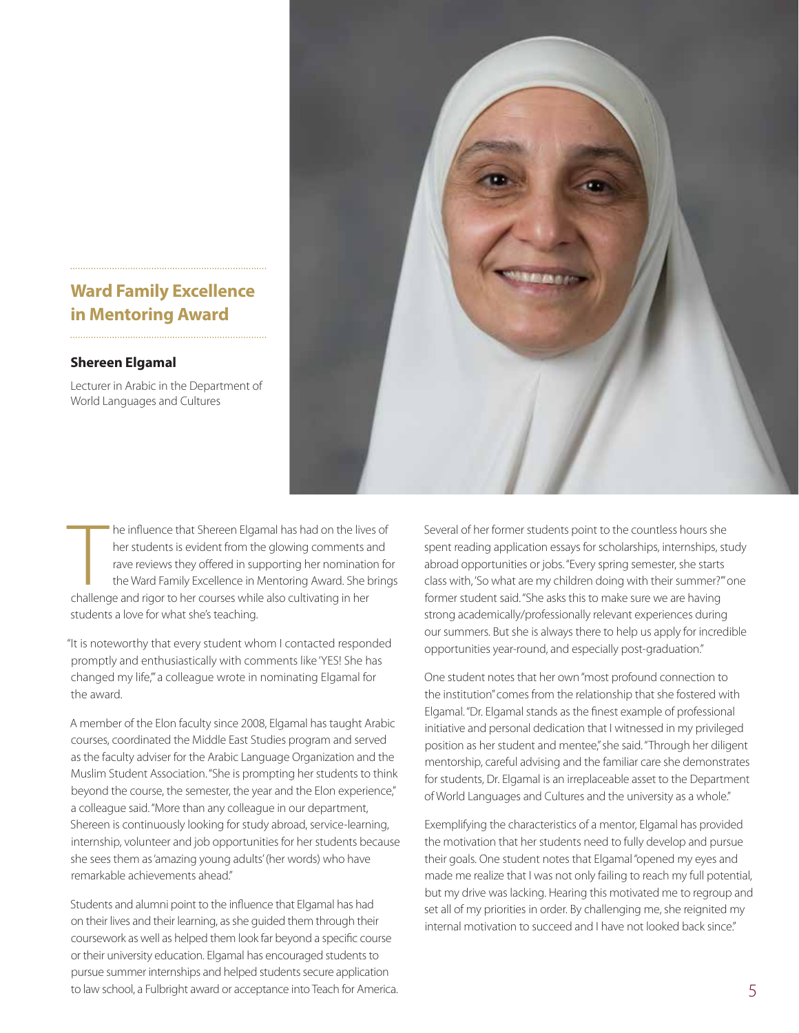## Ward Family Excellence in Mentoring Award

**Shereen Elgamal**

Lecturer in Arabic in the Department of World Languages and Cultures

The influence that Shereen Elgamal has had on the lives of her students is evident from the glowing comments and rave reviews they offered in supporting her nomination for the Ward Family Excellence in Mentoring Award. She brings challenge and rigor to her courses while also cultivating in her students a love for what she's teaching.

"It is noteworthy that every student whom I contacted responded promptly and enthusiastically with comments like 'YES! She has changed my life,'" a colleague wrote in nominating Elgamal for the award.

A member of the Elon faculty since 2008, Elgamal has taught Arabic courses, coordinated the Middle East Studies program and served as the faculty adviser for the Arabic Language Organization and the Muslim Student Association. "She is prompting her students to think beyond the course, the semester, the year and the Elon experience," a colleague said. "More than any colleague in our department, Shereen is continuously looking for study abroad, service-learning, internship, volunteer and job opportunities for her students because she sees them as 'amazing young adults' (her words) who have remarkable achievements ahead."

Students and alumni point to the influence that Elgamal has had on their lives and their learning, as she guided them through their coursework as well as helped them look far beyond a specific course or their university education. Elgamal has encouraged students to pursue summer internships and helped students secure application to law school, a Fulbright award or acceptance into Teach for America.

Several of her former students point to the countless hours she spent reading application essays for scholarships, internships, study abroad opportunities or jobs. "Every spring semester, she starts class with, 'So what are my children doing with their summer?'" one former student said. "She asks this to make sure we are having strong academically/professionally relevant experiences during our summers. But she is always there to help us apply for incredible opportunities year-round, and especially post-graduation."

One student notes that her own "most profound connection to the institution" comes from the relationship that she fostered with Elgamal. "Dr. Elgamal stands as the finest example of professional initiative and personal dedication that I witnessed in my privileged position as her student and mentee," she said. "Through her diligent mentorship, careful advising and the familiar care she demonstrates for students, Dr. Elgamal is an irreplaceable asset to the Department of World Languages and Cultures and the university as a whole."

Exemplifying the characteristics of a mentor, Elgamal has provided the motivation that her students need to fully develop and pursue their goals. One student notes that Elgamal "opened my eyes and made me realize that I was not only failing to reach my full potential, but my drive was lacking. Hearing this motivated me to regroup and set all of my priorities in order. By challenging me, she reignited my internal motivation to succeed and I have not looked back since."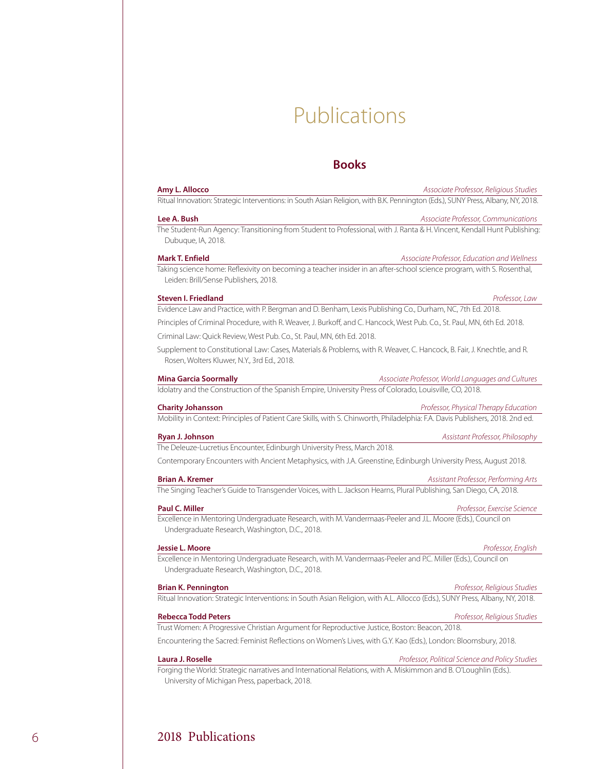# Publications

## Books

**Amy L. Allocco** *Associate Professor, Religious Studies*

Ritual Innovation: Strategic Interventions: in South Asian Religion, with B.K. Pennington (Eds.), SUNY Press, Albany, NY, 2018.

**Lee A. Bush** *Associate Professor, Communications*

The Student-Run Agency: Transitioning from Student to Professional, with J. Ranta & H. Vincent, Kendall Hunt Publishing: Dubuque, IA, 2018.

**Mark T. Enfield** *Associate Professor, Education and Wellness*

Taking science home: Reflexivity on becoming a teacher insider in an after-school science program, with S. Rosenthal, Leiden: Brill/Sense Publishers, 2018.

**Steven I. Friedland** *Professor, Law*

Evidence Law and Practice, with P. Bergman and D. Benham, Lexis Publishing Co., Durham, NC, 7th Ed. 2018.

Principles of Criminal Procedure, with R. Weaver, J. Burkoff, and C. Hancock, West Pub. Co., St. Paul, MN, 6th Ed. 2018.

Criminal Law: Quick Review, West Pub. Co., St. Paul, MN, 6th Ed. 2018.

Supplement to Constitutional Law: Cases, Materials & Problems, with R. Weaver, C. Hancock, B. Fair, J. Knechtle, and R. Rosen, Wolters Kluwer, N.Y., 3rd Ed., 2018.

**Mina Garcia Soormally** *Associate Professor, World Languages and Cultures*

Idolatry and the Construction of the Spanish Empire, University Press of Colorado, Louisville, CO, 2018.

**Charity Johansson** *Professor, Physical Therapy Education*

Mobility in Context: Principles of Patient Care Skills, with S. Chinworth, Philadelphia: F.A. Davis Publishers, 2018. 2nd ed.

**Ryan J. Johnson** *Assistant Professor, Philosophy*

The Deleuze-Lucretius Encounter, Edinburgh University Press, March 2018.

Contemporary Encounters with Ancient Metaphysics, with J.A. Greenstine, Edinburgh University Press, August 2018.

**Brian A. Kremer** *Assistant Professor, Performing Arts*

The Singing Teacher's Guide to Transgender Voices, with L. Jackson Hearns, Plural Publishing, San Diego, CA, 2018.

**Paul C. Miller** *Professor, Exercise Science*

Excellence in Mentoring Undergraduate Research, with M. Vandermaas-Peeler and J.L. Moore (Eds.), Council on Undergraduate Research, Washington, D.C., 2018.

**Jessie L. Moore** *Professor, English*

Excellence in Mentoring Undergraduate Research, with M. Vandermaas-Peeler and P.C. Miller (Eds.), Council on Undergraduate Research, Washington, D.C., 2018.

**Brian K. Pennington** *Professor, Religious Studies*

Ritual Innovation: Strategic Interventions: in South Asian Religion, with A.L. Allocco (Eds.), SUNY Press, Albany, NY, 2018.

**Rebecca Todd Peters** *Professor, Religious Studies*

Trust Women: A Progressive Christian Argument for Reproductive Justice, Boston: Beacon, 2018.

Encountering the Sacred: Feminist Reflections on Women's Lives, with G.Y. Kao (Eds.), London: Bloomsbury, 2018.

**Laura J. Roselle** *Professor, Political Science and Policy Studies*

Forging the World: Strategic narratives and International Relations, with A. Miskimmon and B. O'Loughlin (Eds.). University of Michigan Press, paperback, 2018.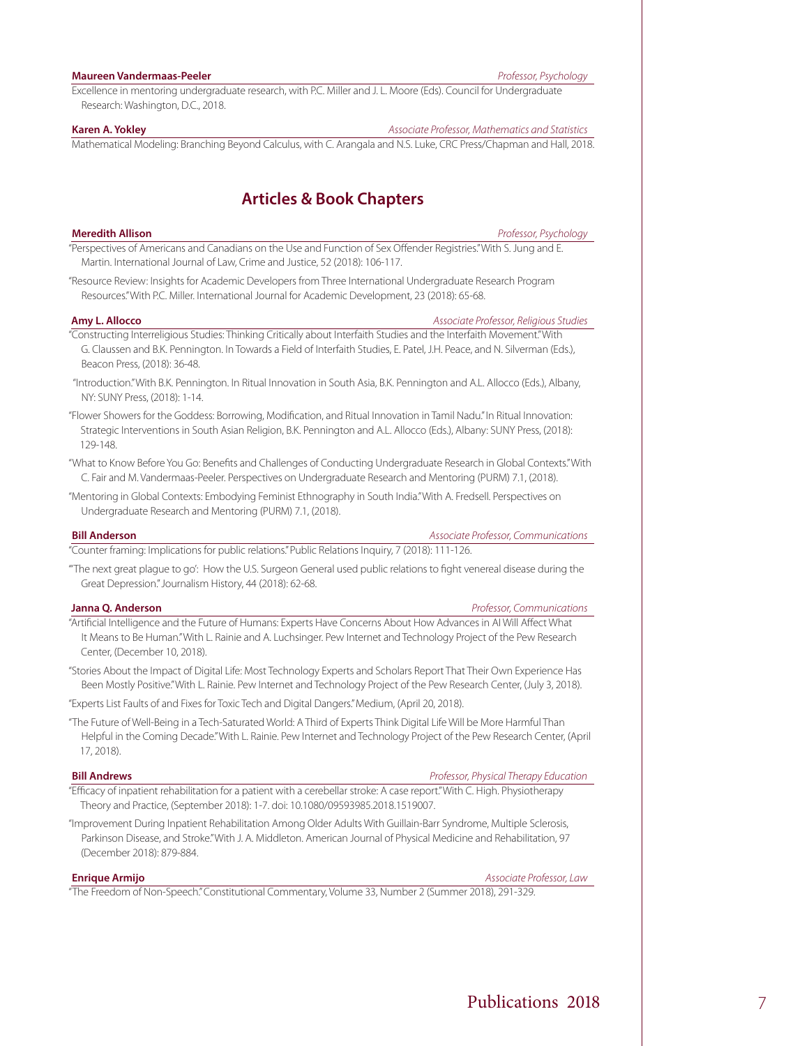**Maureen Vandermaas-Peeler** *Professor, Psychology*

Excellence in mentoring undergraduate research, with P.C. Miller and J. L. Moore (Eds). Council for Undergraduate Research: Washington, D.C., 2018.

**Karen A. Yokley** *Associate Professor, Mathematics and Statistics*

Mathematical Modeling: Branching Beyond Calculus, with C. Arangala and N.S. Luke, CRC Press/Chapman and Hall, 2018.

## Articles & Book Chapters

**Meredith Allison** *Professor, Psychology*

"Perspectives of Americans and Canadians on the Use and Function of Sex Offender Registries." With S. Jung and E. Martin. International Journal of Law, Crime and Justice, 52 (2018): 106-117.

"Resource Review: Insights for Academic Developers from Three International Undergraduate Research Program Resources." With P.C. Miller. International Journal for Academic Development, 23 (2018): 65-68.

**Amy L. Allocco** *Associate Professor, Religious Studies*

"Constructing Interreligious Studies: Thinking Critically about Interfaith Studies and the Interfaith Movement." With G. Claussen and B.K. Pennington. In Towards a Field of Interfaith Studies, E. Patel, J.H. Peace, and N. Silverman (Eds.), Beacon Press, (2018): 36-48.

"Introduction." With B.K. Pennington. In Ritual Innovation in South Asia, B.K. Pennington and A.L. Allocco (Eds.), Albany, NY: SUNY Press, (2018): 1-14.

"Flower Showers for the Goddess: Borrowing, Modification, and Ritual Innovation in Tamil Nadu." In Ritual Innovation: Strategic Interventions in South Asian Religion, B.K. Pennington and A.L. Allocco (Eds.), Albany: SUNY Press, (2018): 129-148.

"What to Know Before You Go: Benefits and Challenges of Conducting Undergraduate Research in Global Contexts." With C. Fair and M. Vandermaas-Peeler. Perspectives on Undergraduate Research and Mentoring (PURM) 7.1, (2018).

"Mentoring in Global Contexts: Embodying Feminist Ethnography in South India." With A. Fredsell. Perspectives on Undergraduate Research and Mentoring (PURM) 7.1, (2018).

**Bill Anderson** *Associate Professor, Communications*

"Counter framing: Implications for public relations." Public Relations Inquiry, 7 (2018): 111-126.

"'The next great plague to go': How the U.S. Surgeon General used public relations to fight venereal disease during the Great Depression." Journalism History, 44 (2018): 62-68.

**Janna Q. Anderson** *Professor, Communications*

"Artificial Intelligence and the Future of Humans: Experts Have Concerns About How Advances in AI Will Affect What It Means to Be Human." With L. Rainie and A. Luchsinger. Pew Internet and Technology Project of the Pew Research Center, (December 10, 2018).

"Stories About the Impact of Digital Life: Most Technology Experts and Scholars Report That Their Own Experience Has Been Mostly Positive." With L. Rainie. Pew Internet and Technology Project of the Pew Research Center, (July 3, 2018).

"Experts List Faults of and Fixes for Toxic Tech and Digital Dangers." Medium, (April 20, 2018).

"The Future of Well-Being in a Tech-Saturated World: A Third of Experts Think Digital Life Will be More Harmful Than Helpful in the Coming Decade." With L. Rainie. Pew Internet and Technology Project of the Pew Research Center, (April 17, 2018).

**Bill Andrews** *Professor, Physical Therapy Education*

"Efficacy of inpatient rehabilitation for a patient with a cerebellar stroke: A case report." With C. High. Physiotherapy Theory and Practice, (September 2018): 1-7. doi: 10.1080/09593985.2018.1519007.

"Improvement During Inpatient Rehabilitation Among Older Adults With Guillain-Barr Syndrome, Multiple Sclerosis, Parkinson Disease, and Stroke." With J. A. Middleton. American Journal of Physical Medicine and Rehabilitation, 97 (December 2018): 879-884.

**Enrique Armijo** *Associate Professor, Law*

"The Freedom of Non-Speech." Constitutional Commentary, Volume 33, Number 2 (Summer 2018), 291-329.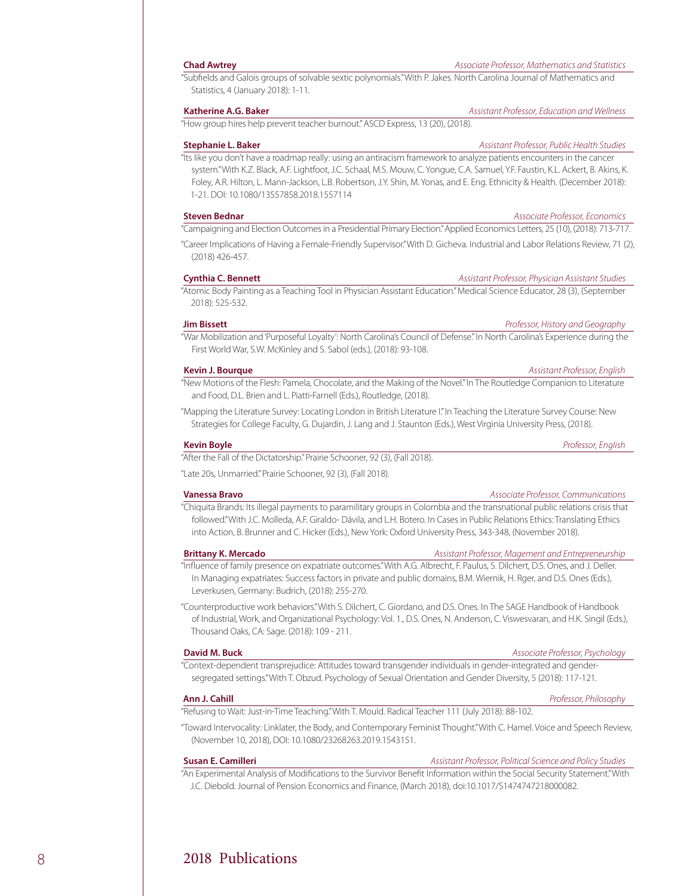**Chad Awtrey** *Associate Professor, Mathematics and Statistics*

"Subfields and Galois groups of solvable sextic polynomials." With P. Jakes. North Carolina Journal of Mathematics and Statistics, 4 (January 2018): 1-11.

**Katherine A.G. Baker** *Assistant Professor, Education and Wellness*

"How group hires help prevent teacher burnout." ASCD Express, 13 (20), (2018).

**Stephanie L. Baker** *Assistant Professor, Public Health Studies*

"Its like you don't have a roadmap really: using an antiracism framework to analyze patients encounters in the cancer system." With K.Z. Black, A.F. Lightfoot, J.C. Schaal, M.S. Mouw, C. Yongue, C.A. Samuel, Y.F. Faustin, K.L. Ackert, B. Akins, K. Foley, A.R. Hilton, L. Mann-Jackson, L.B. Robertson, J.Y. Shin, M. Yonas, and E. Eng. Ethnicity & Health. (December 2018): 1-21. DOI: 10.1080/13557858.2018.1557114

**Steven Bednar** *Associate Professor, Economics*

"Campaigning and Election Outcomes in a Presidential Primary Election." Applied Economics Letters, 25 (10), (2018): 713-717.

"Career Implications of Having a Female-Friendly Supervisor." With D. Gicheva. Industrial and Labor Relations Review, 71 (2), (2018) 426-457.

**Cynthia C. Bennett** *Assistant Professor, Physician Assistant Studies*

"Atomic Body Painting as a Teaching Tool in Physician Assistant Education." Medical Science Educator, 28 (3), (September 2018): 525-532.

**Jim Bissett** *Professor, History and Geography*

"War Mobilization and 'Purposeful Loyalty': North Carolina's Council of Defense." In North Carolina's Experience during the First World War, S.W. McKinley and S. Sabol (eds.), (2018): 93-108.

**Kevin J. Bourque** *Assistant Professor, English*

"New Motions of the Flesh: Pamela, Chocolate, and the Making of the Novel." In The Routledge Companion to Literature and Food, D.L. Brien and L. Piatti-Farnell (Eds.), Routledge, (2018).

"Mapping the Literature Survey: Locating London in British Literature I." In Teaching the Literature Survey Course: New Strategies for College Faculty, G. Dujardin, J. Lang and J. Staunton (Eds.), West Virginia University Press, (2018).

**Kevin Boyle** *Professor, English*

"After the Fall of the Dictatorship." Prairie Schooner, 92 (3), (Fall 2018).

"Late 20s, Unmarried." Prairie Schooner, 92 (3), (Fall 2018).

**Vanessa Bravo** *Associate Professor, Communications*

"Chiquita Brands: Its illegal payments to paramilitary groups in Colombia and the transnational public relations crisis that followed." With J.C. Molleda, A.F. Giraldo- Dávila, and L.H. Botero. In Cases in Public Relations Ethics: Translating Ethics into Action, B. Brunner and C. Hicker (Eds.), New York: Oxford University Press, 343-348, (November 2018).

**Brittany K. Mercado** *Assistant Professor, Magement and Entrepreneurship*

"Influence of family presence on expatriate outcomes." With A.G. Albrecht, F. Paulus, S. Dilchert, D.S. Ones, and J. Deller. In Managing expatriates: Success factors in private and public domains, B.M. Wiernik, H. Rger, and D.S. Ones (Eds.), Leverkusen, Germany: Budrich, (2018): 255-270.

"Counterproductive work behaviors." With S. Dilchert, C. Giordano, and D.S. Ones. In The SAGE Handbook of Handbook of Industrial, Work, and Organizational Psychology: Vol. 1., D.S. Ones, N. Anderson, C. Viswesvaran, and H.K. Singil (Eds.), Thousand Oaks, CA: Sage. (2018): 109 - 211.

**David M. Buck** *Associate Professor, Psychology*

"Context-dependent transprejudice: Attitudes toward transgender individuals in gender-integrated and gender-segregated settings." With T. Obzud. Psychology of Sexual Orientation and Gender Diversity, 5 (2018): 117-121.

**Ann J. Cahill** *Professor, Philosophy*

"Refusing to Wait: Just-in-Time Teaching." With T. Mould. Radical Teacher 111 (July 2018): 88-102.

"Toward Intervocality: Linklater, the Body, and Contemporary Feminist Thought." With C. Hamel. Voice and Speech Review, (November 10, 2018), DOI: 10.1080/23268263.2019.1543151.

**Susan E. Camilleri** *Assistant Professor, Political Science and Policy Studies*

"An Experimental Analysis of Modifications to the Survivor Benefit Information within the Social Security Statement." With J.C. Diebold. Journal of Pension Economics and Finance, (March 2018), doi:10.1017/S1474747218000082.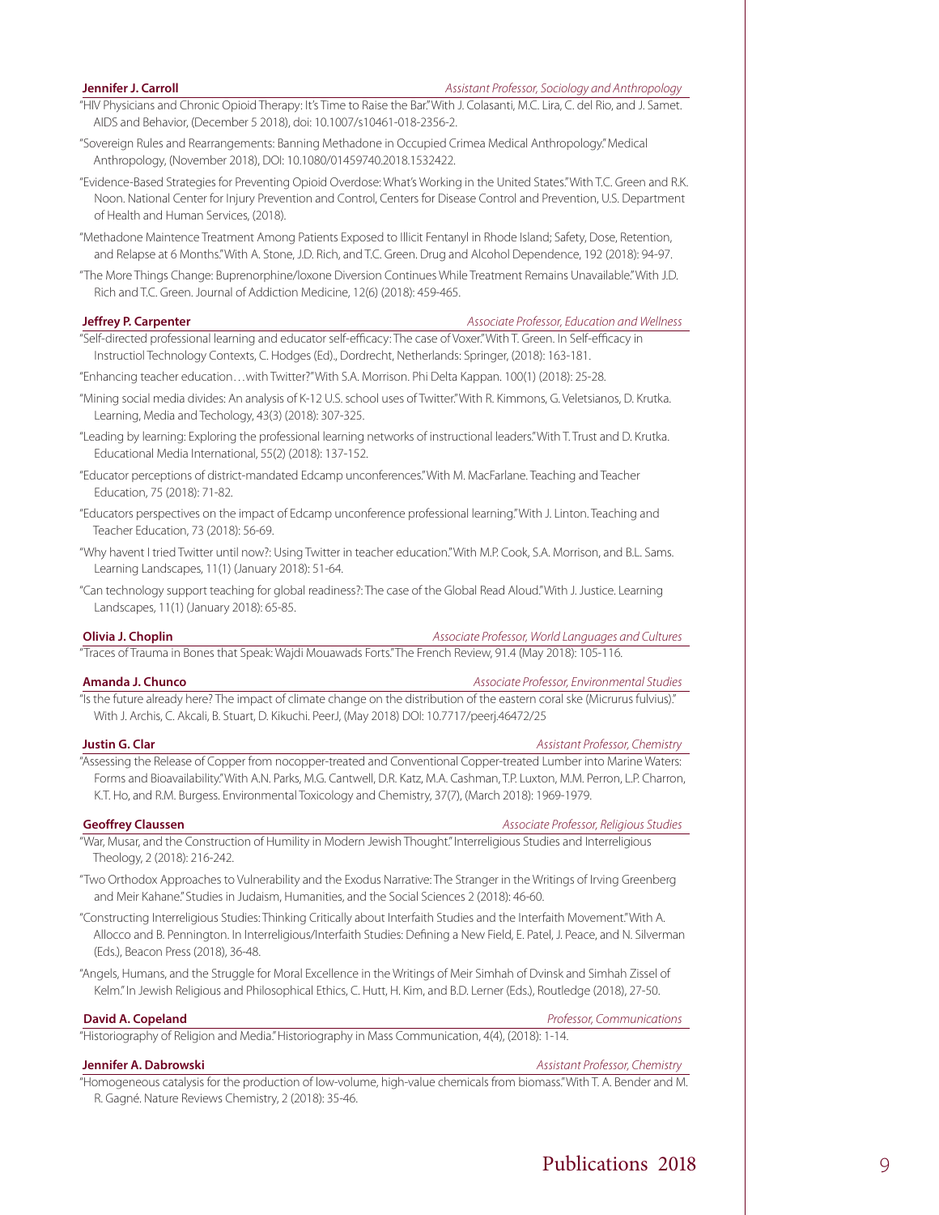**Jennifer J. Carroll** *Assistant Professor, Sociology and Anthropology*

"HIV Physicians and Chronic Opioid Therapy: It's Time to Raise the Bar." With J. Colasanti, M.C. Lira, C. del Rio, and J. Samet. AIDS and Behavior, (December 5 2018), doi: 10.1007/s10461-018-2356-2.

"Sovereign Rules and Rearrangements: Banning Methadone in Occupied Crimea Medical Anthropology." Medical Anthropology, (November 2018), DOI: 10.1080/01459740.2018.1532422.

"Evidence-Based Strategies for Preventing Opioid Overdose: What's Working in the United States." With T.C. Green and R.K. Noon. National Center for Injury Prevention and Control, Centers for Disease Control and Prevention, U.S. Department of Health and Human Services, (2018).

"Methadone Maintence Treatment Among Patients Exposed to Illicit Fentanyl in Rhode Island; Safety, Dose, Retention, and Relapse at 6 Months." With A. Stone, J.D. Rich, and T.C. Green. Drug and Alcohol Dependence, 192 (2018): 94-97.

"The More Things Change: Buprenorphine/loxone Diversion Continues While Treatment Remains Unavailable." With J.D. Rich and T.C. Green. Journal of Addiction Medicine, 12(6) (2018): 459-465.

**Jeffrey P. Carpenter** *Associate Professor, Education and Wellness*

"Self-directed professional learning and educator self-efficacy: The case of Voxer." With T. Green. In Self-efficacy in Instructiol Technology Contexts, C. Hodges (Ed)., Dordrecht, Netherlands: Springer, (2018): 163-181.

"Enhancing teacher education…with Twitter?" With S.A. Morrison. Phi Delta Kappan. 100(1) (2018): 25-28.

"Mining social media divides: An analysis of K-12 U.S. school uses of Twitter." With R. Kimmons, G. Veletsianos, D. Krutka. Learning, Media and Techology, 43(3) (2018): 307-325.

"Leading by learning: Exploring the professional learning networks of instructional leaders." With T. Trust and D. Krutka. Educational Media International, 55(2) (2018): 137-152.

"Educator perceptions of district-mandated Edcamp unconferences." With M. MacFarlane. Teaching and Teacher Education, 75 (2018): 71-82.

"Educators perspectives on the impact of Edcamp unconference professional learning." With J. Linton. Teaching and Teacher Education, 73 (2018): 56-69.

"Why havent I tried Twitter until now?: Using Twitter in teacher education." With M.P. Cook, S.A. Morrison, and B.L. Sams. Learning Landscapes, 11(1) (January 2018): 51-64.

"Can technology support teaching for global readiness?: The case of the Global Read Aloud." With J. Justice. Learning Landscapes, 11(1) (January 2018): 65-85.

**Olivia J. Choplin** *Associate Professor, World Languages and Cultures*

"Traces of Trauma in Bones that Speak: Wajdi Mouawads Forts." The French Review, 91.4 (May 2018): 105-116.

**Amanda J. Chunco** *Associate Professor, Environmental Studies*

"Is the future already here? The impact of climate change on the distribution of the eastern coral ske (Micrurus fulvius)." With J. Archis, C. Akcali, B. Stuart, D. Kikuchi. PeerJ, (May 2018) DOI: 10.7717/peerj.46472/25

**Justin G. Clar** *Assistant Professor, Chemistry*

"Assessing the Release of Copper from nocopper-treated and Conventional Copper-treated Lumber into Marine Waters: Forms and Bioavailability." With A.N. Parks, M.G. Cantwell, D.R. Katz, M.A. Cashman, T.P. Luxton, M.M. Perron, L.P. Charron, K.T. Ho, and R.M. Burgess. Environmental Toxicology and Chemistry, 37(7), (March 2018): 1969-1979.

**Geoffrey Claussen** *Associate Professor, Religious Studies*

"War, Musar, and the Construction of Humility in Modern Jewish Thought." Interreligious Studies and Interreligious Theology, 2 (2018): 216-242.

"Two Orthodox Approaches to Vulnerability and the Exodus Narrative: The Stranger in the Writings of Irving Greenberg and Meir Kahane." Studies in Judaism, Humanities, and the Social Sciences 2 (2018): 46-60.

"Constructing Interreligious Studies: Thinking Critically about Interfaith Studies and the Interfaith Movement." With A. Allocco and B. Pennington. In Interreligious/Interfaith Studies: Defining a New Field, E. Patel, J. Peace, and N. Silverman (Eds.), Beacon Press (2018), 36-48.

"Angels, Humans, and the Struggle for Moral Excellence in the Writings of Meir Simhah of Dvinsk and Simhah Zissel of Kelm." In Jewish Religious and Philosophical Ethics, C. Hutt, H. Kim, and B.D. Lerner (Eds.), Routledge (2018), 27-50.

**David A. Copeland** *Professor, Communications*

"Historiography of Religion and Media." Historiography in Mass Communication, 4(4), (2018): 1-14.

**Jennifer A. Dabrowski** *Assistant Professor, Chemistry*

"Homogeneous catalysis for the production of low-volume, high-value chemicals from biomass." With T. A. Bender and M. R. Gagné. Nature Reviews Chemistry, 2 (2018): 35-46.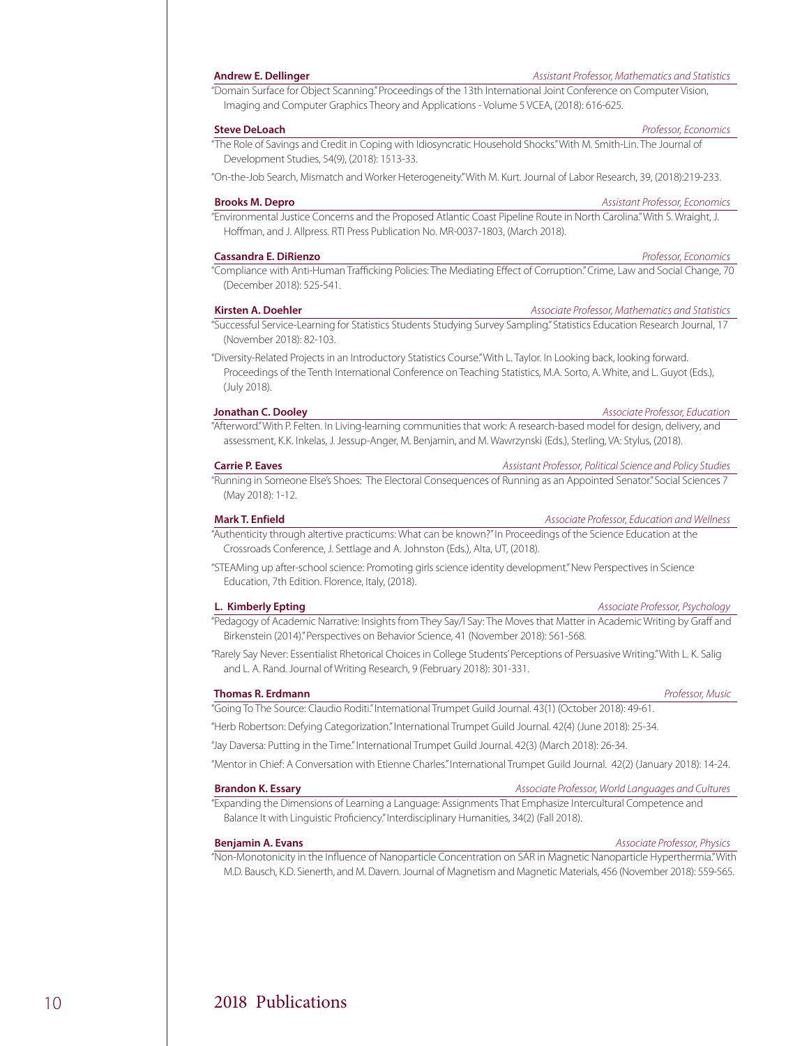**Andrew E. Dellinger** — *Assistant Professor, Mathematics and Statistics*

"Domain Surface for Object Scanning." Proceedings of the 13th International Joint Conference on Computer Vision, Imaging and Computer Graphics Theory and Applications - Volume 5 VCEA, (2018): 616-625.

**Steve DeLoach** — *Professor, Economics*

"The Role of Savings and Credit in Coping with Idiosyncratic Household Shocks." With M. Smith-Lin. The Journal of Development Studies, 54(9), (2018): 1513-33.

"On-the-Job Search, Mismatch and Worker Heterogeneity." With M. Kurt. Journal of Labor Research, 39, (2018):219-233.

**Brooks M. Depro** — *Assistant Professor, Economics*

"Environmental Justice Concerns and the Proposed Atlantic Coast Pipeline Route in North Carolina." With S. Wraight, J. Hoffman, and J. Allpress. RTI Press Publication No. MR-0037-1803, (March 2018).

**Cassandra E. DiRienzo** — *Professor, Economics*

"Compliance with Anti-Human Trafficking Policies: The Mediating Effect of Corruption." Crime, Law and Social Change, 70 (December 2018): 525-541.

**Kirsten A. Doehler** — *Associate Professor, Mathematics and Statistics*

"Successful Service-Learning for Statistics Students Studying Survey Sampling." Statistics Education Research Journal, 17 (November 2018): 82-103.

"Diversity-Related Projects in an Introductory Statistics Course." With L. Taylor. In Looking back, looking forward. Proceedings of the Tenth International Conference on Teaching Statistics, M.A. Sorto, A. White, and L. Guyot (Eds.), (July 2018).

**Jonathan C. Dooley** — *Associate Professor, Education*

"Afterword." With P. Felten. In Living-learning communities that work: A research-based model for design, delivery, and assessment, K.K. Inkelas, J. Jessup-Anger, M. Benjamin, and M. Wawrzynski (Eds.), Sterling, VA: Stylus, (2018).

**Carrie P. Eaves** — *Assistant Professor, Political Science and Policy Studies*

"Running in Someone Else's Shoes: The Electoral Consequences of Running as an Appointed Senator." Social Sciences 7 (May 2018): 1-12.

**Mark T. Enfield** — *Associate Professor, Education and Wellness*

"Authenticity through altertive practicums: What can be known?" In Proceedings of the Science Education at the Crossroads Conference, J. Settlage and A. Johnston (Eds.), Alta, UT, (2018).

"STEAMing up after-school science: Promoting girls science identity development." New Perspectives in Science Education, 7th Edition. Florence, Italy, (2018).

**L. Kimberly Epting** — *Associate Professor, Psychology*

"Pedagogy of Academic Narrative: Insights from They Say/I Say: The Moves that Matter in Academic Writing by Graff and Birkenstein (2014)." Perspectives on Behavior Science, 41 (November 2018): 561-568.

"Rarely Say Never: Essentialist Rhetorical Choices in College Students' Perceptions of Persuasive Writing." With L. K. Salig and L. A. Rand. Journal of Writing Research, 9 (February 2018): 301-331.

**Thomas R. Erdmann** — *Professor, Music*

"Going To The Source: Claudio Roditi." International Trumpet Guild Journal. 43(1) (October 2018): 49-61.

"Herb Robertson: Defying Categorization." International Trumpet Guild Journal. 42(4) (June 2018): 25-34.

"Jay Daversa: Putting in the Time." International Trumpet Guild Journal. 42(3) (March 2018): 26-34.

"Mentor in Chief: A Conversation with Etienne Charles." International Trumpet Guild Journal. 42(2) (January 2018): 14-24.

**Brandon K. Essary** — *Associate Professor, World Languages and Cultures*

"Expanding the Dimensions of Learning a Language: Assignments That Emphasize Intercultural Competence and Balance It with Linguistic Proficiency." Interdisciplinary Humanities, 34(2) (Fall 2018).

**Benjamin A. Evans** — *Associate Professor, Physics*

"Non-Monotonicity in the Influence of Nanoparticle Concentration on SAR in Magnetic Nanoparticle Hyperthermia." With M.D. Bausch, K.D. Sienerth, and M. Davern. Journal of Magnetism and Magnetic Materials, 456 (November 2018): 559-565.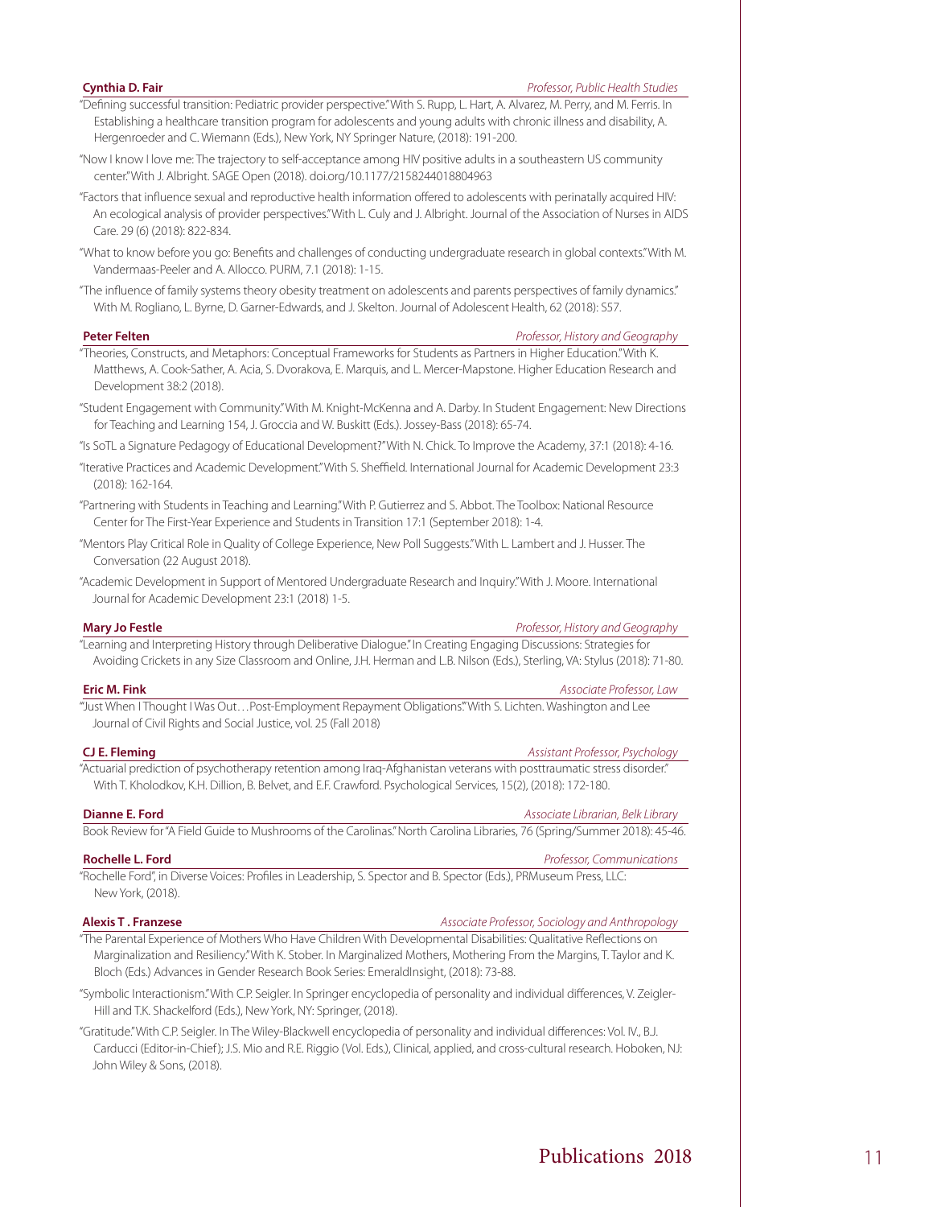**Cynthia D. Fair** *Professor, Public Health Studies*

"Defining successful transition: Pediatric provider perspective." With S. Rupp, L. Hart, A. Alvarez, M. Perry, and M. Ferris. In Establishing a healthcare transition program for adolescents and young adults with chronic illness and disability, A. Hergenroeder and C. Wiemann (Eds.), New York, NY Springer Nature, (2018): 191-200.

"Now I know I love me: The trajectory to self-acceptance among HIV positive adults in a southeastern US community center." With J. Albright. SAGE Open (2018). doi.org/10.1177/2158244018804963

"Factors that influence sexual and reproductive health information offered to adolescents with perinatally acquired HIV: An ecological analysis of provider perspectives." With L. Culy and J. Albright. Journal of the Association of Nurses in AIDS Care. 29 (6) (2018): 822-834.

"What to know before you go: Benefits and challenges of conducting undergraduate research in global contexts." With M. Vandermaas-Peeler and A. Allocco. PURM, 7.1 (2018): 1-15.

"The influence of family systems theory obesity treatment on adolescents and parents perspectives of family dynamics." With M. Rogliano, L. Byrne, D. Garner-Edwards, and J. Skelton. Journal of Adolescent Health, 62 (2018): S57.

**Peter Felten** *Professor, History and Geography*

"Theories, Constructs, and Metaphors: Conceptual Frameworks for Students as Partners in Higher Education." With K. Matthews, A. Cook-Sather, A. Acia, S. Dvorakova, E. Marquis, and L. Mercer-Mapstone. Higher Education Research and Development 38:2 (2018).

"Student Engagement with Community." With M. Knight-McKenna and A. Darby. In Student Engagement: New Directions for Teaching and Learning 154, J. Groccia and W. Buskitt (Eds.). Jossey-Bass (2018): 65-74.

"Is SoTL a Signature Pedagogy of Educational Development?" With N. Chick. To Improve the Academy, 37:1 (2018): 4-16.

"Iterative Practices and Academic Development." With S. Sheffield. International Journal for Academic Development 23:3 (2018): 162-164.

"Partnering with Students in Teaching and Learning." With P. Gutierrez and S. Abbot. The Toolbox: National Resource Center for The First-Year Experience and Students in Transition 17:1 (September 2018): 1-4.

"Mentors Play Critical Role in Quality of College Experience, New Poll Suggests." With L. Lambert and J. Husser. The Conversation (22 August 2018).

"Academic Development in Support of Mentored Undergraduate Research and Inquiry." With J. Moore. International Journal for Academic Development 23:1 (2018) 1-5.

**Mary Jo Festle** *Professor, History and Geography*

"Learning and Interpreting History through Deliberative Dialogue." In Creating Engaging Discussions: Strategies for Avoiding Crickets in any Size Classroom and Online, J.H. Herman and L.B. Nilson (Eds.), Sterling, VA: Stylus (2018): 71-80.

**Eric M. Fink** *Associate Professor, Law*

"'Just When I Thought I Was Out…Post-Employment Repayment Obligations.'" With S. Lichten. Washington and Lee Journal of Civil Rights and Social Justice, vol. 25 (Fall 2018)

**CJ E. Fleming** *Assistant Professor, Psychology*

"Actuarial prediction of psychotherapy retention among Iraq-Afghanistan veterans with posttraumatic stress disorder." With T. Kholodkov, K.H. Dillion, B. Belvet, and E.F. Crawford. Psychological Services, 15(2), (2018): 172-180.

**Dianne E. Ford** *Associate Librarian, Belk Library*

Book Review for "A Field Guide to Mushrooms of the Carolinas." North Carolina Libraries, 76 (Spring/Summer 2018): 45-46.

**Rochelle L. Ford** *Professor, Communications*

"Rochelle Ford", in Diverse Voices: Profiles in Leadership, S. Spector and B. Spector (Eds.), PRMuseum Press, LLC: New York, (2018).

**Alexis T . Franzese** *Associate Professor, Sociology and Anthropology*

"The Parental Experience of Mothers Who Have Children With Developmental Disabilities: Qualitative Reflections on Marginalization and Resiliency." With K. Stober. In Marginalized Mothers, Mothering From the Margins, T. Taylor and K. Bloch (Eds.) Advances in Gender Research Book Series: EmeraldInsight, (2018): 73-88.

"Symbolic Interactionism." With C.P. Seigler. In Springer encyclopedia of personality and individual differences, V. Zeigler-Hill and T.K. Shackelford (Eds.), New York, NY: Springer, (2018).

"Gratitude." With C.P. Seigler. In The Wiley-Blackwell encyclopedia of personality and individual differences: Vol. IV., B.J. Carducci (Editor-in-Chief); J.S. Mio and R.E. Riggio (Vol. Eds.), Clinical, applied, and cross-cultural research. Hoboken, NJ: John Wiley & Sons, (2018).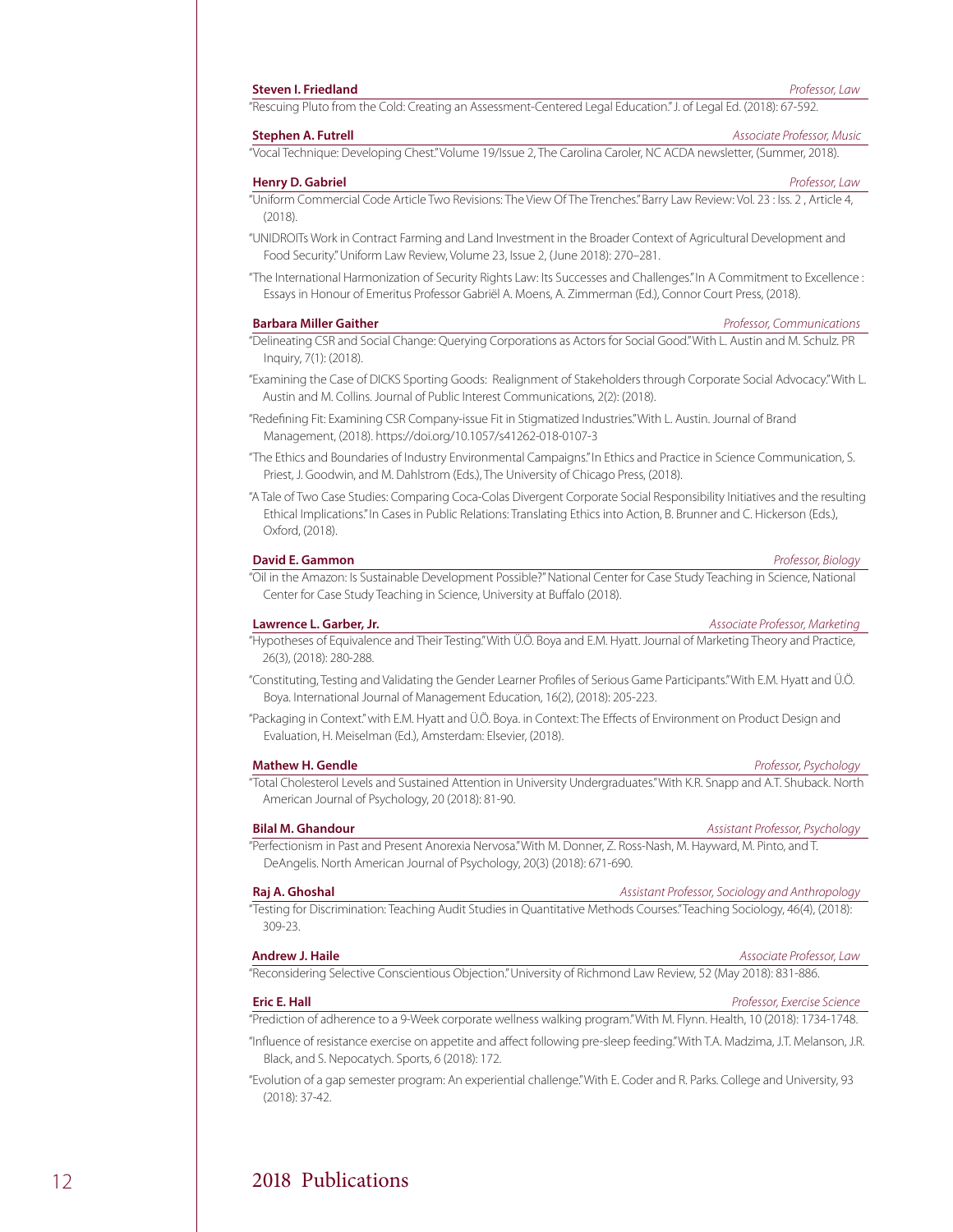**Steven I. Friedland** *Professor, Law*

"Rescuing Pluto from the Cold: Creating an Assessment-Centered Legal Education." J. of Legal Ed. (2018): 67-592.

**Stephen A. Futrell** *Associate Professor, Music*

"Vocal Technique: Developing Chest." Volume 19/Issue 2, The Carolina Caroler, NC ACDA newsletter, (Summer, 2018).

**Henry D. Gabriel** *Professor, Law*

"Uniform Commercial Code Article Two Revisions: The View Of The Trenches." Barry Law Review: Vol. 23 : Iss. 2 , Article 4, (2018).

"UNIDROITs Work in Contract Farming and Land Investment in the Broader Context of Agricultural Development and Food Security." Uniform Law Review, Volume 23, Issue 2, (June 2018): 270–281.

"The International Harmonization of Security Rights Law: Its Successes and Challenges." In A Commitment to Excellence : Essays in Honour of Emeritus Professor Gabriël A. Moens, A. Zimmerman (Ed.), Connor Court Press, (2018).

**Barbara Miller Gaither** *Professor, Communications*

"Delineating CSR and Social Change: Querying Corporations as Actors for Social Good." With L. Austin and M. Schulz. PR Inquiry, 7(1): (2018).

"Examining the Case of DICKS Sporting Goods: Realignment of Stakeholders through Corporate Social Advocacy." With L. Austin and M. Collins. Journal of Public Interest Communications, 2(2): (2018).

"Redefining Fit: Examining CSR Company-issue Fit in Stigmatized Industries." With L. Austin. Journal of Brand Management, (2018). https://doi.org/10.1057/s41262-018-0107-3

"The Ethics and Boundaries of Industry Environmental Campaigns." In Ethics and Practice in Science Communication, S. Priest, J. Goodwin, and M. Dahlstrom (Eds.), The University of Chicago Press, (2018).

"A Tale of Two Case Studies: Comparing Coca-Colas Divergent Corporate Social Responsibility Initiatives and the resulting Ethical Implications." In Cases in Public Relations: Translating Ethics into Action, B. Brunner and C. Hickerson (Eds.), Oxford, (2018).

**David E. Gammon** *Professor, Biology*

"Oil in the Amazon: Is Sustainable Development Possible?" National Center for Case Study Teaching in Science, National Center for Case Study Teaching in Science, University at Buffalo (2018).

**Lawrence L. Garber, Jr.** *Associate Professor, Marketing*

"Hypotheses of Equivalence and Their Testing." With Ü.Ö. Boya and E.M. Hyatt. Journal of Marketing Theory and Practice, 26(3), (2018): 280-288.

"Constituting, Testing and Validating the Gender Learner Profiles of Serious Game Participants." With E.M. Hyatt and Ü.Ö. Boya. International Journal of Management Education, 16(2), (2018): 205-223.

"Packaging in Context." with E.M. Hyatt and Ü.Ö. Boya. in Context: The Effects of Environment on Product Design and Evaluation, H. Meiselman (Ed.), Amsterdam: Elsevier, (2018).

**Mathew H. Gendle** *Professor, Psychology*

"Total Cholesterol Levels and Sustained Attention in University Undergraduates." With K.R. Snapp and A.T. Shuback. North American Journal of Psychology, 20 (2018): 81-90.

**Bilal M. Ghandour** *Assistant Professor, Psychology*

"Perfectionism in Past and Present Anorexia Nervosa." With M. Donner, Z. Ross-Nash, M. Hayward, M. Pinto, and T. DeAngelis. North American Journal of Psychology, 20(3) (2018): 671-690.

**Raj A. Ghoshal** *Assistant Professor, Sociology and Anthropology*

"Testing for Discrimination: Teaching Audit Studies in Quantitative Methods Courses." Teaching Sociology, 46(4), (2018): 309-23.

**Andrew J. Haile** *Associate Professor, Law*

"Reconsidering Selective Conscientious Objection." University of Richmond Law Review, 52 (May 2018): 831-886.

**Eric E. Hall** *Professor, Exercise Science*

"Prediction of adherence to a 9-Week corporate wellness walking program." With M. Flynn. Health, 10 (2018): 1734-1748.

"Influence of resistance exercise on appetite and affect following pre-sleep feeding." With T.A. Madzima, J.T. Melanson, J.R. Black, and S. Nepocatych. Sports, 6 (2018): 172.

"Evolution of a gap semester program: An experiential challenge." With E. Coder and R. Parks. College and University, 93 (2018): 37-42.

# 2018 Publications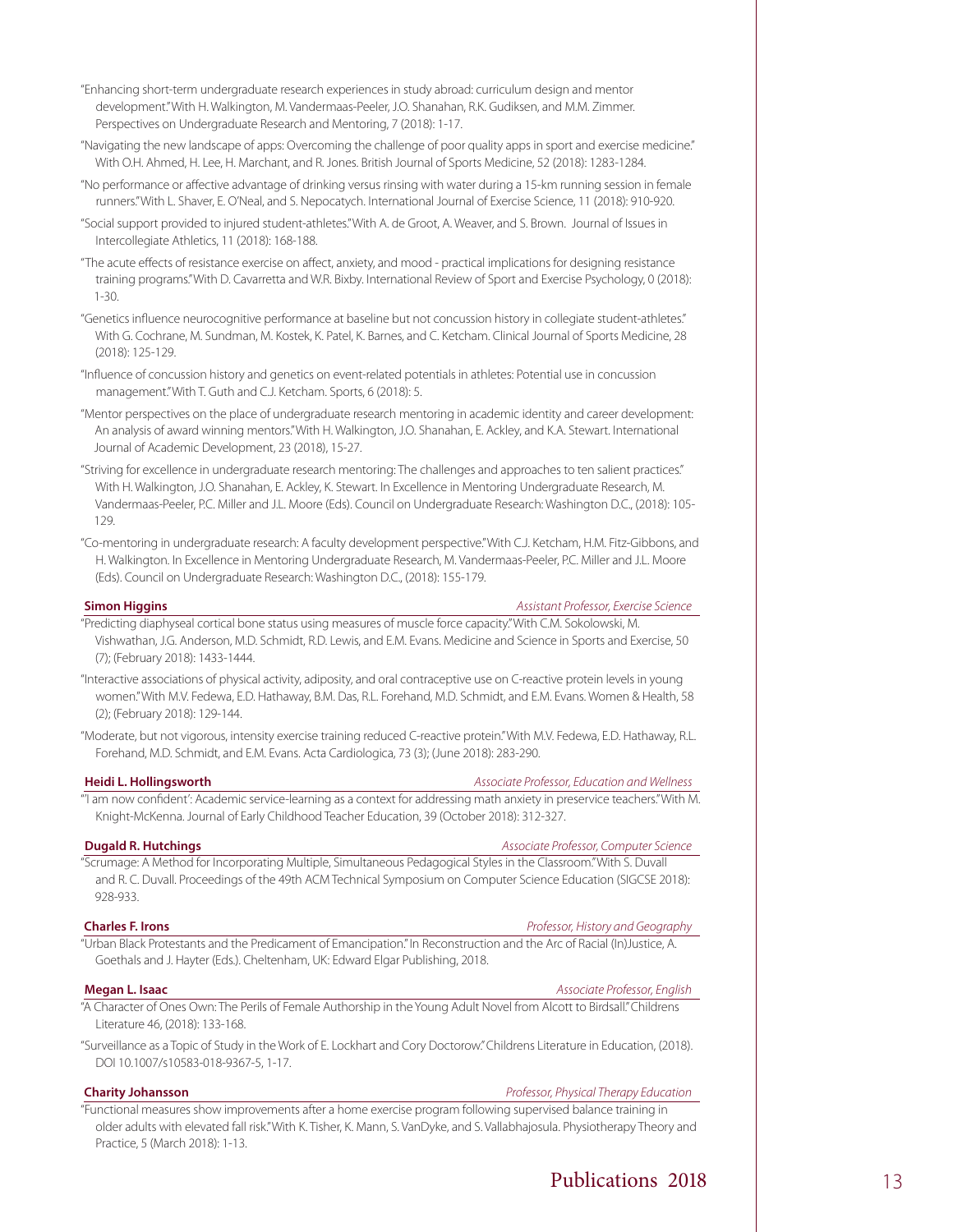"Enhancing short-term undergraduate research experiences in study abroad: curriculum design and mentor development." With H. Walkington, M. Vandermaas-Peeler, J.O. Shanahan, R.K. Gudiksen, and M.M. Zimmer. Perspectives on Undergraduate Research and Mentoring, 7 (2018): 1-17.

"Navigating the new landscape of apps: Overcoming the challenge of poor quality apps in sport and exercise medicine." With O.H. Ahmed, H. Lee, H. Marchant, and R. Jones. British Journal of Sports Medicine, 52 (2018): 1283-1284.

"No performance or affective advantage of drinking versus rinsing with water during a 15-km running session in female runners." With L. Shaver, E. O'Neal, and S. Nepocatych. International Journal of Exercise Science, 11 (2018): 910-920.

"Social support provided to injured student-athletes." With A. de Groot, A. Weaver, and S. Brown. Journal of Issues in Intercollegiate Athletics, 11 (2018): 168-188.

"The acute effects of resistance exercise on affect, anxiety, and mood - practical implications for designing resistance training programs." With D. Cavarretta and W.R. Bixby. International Review of Sport and Exercise Psychology, 0 (2018): 1-30.

"Genetics influence neurocognitive performance at baseline but not concussion history in collegiate student-athletes." With G. Cochrane, M. Sundman, M. Kostek, K. Patel, K. Barnes, and C. Ketcham. Clinical Journal of Sports Medicine, 28 (2018): 125-129.

"Influence of concussion history and genetics on event-related potentials in athletes: Potential use in concussion management." With T. Guth and C.J. Ketcham. Sports, 6 (2018): 5.

"Mentor perspectives on the place of undergraduate research mentoring in academic identity and career development: An analysis of award winning mentors." With H. Walkington, J.O. Shanahan, E. Ackley, and K.A. Stewart. International Journal of Academic Development, 23 (2018), 15-27.

"Striving for excellence in undergraduate research mentoring: The challenges and approaches to ten salient practices." With H. Walkington, J.O. Shanahan, E. Ackley, K. Stewart. In Excellence in Mentoring Undergraduate Research, M. Vandermaas-Peeler, P.C. Miller and J.L. Moore (Eds). Council on Undergraduate Research: Washington D.C., (2018): 105-129.

"Co-mentoring in undergraduate research: A faculty development perspective." With C.J. Ketcham, H.M. Fitz-Gibbons, and H. Walkington. In Excellence in Mentoring Undergraduate Research, M. Vandermaas-Peeler, P.C. Miller and J.L. Moore (Eds). Council on Undergraduate Research: Washington D.C., (2018): 155-179.

**Simon Higgins** — *Assistant Professor, Exercise Science*

"Predicting diaphyseal cortical bone status using measures of muscle force capacity." With C.M. Sokolowski, M. Vishwathan, J.G. Anderson, M.D. Schmidt, R.D. Lewis, and E.M. Evans. Medicine and Science in Sports and Exercise, 50 (7); (February 2018): 1433-1444.

"Interactive associations of physical activity, adiposity, and oral contraceptive use on C-reactive protein levels in young women." With M.V. Fedewa, E.D. Hathaway, B.M. Das, R.L. Forehand, M.D. Schmidt, and E.M. Evans. Women & Health, 58 (2); (February 2018): 129-144.

"Moderate, but not vigorous, intensity exercise training reduced C-reactive protein." With M.V. Fedewa, E.D. Hathaway, R.L. Forehand, M.D. Schmidt, and E.M. Evans. Acta Cardiologica, 73 (3); (June 2018): 283-290.

**Heidi L. Hollingsworth** — *Associate Professor, Education and Wellness*

"'I am now confident': Academic service-learning as a context for addressing math anxiety in preservice teachers." With M. Knight-McKenna. Journal of Early Childhood Teacher Education, 39 (October 2018): 312-327.

**Dugald R. Hutchings** — *Associate Professor, Computer Science*

"Scrumage: A Method for Incorporating Multiple, Simultaneous Pedagogical Styles in the Classroom." With S. Duvall and R. C. Duvall. Proceedings of the 49th ACM Technical Symposium on Computer Science Education (SIGCSE 2018): 928-933.

**Charles F. Irons** — *Professor, History and Geography*

"Urban Black Protestants and the Predicament of Emancipation." In Reconstruction and the Arc of Racial (In)Justice, A. Goethals and J. Hayter (Eds.). Cheltenham, UK: Edward Elgar Publishing, 2018.

**Megan L. Isaac** — *Associate Professor, English*

"A Character of Ones Own: The Perils of Female Authorship in the Young Adult Novel from Alcott to Birdsall." Childrens Literature 46, (2018): 133-168.

"Surveillance as a Topic of Study in the Work of E. Lockhart and Cory Doctorow." Childrens Literature in Education, (2018). DOI 10.1007/s10583-018-9367-5, 1-17.

**Charity Johansson** — *Professor, Physical Therapy Education*

"Functional measures show improvements after a home exercise program following supervised balance training in older adults with elevated fall risk." With K. Tisher, K. Mann, S. VanDyke, and S. Vallabhajosula. Physiotherapy Theory and Practice, 5 (March 2018): 1-13.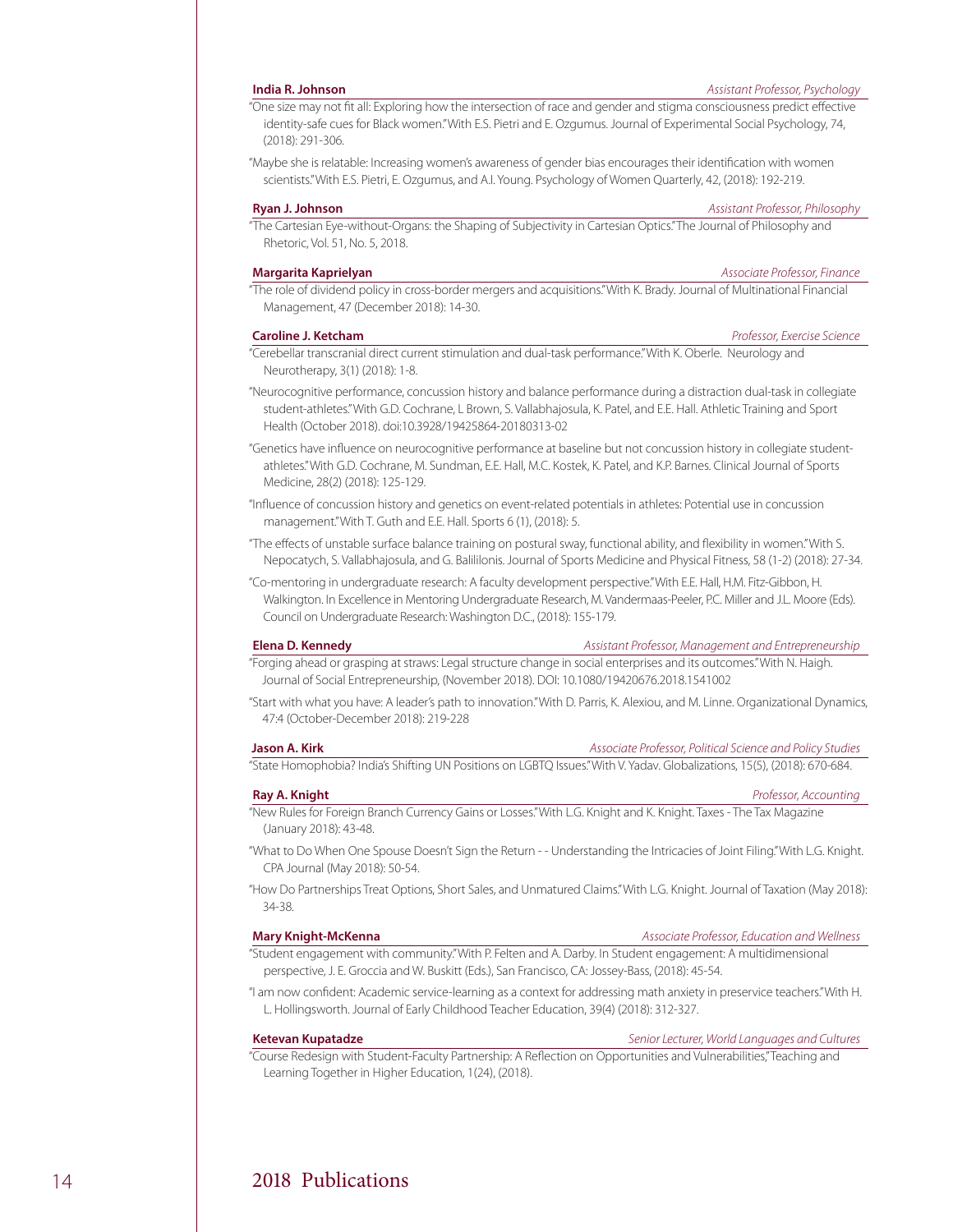**India R. Johnson** *Assistant Professor, Psychology*

"One size may not fit all: Exploring how the intersection of race and gender and stigma consciousness predict effective identity-safe cues for Black women." With E.S. Pietri and E. Ozgumus. Journal of Experimental Social Psychology, 74, (2018): 291-306.

"Maybe she is relatable: Increasing women's awareness of gender bias encourages their identification with women scientists." With E.S. Pietri, E. Ozgumus, and A.I. Young. Psychology of Women Quarterly, 42, (2018): 192-219.

**Ryan J. Johnson** *Assistant Professor, Philosophy*

"The Cartesian Eye-without-Organs: the Shaping of Subjectivity in Cartesian Optics." The Journal of Philosophy and Rhetoric, Vol. 51, No. 5, 2018.

**Margarita Kaprielyan** *Associate Professor, Finance*

"The role of dividend policy in cross-border mergers and acquisitions." With K. Brady. Journal of Multinational Financial Management, 47 (December 2018): 14-30.

**Caroline J. Ketcham** *Professor, Exercise Science*

"Cerebellar transcranial direct current stimulation and dual-task performance." With K. Oberle. Neurology and Neurotherapy, 3(1) (2018): 1-8.

"Neurocognitive performance, concussion history and balance performance during a distraction dual-task in collegiate student-athletes." With G.D. Cochrane, L Brown, S. Vallabhajosula, K. Patel, and E.E. Hall. Athletic Training and Sport Health (October 2018). doi:10.3928/19425864-20180313-02

"Genetics have influence on neurocognitive performance at baseline but not concussion history in collegiate student-athletes." With G.D. Cochrane, M. Sundman, E.E. Hall, M.C. Kostek, K. Patel, and K.P. Barnes. Clinical Journal of Sports Medicine, 28(2) (2018): 125-129.

"Influence of concussion history and genetics on event-related potentials in athletes: Potential use in concussion management." With T. Guth and E.E. Hall. Sports 6 (1), (2018): 5.

"The effects of unstable surface balance training on postural sway, functional ability, and flexibility in women." With S. Nepocatych, S. Vallabhajosula, and G. Balililonis. Journal of Sports Medicine and Physical Fitness, 58 (1-2) (2018): 27-34.

"Co-mentoring in undergraduate research: A faculty development perspective." With E.E. Hall, H.M. Fitz-Gibbon, H. Walkington. In Excellence in Mentoring Undergraduate Research, M. Vandermaas-Peeler, P.C. Miller and J.L. Moore (Eds). Council on Undergraduate Research: Washington D.C., (2018): 155-179.

**Elena D. Kennedy** *Assistant Professor, Management and Entrepreneurship*

"Forging ahead or grasping at straws: Legal structure change in social enterprises and its outcomes." With N. Haigh. Journal of Social Entrepreneurship, (November 2018). DOI: 10.1080/19420676.2018.1541002

"Start with what you have: A leader's path to innovation." With D. Parris, K. Alexiou, and M. Linne. Organizational Dynamics, 47:4 (October-December 2018): 219-228

**Jason A. Kirk** *Associate Professor, Political Science and Policy Studies*

"State Homophobia? India's Shifting UN Positions on LGBTQ Issues." With V. Yadav. Globalizations, 15(5), (2018): 670-684.

**Ray A. Knight** *Professor, Accounting*

"New Rules for Foreign Branch Currency Gains or Losses." With L.G. Knight and K. Knight. Taxes - The Tax Magazine (January 2018): 43-48.

"What to Do When One Spouse Doesn't Sign the Return - - Understanding the Intricacies of Joint Filing." With L.G. Knight. CPA Journal (May 2018): 50-54.

"How Do Partnerships Treat Options, Short Sales, and Unmatured Claims." With L.G. Knight. Journal of Taxation (May 2018): 34-38.

**Mary Knight-McKenna** *Associate Professor, Education and Wellness*

"Student engagement with community." With P. Felten and A. Darby. In Student engagement: A multidimensional perspective, J. E. Groccia and W. Buskitt (Eds.), San Francisco, CA: Jossey-Bass, (2018): 45-54.

"I am now confident: Academic service-learning as a context for addressing math anxiety in preservice teachers." With H. L. Hollingsworth. Journal of Early Childhood Teacher Education, 39(4) (2018): 312-327.

**Ketevan Kupatadze** *Senior Lecturer, World Languages and Cultures*

"Course Redesign with Student-Faculty Partnership: A Reflection on Opportunities and Vulnerabilities," Teaching and Learning Together in Higher Education, 1(24), (2018).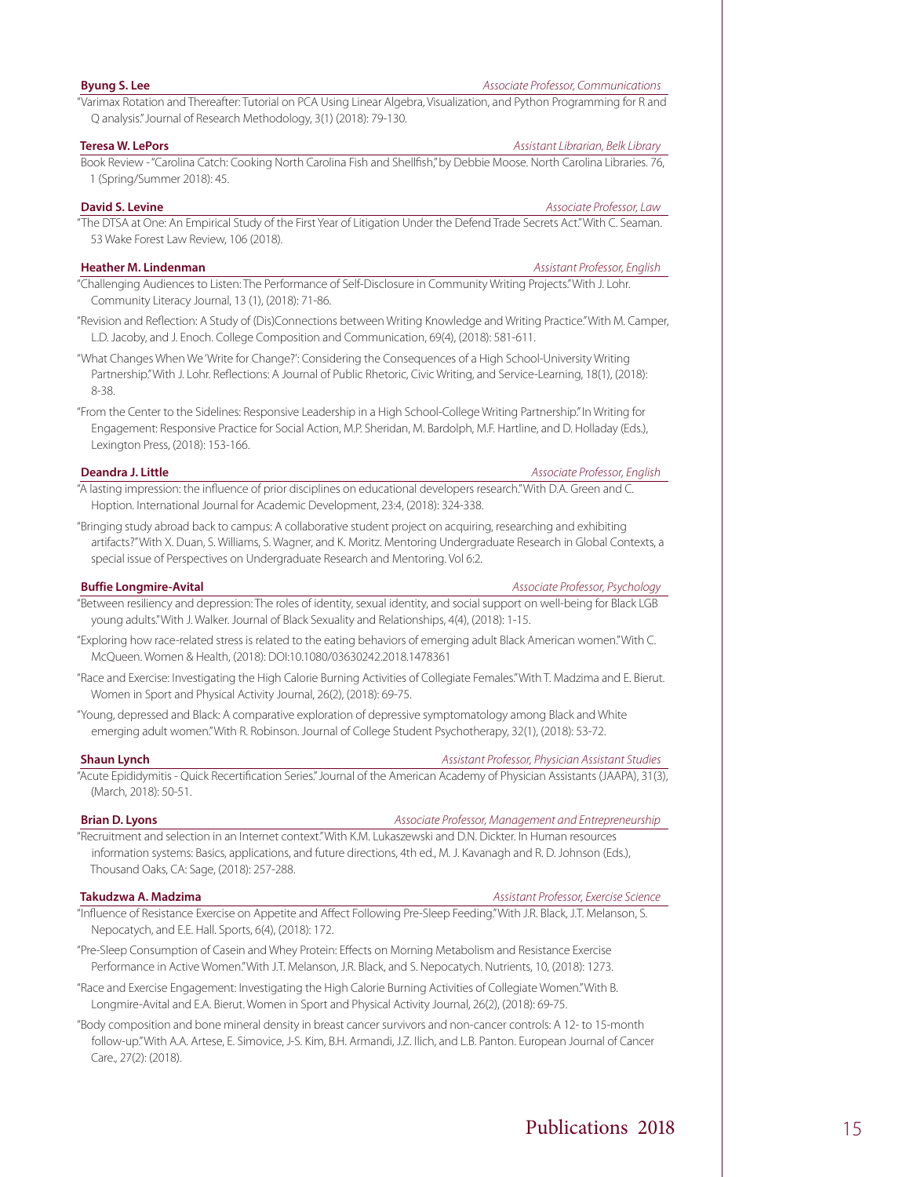**Byung S. Lee** *Associate Professor, Communications*

"Varimax Rotation and Thereafter: Tutorial on PCA Using Linear Algebra, Visualization, and Python Programming for R and Q analysis." Journal of Research Methodology, 3(1) (2018): 79-130.

**Teresa W. LePors** *Assistant Librarian, Belk Library*

Book Review - "Carolina Catch: Cooking North Carolina Fish and Shellfish," by Debbie Moose. North Carolina Libraries. 76, 1 (Spring/Summer 2018): 45.

**David S. Levine** *Associate Professor, Law*

"The DTSA at One: An Empirical Study of the First Year of Litigation Under the Defend Trade Secrets Act." With C. Seaman. 53 Wake Forest Law Review, 106 (2018).

**Heather M. Lindenman** *Assistant Professor, English*

"Challenging Audiences to Listen: The Performance of Self-Disclosure in Community Writing Projects." With J. Lohr. Community Literacy Journal, 13 (1), (2018): 71-86.

"Revision and Reflection: A Study of (Dis)Connections between Writing Knowledge and Writing Practice." With M. Camper, L.D. Jacoby, and J. Enoch. College Composition and Communication, 69(4), (2018): 581-611.

"What Changes When We 'Write for Change?': Considering the Consequences of a High School-University Writing Partnership." With J. Lohr. Reflections: A Journal of Public Rhetoric, Civic Writing, and Service-Learning, 18(1), (2018): 8-38.

"From the Center to the Sidelines: Responsive Leadership in a High School-College Writing Partnership." In Writing for Engagement: Responsive Practice for Social Action, M.P. Sheridan, M. Bardolph, M.F. Hartline, and D. Holladay (Eds.), Lexington Press, (2018): 153-166.

**Deandra J. Little** *Associate Professor, English*

"A lasting impression: the influence of prior disciplines on educational developers research." With D.A. Green and C. Hoption. International Journal for Academic Development, 23:4, (2018): 324-338.

"Bringing study abroad back to campus: A collaborative student project on acquiring, researching and exhibiting artifacts?" With X. Duan, S. Williams, S. Wagner, and K. Moritz. Mentoring Undergraduate Research in Global Contexts, a special issue of Perspectives on Undergraduate Research and Mentoring. Vol 6:2.

**Buffie Longmire-Avital** *Associate Professor, Psychology*

"Between resiliency and depression: The roles of identity, sexual identity, and social support on well-being for Black LGB young adults." With J. Walker. Journal of Black Sexuality and Relationships, 4(4), (2018): 1-15.

"Exploring how race-related stress is related to the eating behaviors of emerging adult Black American women." With C. McQueen. Women & Health, (2018): DOI:10.1080/03630242.2018.1478361

"Race and Exercise: Investigating the High Calorie Burning Activities of Collegiate Females." With T. Madzima and E. Bierut. Women in Sport and Physical Activity Journal, 26(2), (2018): 69-75.

"Young, depressed and Black: A comparative exploration of depressive symptomatology among Black and White emerging adult women." With R. Robinson. Journal of College Student Psychotherapy, 32(1), (2018): 53-72.

**Shaun Lynch** *Assistant Professor, Physician Assistant Studies*

"Acute Epididymitis - Quick Recertification Series." Journal of the American Academy of Physician Assistants (JAAPA), 31(3), (March, 2018): 50-51.

**Brian D. Lyons** *Associate Professor, Management and Entrepreneurship*

"Recruitment and selection in an Internet context." With K.M. Lukaszewski and D.N. Dickter. In Human resources information systems: Basics, applications, and future directions, 4th ed., M. J. Kavanagh and R. D. Johnson (Eds.), Thousand Oaks, CA: Sage, (2018): 257-288.

**Takudzwa A. Madzima** *Assistant Professor, Exercise Science*

"Influence of Resistance Exercise on Appetite and Affect Following Pre-Sleep Feeding." With J.R. Black, J.T. Melanson, S. Nepocatych, and E.E. Hall. Sports, 6(4), (2018): 172.

"Pre-Sleep Consumption of Casein and Whey Protein: Effects on Morning Metabolism and Resistance Exercise Performance in Active Women." With J.T. Melanson, J.R. Black, and S. Nepocatych. Nutrients, 10, (2018): 1273.

"Race and Exercise Engagement: Investigating the High Calorie Burning Activities of Collegiate Women." With B. Longmire-Avital and E.A. Bierut. Women in Sport and Physical Activity Journal, 26(2), (2018): 69-75.

"Body composition and bone mineral density in breast cancer survivors and non-cancer controls: A 12- to 15-month follow-up." With A.A. Artese, E. Simovice, J-S. Kim, B.H. Armandi, J.Z. Ilich, and L.B. Panton. European Journal of Cancer Care., 27(2): (2018).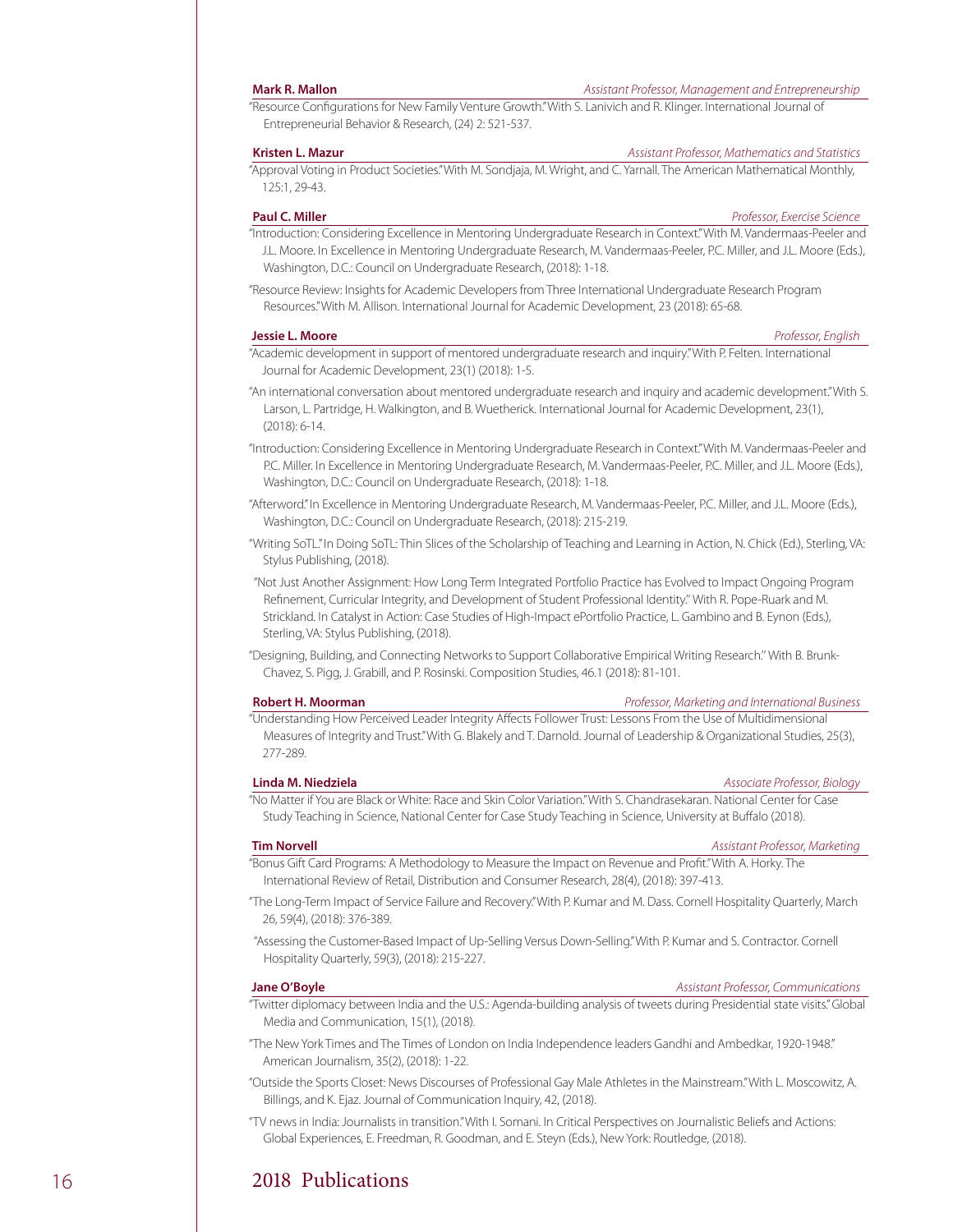**Mark R. Mallon** — *Assistant Professor, Management and Entrepreneurship*

"Resource Configurations for New Family Venture Growth." With S. Lanivich and R. Klinger. International Journal of Entrepreneurial Behavior & Research, (24) 2: 521-537.

**Kristen L. Mazur** — *Assistant Professor, Mathematics and Statistics*

"Approval Voting in Product Societies." With M. Sondjaja, M. Wright, and C. Yarnall. The American Mathematical Monthly, 125:1, 29-43.

**Paul C. Miller** — *Professor, Exercise Science*

"Introduction: Considering Excellence in Mentoring Undergraduate Research in Context." With M. Vandermaas-Peeler and J.L. Moore. In Excellence in Mentoring Undergraduate Research, M. Vandermaas-Peeler, P.C. Miller, and J.L. Moore (Eds.), Washington, D.C.: Council on Undergraduate Research, (2018): 1-18.

"Resource Review: Insights for Academic Developers from Three International Undergraduate Research Program Resources." With M. Allison. International Journal for Academic Development, 23 (2018): 65-68.

**Jessie L. Moore** — *Professor, English*

"Academic development in support of mentored undergraduate research and inquiry." With P. Felten. International Journal for Academic Development, 23(1) (2018): 1-5.

"An international conversation about mentored undergraduate research and inquiry and academic development." With S. Larson, L. Partridge, H. Walkington, and B. Wuetherick. International Journal for Academic Development, 23(1), (2018): 6-14.

"Introduction: Considering Excellence in Mentoring Undergraduate Research in Context." With M. Vandermaas-Peeler and P.C. Miller. In Excellence in Mentoring Undergraduate Research, M. Vandermaas-Peeler, P.C. Miller, and J.L. Moore (Eds.), Washington, D.C.: Council on Undergraduate Research, (2018): 1-18.

"Afterword." In Excellence in Mentoring Undergraduate Research, M. Vandermaas-Peeler, P.C. Miller, and J.L. Moore (Eds.), Washington, D.C.: Council on Undergraduate Research, (2018): 215-219.

"Writing SoTL." In Doing SoTL: Thin Slices of the Scholarship of Teaching and Learning in Action, N. Chick (Ed.), Sterling, VA: Stylus Publishing, (2018).

"Not Just Another Assignment: How Long Term Integrated Portfolio Practice has Evolved to Impact Ongoing Program Refinement, Curricular Integrity, and Development of Student Professional Identity." With R. Pope-Ruark and M. Strickland. In Catalyst in Action: Case Studies of High-Impact ePortfolio Practice, L. Gambino and B. Eynon (Eds.), Sterling, VA: Stylus Publishing, (2018).

"Designing, Building, and Connecting Networks to Support Collaborative Empirical Writing Research." With B. Brunk-Chavez, S. Pigg, J. Grabill, and P. Rosinski. Composition Studies, 46.1 (2018): 81-101.

**Robert H. Moorman** — *Professor, Marketing and International Business*

"Understanding How Perceived Leader Integrity Affects Follower Trust: Lessons From the Use of Multidimensional Measures of Integrity and Trust." With G. Blakely and T. Darnold. Journal of Leadership & Organizational Studies, 25(3), 277-289.

**Linda M. Niedziela** — *Associate Professor, Biology*

"No Matter if You are Black or White: Race and Skin Color Variation." With S. Chandrasekaran. National Center for Case Study Teaching in Science, National Center for Case Study Teaching in Science, University at Buffalo (2018).

**Tim Norvell** — *Assistant Professor, Marketing*

"Bonus Gift Card Programs: A Methodology to Measure the Impact on Revenue and Profit." With A. Horky. The International Review of Retail, Distribution and Consumer Research, 28(4), (2018): 397-413.

"The Long-Term Impact of Service Failure and Recovery." With P. Kumar and M. Dass. Cornell Hospitality Quarterly, March 26, 59(4), (2018): 376-389.

"Assessing the Customer-Based Impact of Up-Selling Versus Down-Selling." With P. Kumar and S. Contractor. Cornell Hospitality Quarterly, 59(3), (2018): 215-227.

**Jane O'Boyle** — *Assistant Professor, Communications*

"Twitter diplomacy between India and the U.S.: Agenda-building analysis of tweets during Presidential state visits." Global Media and Communication, 15(1), (2018).

"The New York Times and The Times of London on India Independence leaders Gandhi and Ambedkar, 1920-1948." American Journalism, 35(2), (2018): 1-22.

"Outside the Sports Closet: News Discourses of Professional Gay Male Athletes in the Mainstream." With L. Moscowitz, A. Billings, and K. Ejaz. Journal of Communication Inquiry, 42, (2018).

"TV news in India: Journalists in transition." With I. Somani. In Critical Perspectives on Journalistic Beliefs and Actions: Global Experiences, E. Freedman, R. Goodman, and E. Steyn (Eds.), New York: Routledge, (2018).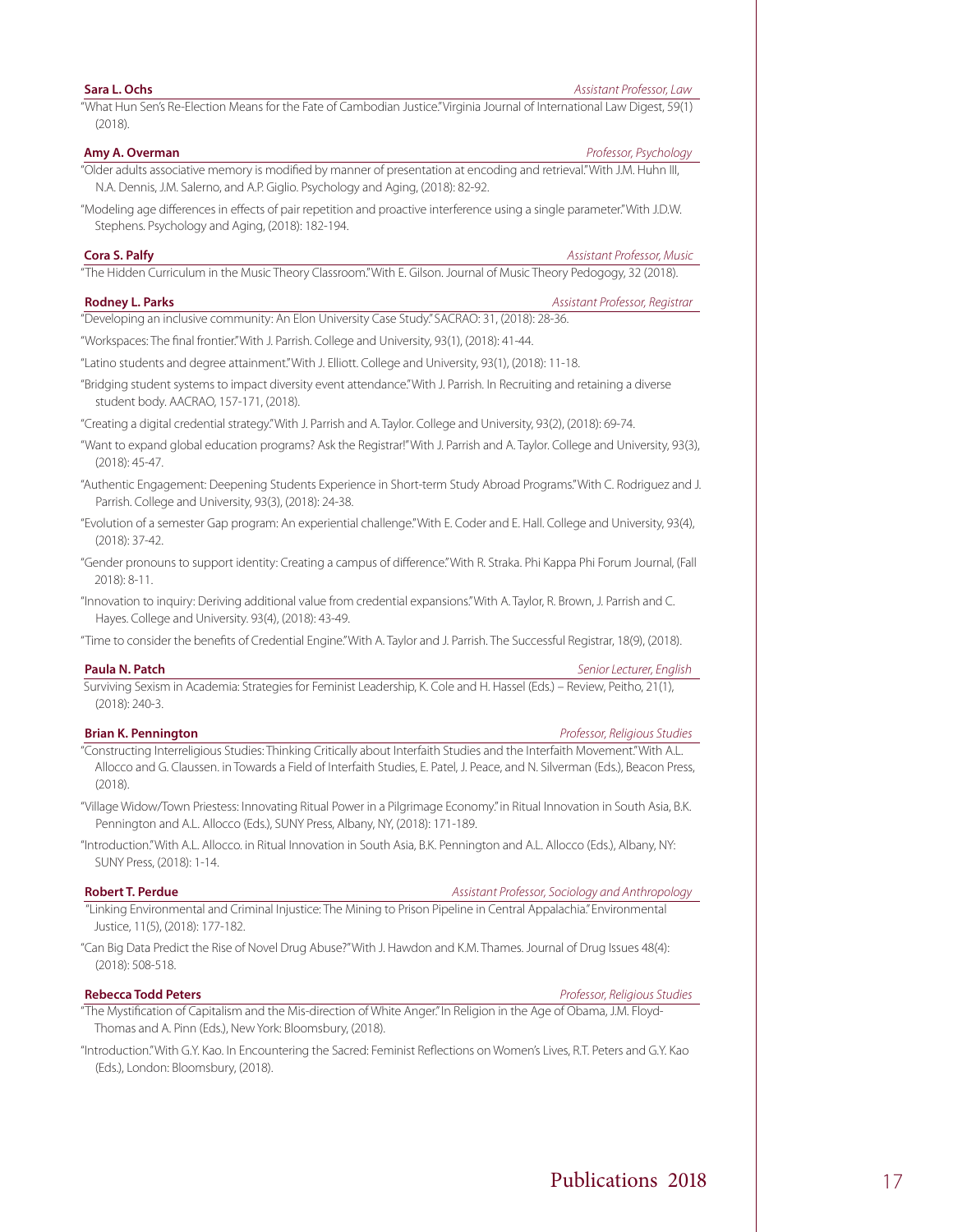**Sara L. Ochs** *Assistant Professor, Law*

"What Hun Sen's Re-Election Means for the Fate of Cambodian Justice." Virginia Journal of International Law Digest, 59(1) (2018).

**Amy A. Overman** *Professor, Psychology*

"Older adults associative memory is modified by manner of presentation at encoding and retrieval." With J.M. Huhn III, N.A. Dennis, J.M. Salerno, and A.P. Giglio. Psychology and Aging, (2018): 82-92.

"Modeling age differences in effects of pair repetition and proactive interference using a single parameter." With J.D.W. Stephens. Psychology and Aging, (2018): 182-194.

**Cora S. Palfy** *Assistant Professor, Music*

"The Hidden Curriculum in the Music Theory Classroom." With E. Gilson. Journal of Music Theory Pedogogy, 32 (2018).

**Rodney L. Parks** *Assistant Professor, Registrar*

"Developing an inclusive community: An Elon University Case Study." SACRAO: 31, (2018): 28-36.

"Workspaces: The final frontier." With J. Parrish. College and University, 93(1), (2018): 41-44.

"Latino students and degree attainment." With J. Elliott. College and University, 93(1), (2018): 11-18.

"Bridging student systems to impact diversity event attendance." With J. Parrish. In Recruiting and retaining a diverse student body. AACRAO, 157-171, (2018).

"Creating a digital credential strategy." With J. Parrish and A. Taylor. College and University, 93(2), (2018): 69-74.

"Want to expand global education programs? Ask the Registrar!" With J. Parrish and A. Taylor. College and University, 93(3), (2018): 45-47.

"Authentic Engagement: Deepening Students Experience in Short-term Study Abroad Programs." With C. Rodriguez and J. Parrish. College and University, 93(3), (2018): 24-38.

"Evolution of a semester Gap program: An experiential challenge." With E. Coder and E. Hall. College and University, 93(4), (2018): 37-42.

"Gender pronouns to support identity: Creating a campus of difference." With R. Straka. Phi Kappa Phi Forum Journal, (Fall 2018): 8-11.

"Innovation to inquiry: Deriving additional value from credential expansions." With A. Taylor, R. Brown, J. Parrish and C. Hayes. College and University. 93(4), (2018): 43-49.

"Time to consider the benefits of Credential Engine." With A. Taylor and J. Parrish. The Successful Registrar, 18(9), (2018).

**Paula N. Patch** *Senior Lecturer, English*

Surviving Sexism in Academia: Strategies for Feminist Leadership, K. Cole and H. Hassel (Eds.) – Review, Peitho, 21(1), (2018): 240-3.

**Brian K. Pennington** *Professor, Religious Studies*

"Constructing Interreligious Studies: Thinking Critically about Interfaith Studies and the Interfaith Movement." With A.L. Allocco and G. Claussen. in Towards a Field of Interfaith Studies, E. Patel, J. Peace, and N. Silverman (Eds.), Beacon Press, (2018).

"Village Widow/Town Priestess: Innovating Ritual Power in a Pilgrimage Economy." in Ritual Innovation in South Asia, B.K. Pennington and A.L. Allocco (Eds.), SUNY Press, Albany, NY, (2018): 171-189.

"Introduction." With A.L. Allocco. in Ritual Innovation in South Asia, B.K. Pennington and A.L. Allocco (Eds.), Albany, NY: SUNY Press, (2018): 1-14.

**Robert T. Perdue** *Assistant Professor, Sociology and Anthropology*

"Linking Environmental and Criminal Injustice: The Mining to Prison Pipeline in Central Appalachia." Environmental Justice, 11(5), (2018): 177-182.

"Can Big Data Predict the Rise of Novel Drug Abuse?" With J. Hawdon and K.M. Thames. Journal of Drug Issues 48(4): (2018): 508-518.

**Rebecca Todd Peters** *Professor, Religious Studies*

"The Mystification of Capitalism and the Mis-direction of White Anger." In Religion in the Age of Obama, J.M. Floyd-Thomas and A. Pinn (Eds.), New York: Bloomsbury, (2018).

"Introduction." With G.Y. Kao. In Encountering the Sacred: Feminist Reflections on Women's Lives, R.T. Peters and G.Y. Kao (Eds.), London: Bloomsbury, (2018).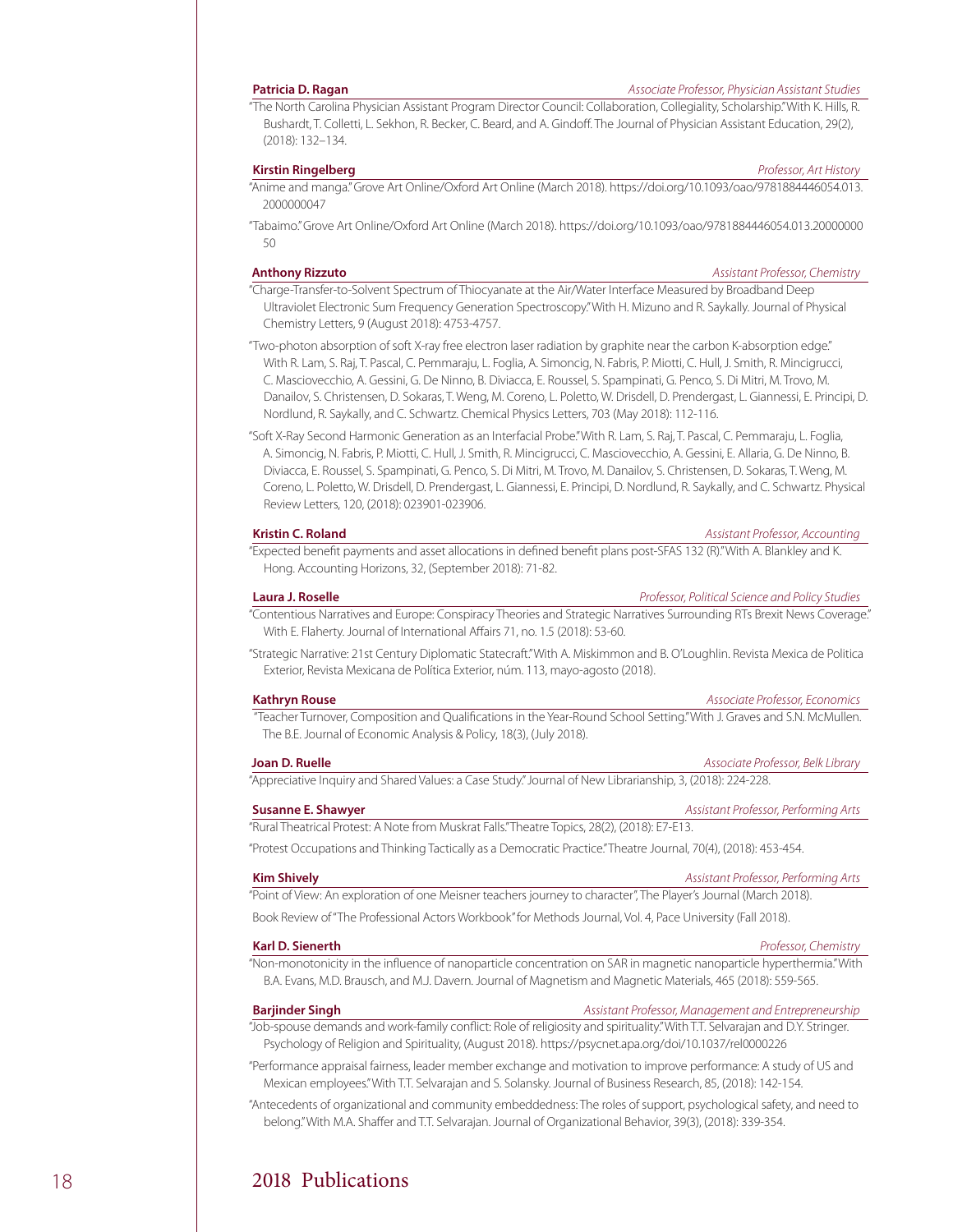**Patricia D. Ragan** *Associate Professor, Physician Assistant Studies*

"The North Carolina Physician Assistant Program Director Council: Collaboration, Collegiality, Scholarship." With K. Hills, R. Bushardt, T. Colletti, L. Sekhon, R. Becker, C. Beard, and A. Gindoff. The Journal of Physician Assistant Education, 29(2), (2018): 132–134.

**Kirstin Ringelberg** *Professor, Art History*

"Anime and manga." Grove Art Online/Oxford Art Online (March 2018). https://doi.org/10.1093/oao/9781884446054.013.2000000047

"Tabaimo." Grove Art Online/Oxford Art Online (March 2018). https://doi.org/10.1093/oao/9781884446054.013.2000000050

**Anthony Rizzuto** *Assistant Professor, Chemistry*

"Charge-Transfer-to-Solvent Spectrum of Thiocyanate at the Air/Water Interface Measured by Broadband Deep Ultraviolet Electronic Sum Frequency Generation Spectroscopy." With H. Mizuno and R. Saykally. Journal of Physical Chemistry Letters, 9 (August 2018): 4753-4757.

"Two-photon absorption of soft X-ray free electron laser radiation by graphite near the carbon K-absorption edge." With R. Lam, S. Raj, T. Pascal, C. Pemmaraju, L. Foglia, A. Simoncig, N. Fabris, P. Miotti, C. Hull, J. Smith, R. Mincigrucci, C. Masciovecchio, A. Gessini, G. De Ninno, B. Diviacca, E. Roussel, S. Spampinati, G. Penco, S. Di Mitri, M. Trovo, M. Danailov, S. Christensen, D. Sokaras, T. Weng, M. Coreno, L. Poletto, W. Drisdell, D. Prendergast, L. Giannessi, E. Principi, D. Nordlund, R. Saykally, and C. Schwartz. Chemical Physics Letters, 703 (May 2018): 112-116.

"Soft X-Ray Second Harmonic Generation as an Interfacial Probe." With R. Lam, S. Raj, T. Pascal, C. Pemmaraju, L. Foglia, A. Simoncig, N. Fabris, P. Miotti, C. Hull, J. Smith, R. Mincigrucci, C. Masciovecchio, A. Gessini, E. Allaria, G. De Ninno, B. Diviacca, E. Roussel, S. Spampinati, G. Penco, S. Di Mitri, M. Trovo, M. Danailov, S. Christensen, D. Sokaras, T. Weng, M. Coreno, L. Poletto, W. Drisdell, D. Prendergast, L. Giannessi, E. Principi, D. Nordlund, R. Saykally, and C. Schwartz. Physical Review Letters, 120, (2018): 023901-023906.

**Kristin C. Roland** *Assistant Professor, Accounting*

"Expected benefit payments and asset allocations in defined benefit plans post-SFAS 132 (R)." With A. Blankley and K. Hong. Accounting Horizons, 32, (September 2018): 71-82.

**Laura J. Roselle** *Professor, Political Science and Policy Studies*

"Contentious Narratives and Europe: Conspiracy Theories and Strategic Narratives Surrounding RTs Brexit News Coverage." With E. Flaherty. Journal of International Affairs 71, no. 1.5 (2018): 53-60.

"Strategic Narrative: 21st Century Diplomatic Statecraft." With A. Miskimmon and B. O'Loughlin. Revista Mexica de Politica Exterior, Revista Mexicana de Política Exterior, núm. 113, mayo-agosto (2018).

**Kathryn Rouse** *Associate Professor, Economics*

"Teacher Turnover, Composition and Qualifications in the Year-Round School Setting." With J. Graves and S.N. McMullen. The B.E. Journal of Economic Analysis & Policy, 18(3), (July 2018).

**Joan D. Ruelle** *Associate Professor, Belk Library*

"Appreciative Inquiry and Shared Values: a Case Study." Journal of New Librarianship, 3, (2018): 224-228.

**Susanne E. Shawyer** *Assistant Professor, Performing Arts*

"Rural Theatrical Protest: A Note from Muskrat Falls." Theatre Topics, 28(2), (2018): E7-E13.

"Protest Occupations and Thinking Tactically as a Democratic Practice." Theatre Journal, 70(4), (2018): 453-454.

**Kim Shively** *Assistant Professor, Performing Arts*

"Point of View: An exploration of one Meisner teachers journey to character", The Player's Journal (March 2018).

Book Review of "The Professional Actors Workbook" for Methods Journal, Vol. 4, Pace University (Fall 2018).

**Karl D. Sienerth** *Professor, Chemistry*

"Non-monotonicity in the influence of nanoparticle concentration on SAR in magnetic nanoparticle hyperthermia." With B.A. Evans, M.D. Brausch, and M.J. Davern. Journal of Magnetism and Magnetic Materials, 465 (2018): 559-565.

**Barjinder Singh** *Assistant Professor, Management and Entrepreneurship*

"Job-spouse demands and work-family conflict: Role of religiosity and spirituality." With T.T. Selvarajan and D.Y. Stringer. Psychology of Religion and Spirituality, (August 2018). https://psycnet.apa.org/doi/10.1037/rel0000226

"Performance appraisal fairness, leader member exchange and motivation to improve performance: A study of US and Mexican employees." With T.T. Selvarajan and S. Solansky. Journal of Business Research, 85, (2018): 142-154.

"Antecedents of organizational and community embeddedness: The roles of support, psychological safety, and need to belong." With M.A. Shaffer and T.T. Selvarajan. Journal of Organizational Behavior, 39(3), (2018): 339-354.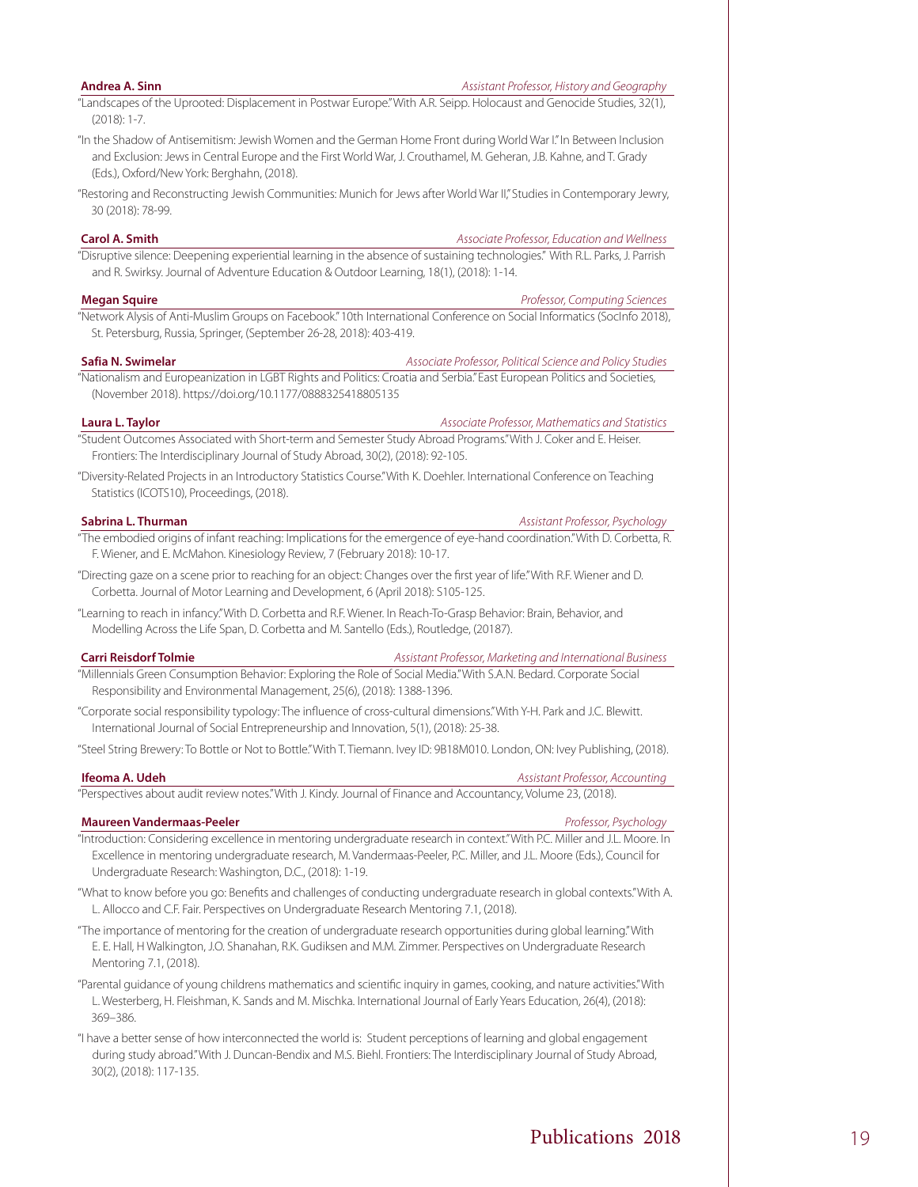**Andrea A. Sinn** *Assistant Professor, History and Geography*

"Landscapes of the Uprooted: Displacement in Postwar Europe." With A.R. Seipp. Holocaust and Genocide Studies, 32(1), (2018): 1-7.

"In the Shadow of Antisemitism: Jewish Women and the German Home Front during World War I." In Between Inclusion and Exclusion: Jews in Central Europe and the First World War, J. Crouthamel, M. Geheran, J.B. Kahne, and T. Grady (Eds.), Oxford/New York: Berghahn, (2018).

"Restoring and Reconstructing Jewish Communities: Munich for Jews after World War II," Studies in Contemporary Jewry, 30 (2018): 78-99.

**Carol A. Smith** *Associate Professor, Education and Wellness*

"Disruptive silence: Deepening experiential learning in the absence of sustaining technologies." With R.L. Parks, J. Parrish and R. Swirksy. Journal of Adventure Education & Outdoor Learning, 18(1), (2018): 1-14.

**Megan Squire** *Professor, Computing Sciences*

"Network Alysis of Anti-Muslim Groups on Facebook." 10th International Conference on Social Informatics (SocInfo 2018), St. Petersburg, Russia, Springer, (September 26-28, 2018): 403-419.

**Safia N. Swimelar** *Associate Professor, Political Science and Policy Studies*

"Nationalism and Europeanization in LGBT Rights and Politics: Croatia and Serbia." East European Politics and Societies, (November 2018). https://doi.org/10.1177/0888325418805135

**Laura L. Taylor** *Associate Professor, Mathematics and Statistics*

"Student Outcomes Associated with Short-term and Semester Study Abroad Programs." With J. Coker and E. Heiser. Frontiers: The Interdisciplinary Journal of Study Abroad, 30(2), (2018): 92-105.

"Diversity-Related Projects in an Introductory Statistics Course." With K. Doehler. International Conference on Teaching Statistics (ICOTS10), Proceedings, (2018).

**Sabrina L. Thurman** *Assistant Professor, Psychology*

"The embodied origins of infant reaching: Implications for the emergence of eye-hand coordination." With D. Corbetta, R. F. Wiener, and E. McMahon. Kinesiology Review, 7 (February 2018): 10-17.

"Directing gaze on a scene prior to reaching for an object: Changes over the first year of life." With R.F. Wiener and D. Corbetta. Journal of Motor Learning and Development, 6 (April 2018): S105-125.

"Learning to reach in infancy." With D. Corbetta and R.F. Wiener. In Reach-To-Grasp Behavior: Brain, Behavior, and Modelling Across the Life Span, D. Corbetta and M. Santello (Eds.), Routledge, (20187).

**Carri Reisdorf Tolmie** *Assistant Professor, Marketing and International Business*

"Millennials Green Consumption Behavior: Exploring the Role of Social Media." With S.A.N. Bedard. Corporate Social Responsibility and Environmental Management, 25(6), (2018): 1388-1396.

"Corporate social responsibility typology: The influence of cross-cultural dimensions." With Y-H. Park and J.C. Blewitt. International Journal of Social Entrepreneurship and Innovation, 5(1), (2018): 25-38.

"Steel String Brewery: To Bottle or Not to Bottle." With T. Tiemann. Ivey ID: 9B18M010. London, ON: Ivey Publishing, (2018).

**Ifeoma A. Udeh** *Assistant Professor, Accounting*

"Perspectives about audit review notes." With J. Kindy. Journal of Finance and Accountancy, Volume 23, (2018).

**Maureen Vandermaas-Peeler** *Professor, Psychology*

"Introduction: Considering excellence in mentoring undergraduate research in context." With P.C. Miller and J.L. Moore. In Excellence in mentoring undergraduate research, M. Vandermaas-Peeler, P.C. Miller, and J.L. Moore (Eds.), Council for Undergraduate Research: Washington, D.C., (2018): 1-19.

"What to know before you go: Benefits and challenges of conducting undergraduate research in global contexts." With A. L. Allocco and C.F. Fair. Perspectives on Undergraduate Research Mentoring 7.1, (2018).

"The importance of mentoring for the creation of undergraduate research opportunities during global learning." With E. E. Hall, H Walkington, J.O. Shanahan, R.K. Gudiksen and M.M. Zimmer. Perspectives on Undergraduate Research Mentoring 7.1, (2018).

"Parental guidance of young childrens mathematics and scientific inquiry in games, cooking, and nature activities." With L. Westerberg, H. Fleishman, K. Sands and M. Mischka. International Journal of Early Years Education, 26(4), (2018): 369–386.

"I have a better sense of how interconnected the world is: Student perceptions of learning and global engagement during study abroad." With J. Duncan-Bendix and M.S. Biehl. Frontiers: The Interdisciplinary Journal of Study Abroad, 30(2), (2018): 117-135.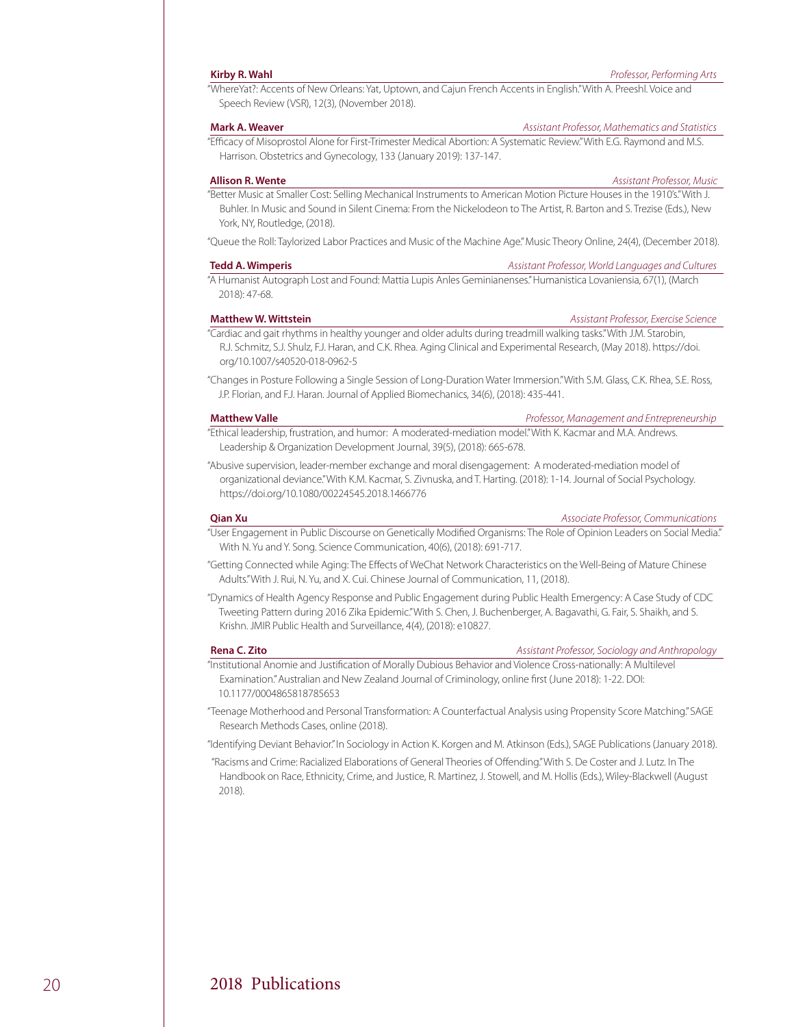**Kirby R. Wahl** *Professor, Performing Arts*

"WhereYat?: Accents of New Orleans: Yat, Uptown, and Cajun French Accents in English." With A. Preeshl. Voice and Speech Review (VSR), 12(3), (November 2018).

**Mark A. Weaver** *Assistant Professor, Mathematics and Statistics*

"Efficacy of Misoprostol Alone for First-Trimester Medical Abortion: A Systematic Review." With E.G. Raymond and M.S. Harrison. Obstetrics and Gynecology, 133 (January 2019): 137-147.

**Allison R. Wente** *Assistant Professor, Music*

"Better Music at Smaller Cost: Selling Mechanical Instruments to American Motion Picture Houses in the 1910's." With J. Buhler. In Music and Sound in Silent Cinema: From the Nickelodeon to The Artist, R. Barton and S. Trezise (Eds.), New York, NY, Routledge, (2018).

"Queue the Roll: Taylorized Labor Practices and Music of the Machine Age." Music Theory Online, 24(4), (December 2018).

**Tedd A. Wimperis** *Assistant Professor, World Languages and Cultures*

"A Humanist Autograph Lost and Found: Mattia Lupis Anles Geminianenses." Humanistica Lovaniensia, 67(1), (March 2018): 47-68.

**Matthew W. Wittstein** *Assistant Professor, Exercise Science*

"Cardiac and gait rhythms in healthy younger and older adults during treadmill walking tasks." With J.M. Starobin, R.J. Schmitz, S.J. Shulz, F.J. Haran, and C.K. Rhea. Aging Clinical and Experimental Research, (May 2018). https://doi.org/10.1007/s40520-018-0962-5

"Changes in Posture Following a Single Session of Long-Duration Water Immersion." With S.M. Glass, C.K. Rhea, S.E. Ross, J.P. Florian, and F.J. Haran. Journal of Applied Biomechanics, 34(6), (2018): 435-441.

**Matthew Valle** *Professor, Management and Entrepreneurship*

"Ethical leadership, frustration, and humor: A moderated-mediation model." With K. Kacmar and M.A. Andrews. Leadership & Organization Development Journal, 39(5), (2018): 665-678.

"Abusive supervision, leader-member exchange and moral disengagement: A moderated-mediation model of organizational deviance." With K.M. Kacmar, S. Zivnuska, and T. Harting. (2018): 1-14. Journal of Social Psychology. https://doi.org/10.1080/00224545.2018.1466776

**Qian Xu** *Associate Professor, Communications*

"User Engagement in Public Discourse on Genetically Modified Organisms: The Role of Opinion Leaders on Social Media." With N. Yu and Y. Song. Science Communication, 40(6), (2018): 691-717.

"Getting Connected while Aging: The Effects of WeChat Network Characteristics on the Well-Being of Mature Chinese Adults." With J. Rui, N. Yu, and X. Cui. Chinese Journal of Communication, 11, (2018).

"Dynamics of Health Agency Response and Public Engagement during Public Health Emergency: A Case Study of CDC Tweeting Pattern during 2016 Zika Epidemic." With S. Chen, J. Buchenberger, A. Bagavathi, G. Fair, S. Shaikh, and S. Krishn. JMIR Public Health and Surveillance, 4(4), (2018): e10827.

**Rena C. Zito** *Assistant Professor, Sociology and Anthropology*

"Institutional Anomie and Justification of Morally Dubious Behavior and Violence Cross-nationally: A Multilevel Examination." Australian and New Zealand Journal of Criminology, online first (June 2018): 1-22. DOI: 10.1177/0004865818785653

"Teenage Motherhood and Personal Transformation: A Counterfactual Analysis using Propensity Score Matching." SAGE Research Methods Cases, online (2018).

"Identifying Deviant Behavior." In Sociology in Action K. Korgen and M. Atkinson (Eds.), SAGE Publications (January 2018).

"Racisms and Crime: Racialized Elaborations of General Theories of Offending." With S. De Coster and J. Lutz. In The Handbook on Race, Ethnicity, Crime, and Justice, R. Martinez, J. Stowell, and M. Hollis (Eds.), Wiley-Blackwell (August 2018).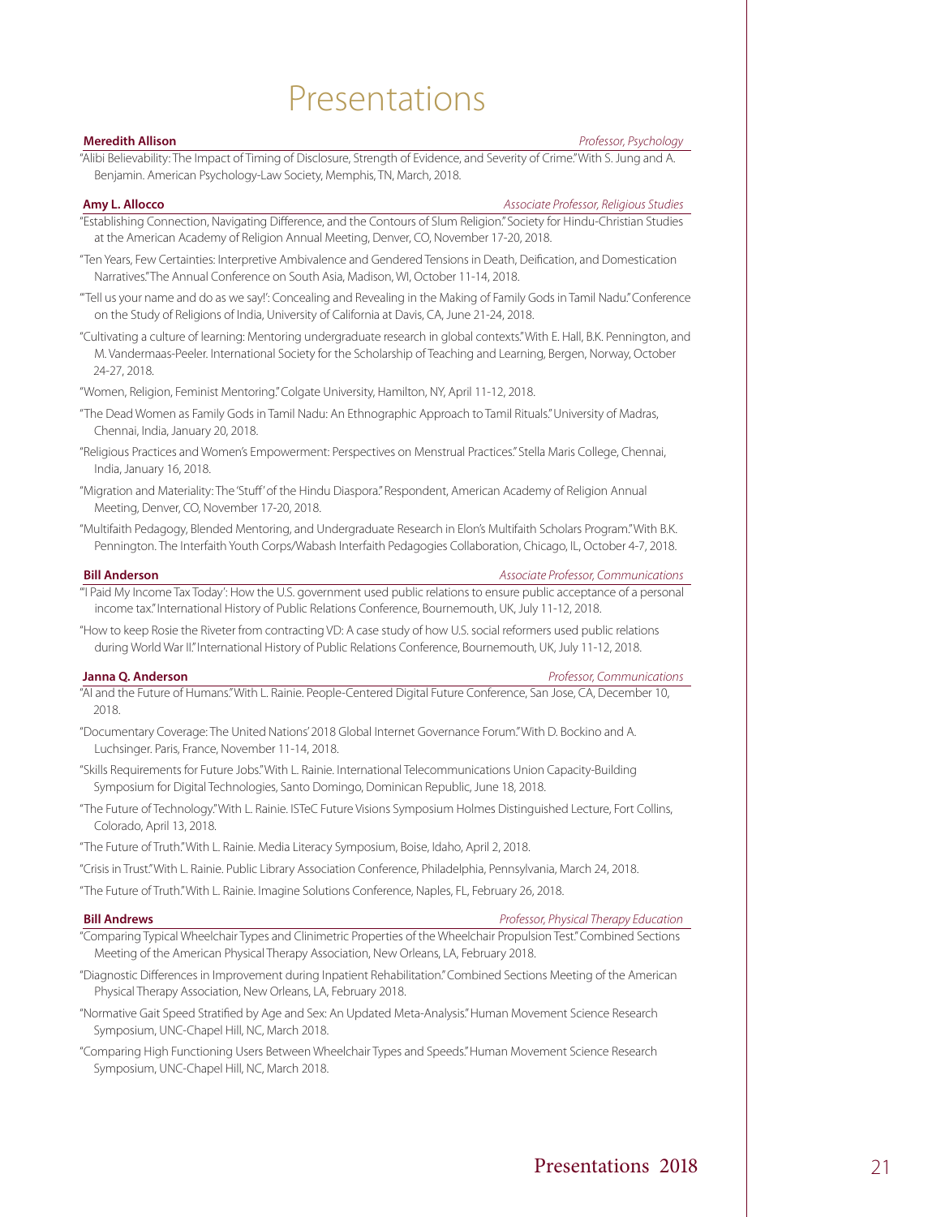# Presentations

**Meredith Allison** *Professor, Psychology*

"Alibi Believability: The Impact of Timing of Disclosure, Strength of Evidence, and Severity of Crime." With S. Jung and A. Benjamin. American Psychology-Law Society, Memphis, TN, March, 2018.

**Amy L. Allocco** *Associate Professor, Religious Studies*

"Establishing Connection, Navigating Difference, and the Contours of Slum Religion." Society for Hindu-Christian Studies at the American Academy of Religion Annual Meeting, Denver, CO, November 17-20, 2018.

"Ten Years, Few Certainties: Interpretive Ambivalence and Gendered Tensions in Death, Deification, and Domestication Narratives." The Annual Conference on South Asia, Madison, WI, October 11-14, 2018.

"'Tell us your name and do as we say!': Concealing and Revealing in the Making of Family Gods in Tamil Nadu." Conference on the Study of Religions of India, University of California at Davis, CA, June 21-24, 2018.

"Cultivating a culture of learning: Mentoring undergraduate research in global contexts." With E. Hall, B.K. Pennington, and M. Vandermaas-Peeler. International Society for the Scholarship of Teaching and Learning, Bergen, Norway, October 24-27, 2018.

"Women, Religion, Feminist Mentoring." Colgate University, Hamilton, NY, April 11-12, 2018.

"The Dead Women as Family Gods in Tamil Nadu: An Ethnographic Approach to Tamil Rituals." University of Madras, Chennai, India, January 20, 2018.

"Religious Practices and Women's Empowerment: Perspectives on Menstrual Practices." Stella Maris College, Chennai, India, January 16, 2018.

"Migration and Materiality: The 'Stuff' of the Hindu Diaspora." Respondent, American Academy of Religion Annual Meeting, Denver, CO, November 17-20, 2018.

"Multifaith Pedagogy, Blended Mentoring, and Undergraduate Research in Elon's Multifaith Scholars Program." With B.K. Pennington. The Interfaith Youth Corps/Wabash Interfaith Pedagogies Collaboration, Chicago, IL, October 4-7, 2018.

**Bill Anderson** *Associate Professor, Communications*

"'I Paid My Income Tax Today': How the U.S. government used public relations to ensure public acceptance of a personal income tax." International History of Public Relations Conference, Bournemouth, UK, July 11-12, 2018.

"How to keep Rosie the Riveter from contracting VD: A case study of how U.S. social reformers used public relations during World War II." International History of Public Relations Conference, Bournemouth, UK, July 11-12, 2018.

**Janna Q. Anderson** *Professor, Communications*

"AI and the Future of Humans." With L. Rainie. People-Centered Digital Future Conference, San Jose, CA, December 10, 2018.

"Documentary Coverage: The United Nations' 2018 Global Internet Governance Forum." With D. Bockino and A. Luchsinger. Paris, France, November 11-14, 2018.

"Skills Requirements for Future Jobs." With L. Rainie. International Telecommunications Union Capacity-Building Symposium for Digital Technologies, Santo Domingo, Dominican Republic, June 18, 2018.

"The Future of Technology." With L. Rainie. ISTeC Future Visions Symposium Holmes Distinguished Lecture, Fort Collins, Colorado, April 13, 2018.

"The Future of Truth." With L. Rainie. Media Literacy Symposium, Boise, Idaho, April 2, 2018.

"Crisis in Trust." With L. Rainie. Public Library Association Conference, Philadelphia, Pennsylvania, March 24, 2018.

"The Future of Truth." With L. Rainie. Imagine Solutions Conference, Naples, FL, February 26, 2018.

**Bill Andrews** *Professor, Physical Therapy Education*

"Comparing Typical Wheelchair Types and Clinimetric Properties of the Wheelchair Propulsion Test." Combined Sections Meeting of the American Physical Therapy Association, New Orleans, LA, February 2018.

"Diagnostic Differences in Improvement during Inpatient Rehabilitation." Combined Sections Meeting of the American Physical Therapy Association, New Orleans, LA, February 2018.

"Normative Gait Speed Stratified by Age and Sex: An Updated Meta-Analysis." Human Movement Science Research Symposium, UNC-Chapel Hill, NC, March 2018.

"Comparing High Functioning Users Between Wheelchair Types and Speeds." Human Movement Science Research Symposium, UNC-Chapel Hill, NC, March 2018.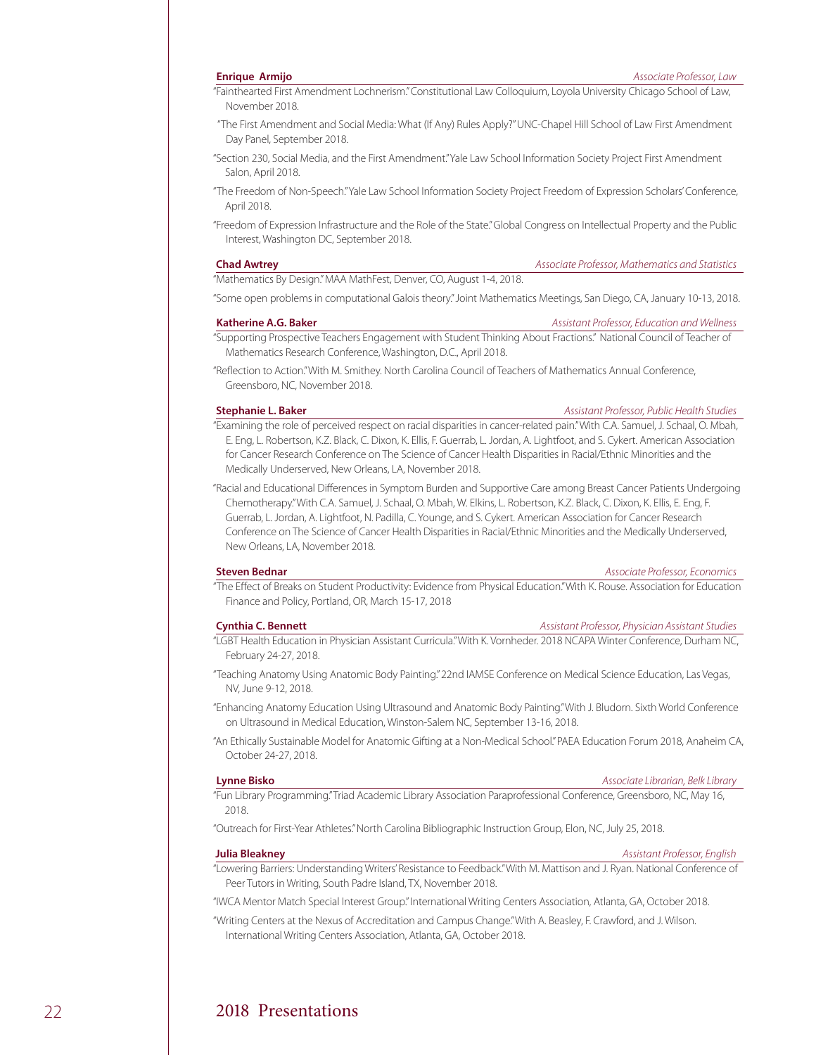**Enrique Armijo** *Associate Professor, Law*

"Fainthearted First Amendment Lochnerism." Constitutional Law Colloquium, Loyola University Chicago School of Law, November 2018.

"The First Amendment and Social Media: What (If Any) Rules Apply?" UNC-Chapel Hill School of Law First Amendment Day Panel, September 2018.

"Section 230, Social Media, and the First Amendment." Yale Law School Information Society Project First Amendment Salon, April 2018.

"The Freedom of Non-Speech." Yale Law School Information Society Project Freedom of Expression Scholars' Conference, April 2018.

"Freedom of Expression Infrastructure and the Role of the State." Global Congress on Intellectual Property and the Public Interest, Washington DC, September 2018.

**Chad Awtrey** *Associate Professor, Mathematics and Statistics*

"Mathematics By Design." MAA MathFest, Denver, CO, August 1-4, 2018.

"Some open problems in computational Galois theory." Joint Mathematics Meetings, San Diego, CA, January 10-13, 2018.

**Katherine A.G. Baker** *Assistant Professor, Education and Wellness*

"Supporting Prospective Teachers Engagement with Student Thinking About Fractions." National Council of Teacher of Mathematics Research Conference, Washington, D.C., April 2018.

"Reflection to Action." With M. Smithey. North Carolina Council of Teachers of Mathematics Annual Conference, Greensboro, NC, November 2018.

**Stephanie L. Baker** *Assistant Professor, Public Health Studies*

"Examining the role of perceived respect on racial disparities in cancer-related pain." With C.A. Samuel, J. Schaal, O. Mbah, E. Eng, L. Robertson, K.Z. Black, C. Dixon, K. Ellis, F. Guerrab, L. Jordan, A. Lightfoot, and S. Cykert. American Association for Cancer Research Conference on The Science of Cancer Health Disparities in Racial/Ethnic Minorities and the Medically Underserved, New Orleans, LA, November 2018.

"Racial and Educational Differences in Symptom Burden and Supportive Care among Breast Cancer Patients Undergoing Chemotherapy." With C.A. Samuel, J. Schaal, O. Mbah, W. Elkins, L. Robertson, K.Z. Black, C. Dixon, K. Ellis, E. Eng, F. Guerrab, L. Jordan, A. Lightfoot, N. Padilla, C. Younge, and S. Cykert. American Association for Cancer Research Conference on The Science of Cancer Health Disparities in Racial/Ethnic Minorities and the Medically Underserved, New Orleans, LA, November 2018.

**Steven Bednar** *Associate Professor, Economics*

"The Effect of Breaks on Student Productivity: Evidence from Physical Education." With K. Rouse. Association for Education Finance and Policy, Portland, OR, March 15-17, 2018

**Cynthia C. Bennett** *Assistant Professor, Physician Assistant Studies*

"LGBT Health Education in Physician Assistant Curricula." With K. Vornheder. 2018 NCAPA Winter Conference, Durham NC, February 24-27, 2018.

"Teaching Anatomy Using Anatomic Body Painting." 22nd IAMSE Conference on Medical Science Education, Las Vegas, NV, June 9-12, 2018.

"Enhancing Anatomy Education Using Ultrasound and Anatomic Body Painting." With J. Bludorn. Sixth World Conference on Ultrasound in Medical Education, Winston-Salem NC, September 13-16, 2018.

"An Ethically Sustainable Model for Anatomic Gifting at a Non-Medical School." PAEA Education Forum 2018, Anaheim CA, October 24-27, 2018.

**Lynne Bisko** *Associate Librarian, Belk Library*

"Fun Library Programming." Triad Academic Library Association Paraprofessional Conference, Greensboro, NC, May 16, 2018.

"Outreach for First-Year Athletes." North Carolina Bibliographic Instruction Group, Elon, NC, July 25, 2018.

**Julia Bleakney** *Assistant Professor, English*

"Lowering Barriers: Understanding Writers' Resistance to Feedback." With M. Mattison and J. Ryan. National Conference of Peer Tutors in Writing, South Padre Island, TX, November 2018.

"IWCA Mentor Match Special Interest Group." International Writing Centers Association, Atlanta, GA, October 2018.

"Writing Centers at the Nexus of Accreditation and Campus Change." With A. Beasley, F. Crawford, and J. Wilson. International Writing Centers Association, Atlanta, GA, October 2018.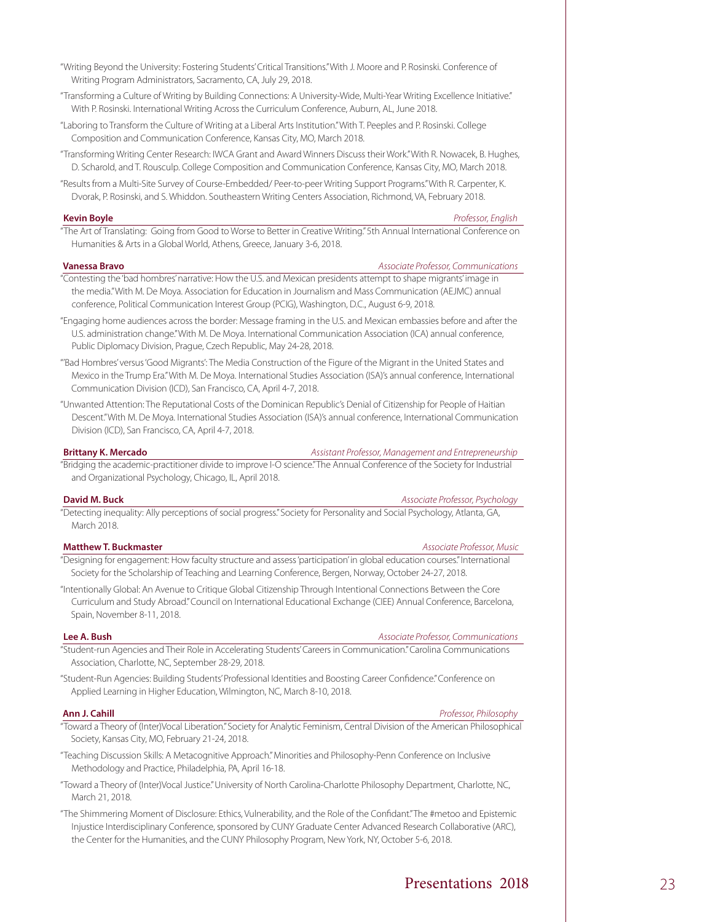"Writing Beyond the University: Fostering Students' Critical Transitions." With J. Moore and P. Rosinski. Conference of Writing Program Administrators, Sacramento, CA, July 29, 2018.

"Transforming a Culture of Writing by Building Connections: A University-Wide, Multi-Year Writing Excellence Initiative." With P. Rosinski. International Writing Across the Curriculum Conference, Auburn, AL, June 2018.

"Laboring to Transform the Culture of Writing at a Liberal Arts Institution." With T. Peeples and P. Rosinski. College Composition and Communication Conference, Kansas City, MO, March 2018.

"Transforming Writing Center Research: IWCA Grant and Award Winners Discuss their Work." With R. Nowacek, B. Hughes, D. Scharold, and T. Rousculp. College Composition and Communication Conference, Kansas City, MO, March 2018.

"Results from a Multi-Site Survey of Course-Embedded/ Peer-to-peer Writing Support Programs." With R. Carpenter, K. Dvorak, P. Rosinski, and S. Whiddon. Southeastern Writing Centers Association, Richmond, VA, February 2018.

**Kevin Boyle** — *Professor, English*

"The Art of Translating: Going from Good to Worse to Better in Creative Writing." 5th Annual International Conference on Humanities & Arts in a Global World, Athens, Greece, January 3-6, 2018.

**Vanessa Bravo** — *Associate Professor, Communications*

"Contesting the 'bad hombres' narrative: How the U.S. and Mexican presidents attempt to shape migrants' image in the media." With M. De Moya. Association for Education in Journalism and Mass Communication (AEJMC) annual conference, Political Communication Interest Group (PCIG), Washington, D.C., August 6-9, 2018.

"Engaging home audiences across the border: Message framing in the U.S. and Mexican embassies before and after the U.S. administration change." With M. De Moya. International Communication Association (ICA) annual conference, Public Diplomacy Division, Prague, Czech Republic, May 24-28, 2018.

"'Bad Hombres' versus 'Good Migrants': The Media Construction of the Figure of the Migrant in the United States and Mexico in the Trump Era." With M. De Moya. International Studies Association (ISA)'s annual conference, International Communication Division (ICD), San Francisco, CA, April 4-7, 2018.

"Unwanted Attention: The Reputational Costs of the Dominican Republic's Denial of Citizenship for People of Haitian Descent." With M. De Moya. International Studies Association (ISA)'s annual conference, International Communication Division (ICD), San Francisco, CA, April 4-7, 2018.

**Brittany K. Mercado** — *Assistant Professor, Management and Entrepreneurship*

"Bridging the academic-practitioner divide to improve I-O science." The Annual Conference of the Society for Industrial and Organizational Psychology, Chicago, IL, April 2018.

**David M. Buck** — *Associate Professor, Psychology*

"Detecting inequality: Ally perceptions of social progress." Society for Personality and Social Psychology, Atlanta, GA, March 2018.

**Matthew T. Buckmaster** — *Associate Professor, Music*

"Designing for engagement: How faculty structure and assess 'participation' in global education courses." International Society for the Scholarship of Teaching and Learning Conference, Bergen, Norway, October 24-27, 2018.

"Intentionally Global: An Avenue to Critique Global Citizenship Through Intentional Connections Between the Core Curriculum and Study Abroad." Council on International Educational Exchange (CIEE) Annual Conference, Barcelona, Spain, November 8-11, 2018.

**Lee A. Bush** — *Associate Professor, Communications*

"Student-run Agencies and Their Role in Accelerating Students' Careers in Communication." Carolina Communications Association, Charlotte, NC, September 28-29, 2018.

"Student-Run Agencies: Building Students' Professional Identities and Boosting Career Confidence." Conference on Applied Learning in Higher Education, Wilmington, NC, March 8-10, 2018.

**Ann J. Cahill** — *Professor, Philosophy*

"Toward a Theory of (Inter)Vocal Liberation." Society for Analytic Feminism, Central Division of the American Philosophical Society, Kansas City, MO, February 21-24, 2018.

"Teaching Discussion Skills: A Metacognitive Approach." Minorities and Philosophy-Penn Conference on Inclusive Methodology and Practice, Philadelphia, PA, April 16-18.

"Toward a Theory of (Inter)Vocal Justice." University of North Carolina-Charlotte Philosophy Department, Charlotte, NC, March 21, 2018.

"The Shimmering Moment of Disclosure: Ethics, Vulnerability, and the Role of the Confidant." The #metoo and Epistemic Injustice Interdisciplinary Conference, sponsored by CUNY Graduate Center Advanced Research Collaborative (ARC), the Center for the Humanities, and the CUNY Philosophy Program, New York, NY, October 5-6, 2018.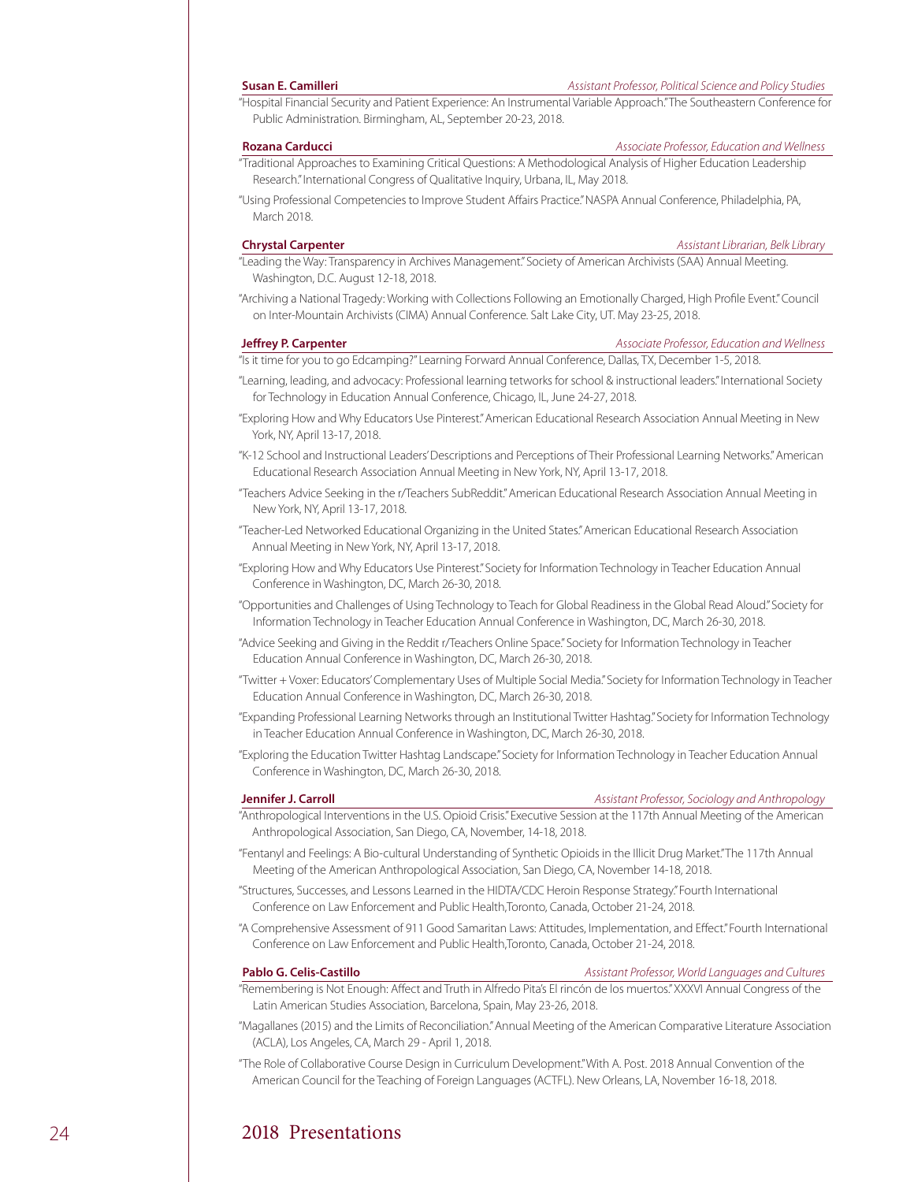**Susan E. Camilleri** *Assistant Professor, Political Science and Policy Studies*

"Hospital Financial Security and Patient Experience: An Instrumental Variable Approach." The Southeastern Conference for Public Administration. Birmingham, AL, September 20-23, 2018.

**Rozana Carducci** *Associate Professor, Education and Wellness*

"Traditional Approaches to Examining Critical Questions: A Methodological Analysis of Higher Education Leadership Research." International Congress of Qualitative Inquiry, Urbana, IL, May 2018.

"Using Professional Competencies to Improve Student Affairs Practice." NASPA Annual Conference, Philadelphia, PA, March 2018.

**Chrystal Carpenter** *Assistant Librarian, Belk Library*

"Leading the Way: Transparency in Archives Management." Society of American Archivists (SAA) Annual Meeting. Washington, D.C. August 12-18, 2018.

"Archiving a National Tragedy: Working with Collections Following an Emotionally Charged, High Profile Event." Council on Inter-Mountain Archivists (CIMA) Annual Conference. Salt Lake City, UT. May 23-25, 2018.

**Jeffrey P. Carpenter** *Associate Professor, Education and Wellness*

"Is it time for you to go Edcamping?" Learning Forward Annual Conference, Dallas, TX, December 1-5, 2018.

"Learning, leading, and advocacy: Professional learning tetworks for school & instructional leaders." International Society for Technology in Education Annual Conference, Chicago, IL, June 24-27, 2018.

"Exploring How and Why Educators Use Pinterest." American Educational Research Association Annual Meeting in New York, NY, April 13-17, 2018.

"K-12 School and Instructional Leaders' Descriptions and Perceptions of Their Professional Learning Networks." American Educational Research Association Annual Meeting in New York, NY, April 13-17, 2018.

"Teachers Advice Seeking in the r/Teachers SubReddit." American Educational Research Association Annual Meeting in New York, NY, April 13-17, 2018.

"Teacher-Led Networked Educational Organizing in the United States." American Educational Research Association Annual Meeting in New York, NY, April 13-17, 2018.

"Exploring How and Why Educators Use Pinterest." Society for Information Technology in Teacher Education Annual Conference in Washington, DC, March 26-30, 2018.

"Opportunities and Challenges of Using Technology to Teach for Global Readiness in the Global Read Aloud." Society for Information Technology in Teacher Education Annual Conference in Washington, DC, March 26-30, 2018.

"Advice Seeking and Giving in the Reddit r/Teachers Online Space." Society for Information Technology in Teacher Education Annual Conference in Washington, DC, March 26-30, 2018.

"Twitter + Voxer: Educators' Complementary Uses of Multiple Social Media." Society for Information Technology in Teacher Education Annual Conference in Washington, DC, March 26-30, 2018.

"Expanding Professional Learning Networks through an Institutional Twitter Hashtag." Society for Information Technology in Teacher Education Annual Conference in Washington, DC, March 26-30, 2018.

"Exploring the Education Twitter Hashtag Landscape." Society for Information Technology in Teacher Education Annual Conference in Washington, DC, March 26-30, 2018.

**Jennifer J. Carroll** *Assistant Professor, Sociology and Anthropology*

"Anthropological Interventions in the U.S. Opioid Crisis." Executive Session at the 117th Annual Meeting of the American Anthropological Association, San Diego, CA, November, 14-18, 2018.

"Fentanyl and Feelings: A Bio-cultural Understanding of Synthetic Opioids in the Illicit Drug Market." The 117th Annual Meeting of the American Anthropological Association, San Diego, CA, November 14-18, 2018.

"Structures, Successes, and Lessons Learned in the HIDTA/CDC Heroin Response Strategy." Fourth International Conference on Law Enforcement and Public Health,Toronto, Canada, October 21-24, 2018.

"A Comprehensive Assessment of 911 Good Samaritan Laws: Attitudes, Implementation, and Effect." Fourth International Conference on Law Enforcement and Public Health,Toronto, Canada, October 21-24, 2018.

**Pablo G. Celis-Castillo** *Assistant Professor, World Languages and Cultures*

"Remembering is Not Enough: Affect and Truth in Alfredo Pita's El rincón de los muertos." XXXVI Annual Congress of the Latin American Studies Association, Barcelona, Spain, May 23-26, 2018.

"Magallanes (2015) and the Limits of Reconciliation." Annual Meeting of the American Comparative Literature Association (ACLA), Los Angeles, CA, March 29 - April 1, 2018.

"The Role of Collaborative Course Design in Curriculum Development." With A. Post. 2018 Annual Convention of the American Council for the Teaching of Foreign Languages (ACTFL). New Orleans, LA, November 16-18, 2018.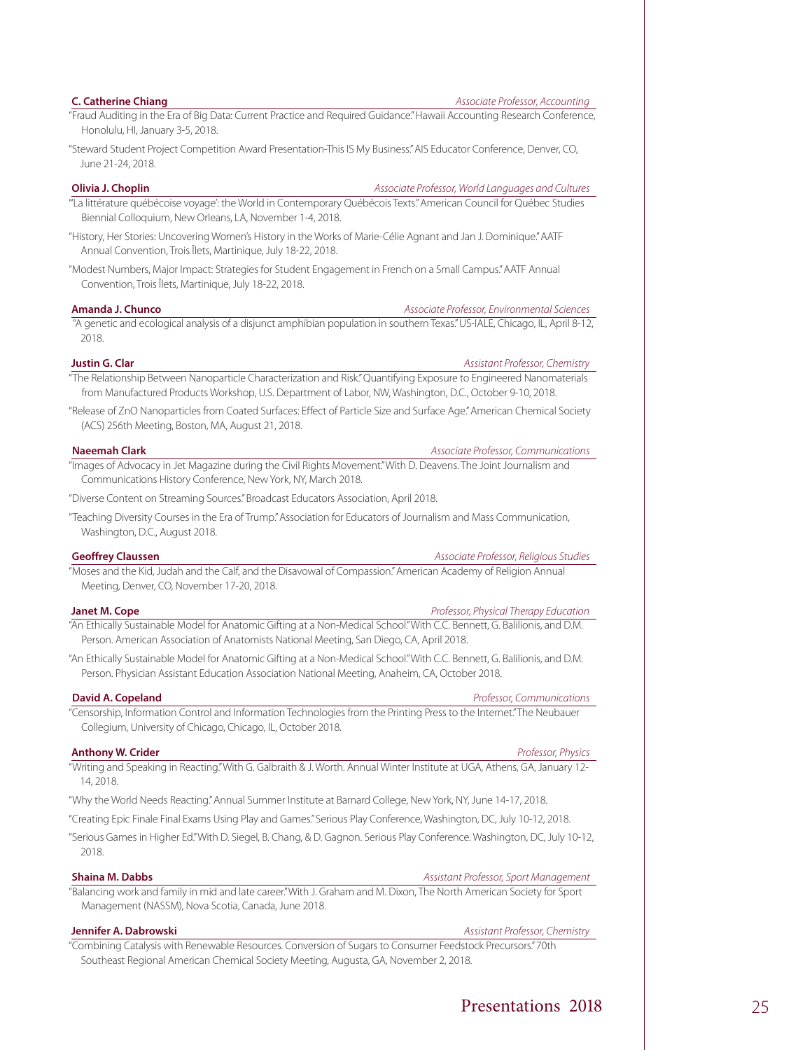**C. Catherine Chiang** — *Associate Professor, Accounting*

"Fraud Auditing in the Era of Big Data: Current Practice and Required Guidance." Hawaii Accounting Research Conference, Honolulu, HI, January 3-5, 2018.

"Steward Student Project Competition Award Presentation-This IS My Business." AIS Educator Conference, Denver, CO, June 21-24, 2018.

**Olivia J. Choplin** — *Associate Professor, World Languages and Cultures*

"'La littérature québécoise voyage': the World in Contemporary Québécois Texts." American Council for Québec Studies Biennial Colloquium, New Orleans, LA, November 1-4, 2018.

"History, Her Stories: Uncovering Women's History in the Works of Marie-Célie Agnant and Jan J. Dominique." AATF Annual Convention, Trois Îlets, Martinique, July 18-22, 2018.

"Modest Numbers, Major Impact: Strategies for Student Engagement in French on a Small Campus." AATF Annual Convention, Trois Îlets, Martinique, July 18-22, 2018.

**Amanda J. Chunco** — *Associate Professor, Environmental Sciences*

"A genetic and ecological analysis of a disjunct amphibian population in southern Texas." US-IALE, Chicago, IL, April 8-12, 2018.

**Justin G. Clar** — *Assistant Professor, Chemistry*

"The Relationship Between Nanoparticle Characterization and Risk." Quantifying Exposure to Engineered Nanomaterials from Manufactured Products Workshop, U.S. Department of Labor, NW, Washington, D.C., October 9-10, 2018.

"Release of ZnO Nanoparticles from Coated Surfaces: Effect of Particle Size and Surface Age." American Chemical Society (ACS) 256th Meeting, Boston, MA, August 21, 2018.

**Naeemah Clark** — *Associate Professor, Communications*

"Images of Advocacy in Jet Magazine during the Civil Rights Movement." With D. Deavens. The Joint Journalism and Communications History Conference, New York, NY, March 2018.

"Diverse Content on Streaming Sources." Broadcast Educators Association, April 2018.

"Teaching Diversity Courses in the Era of Trump." Association for Educators of Journalism and Mass Communication, Washington, D.C., August 2018.

**Geoffrey Claussen** — *Associate Professor, Religious Studies*

"Moses and the Kid, Judah and the Calf, and the Disavowal of Compassion." American Academy of Religion Annual Meeting, Denver, CO, November 17-20, 2018.

**Janet M. Cope** — *Professor, Physical Therapy Education*

"An Ethically Sustainable Model for Anatomic Gifting at a Non-Medical School." With C.C. Bennett, G. Balilionis, and D.M. Person. American Association of Anatomists National Meeting, San Diego, CA, April 2018.

"An Ethically Sustainable Model for Anatomic Gifting at a Non-Medical School." With C.C. Bennett, G. Balilionis, and D.M. Person. Physician Assistant Education Association National Meeting, Anaheim, CA, October 2018.

**David A. Copeland** — *Professor, Communications*

"Censorship, Information Control and Information Technologies from the Printing Press to the Internet." The Neubauer Collegium, University of Chicago, Chicago, IL, October 2018.

**Anthony W. Crider** — *Professor, Physics*

"Writing and Speaking in Reacting." With G. Galbraith & J. Worth. Annual Winter Institute at UGA, Athens, GA, January 12-14, 2018.

"Why the World Needs Reacting." Annual Summer Institute at Barnard College, New York, NY, June 14-17, 2018.

"Creating Epic Finale Final Exams Using Play and Games." Serious Play Conference, Washington, DC, July 10-12, 2018.

"Serious Games in Higher Ed." With D. Siegel, B. Chang, & D. Gagnon. Serious Play Conference. Washington, DC, July 10-12, 2018.

**Shaina M. Dabbs** — *Assistant Professor, Sport Management*

"Balancing work and family in mid and late career." With J. Graham and M. Dixon, The North American Society for Sport Management (NASSM), Nova Scotia, Canada, June 2018.

**Jennifer A. Dabrowski** — *Assistant Professor, Chemistry*

"Combining Catalysis with Renewable Resources. Conversion of Sugars to Consumer Feedstock Precursors." 70th Southeast Regional American Chemical Society Meeting, Augusta, GA, November 2, 2018.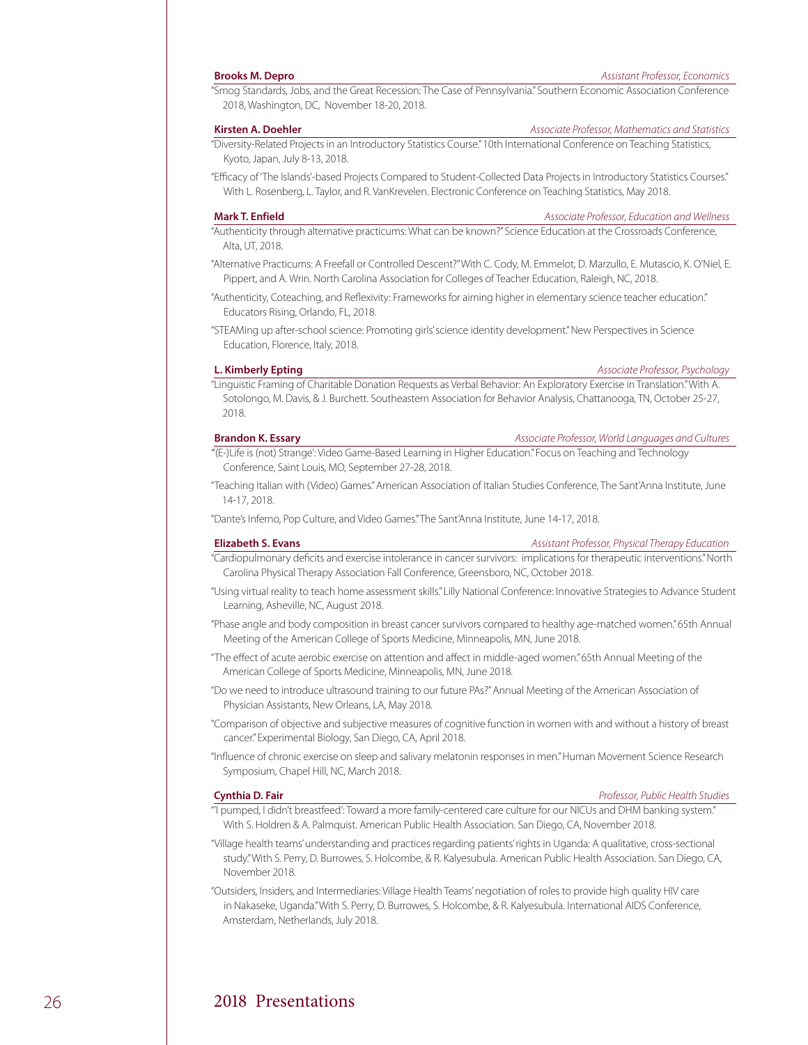**Brooks M. Depro** *Assistant Professor, Economics*

"Smog Standards, Jobs, and the Great Recession: The Case of Pennsylvania." Southern Economic Association Conference 2018, Washington, DC, November 18-20, 2018.

**Kirsten A. Doehler** *Associate Professor, Mathematics and Statistics*

"Diversity-Related Projects in an Introductory Statistics Course." 10th International Conference on Teaching Statistics, Kyoto, Japan, July 8-13, 2018.

"Efficacy of 'The Islands'-based Projects Compared to Student-Collected Data Projects in Introductory Statistics Courses." With L. Rosenberg, L. Taylor, and R. VanKrevelen. Electronic Conference on Teaching Statistics, May 2018.

**Mark T. Enfield** *Associate Professor, Education and Wellness*

"Authenticity through alternative practicums: What can be known?" Science Education at the Crossroads Conference, Alta, UT, 2018.

"Alternative Practicums: A Freefall or Controlled Descent?" With C. Cody, M. Emmelot, D. Marzullo, E. Mutascio, K. O'Niel, E. Pippert, and A. Wrin. North Carolina Association for Colleges of Teacher Education, Raleigh, NC, 2018.

"Authenticity, Coteaching, and Reflexivity: Frameworks for aiming higher in elementary science teacher education." Educators Rising, Orlando, FL, 2018.

"STEAMing up after-school science: Promoting girls' science identity development." New Perspectives in Science Education, Florence, Italy, 2018.

**L. Kimberly Epting** *Associate Professor, Psychology*

"Linguistic Framing of Charitable Donation Requests as Verbal Behavior: An Exploratory Exercise in Translation." With A. Sotolongo, M. Davis, & J. Burchett. Southeastern Association for Behavior Analysis, Chattanooga, TN, October 25-27, 2018.

**Brandon K. Essary** *Associate Professor, World Languages and Cultures*

"'(E-)Life is (not) Strange': Video Game-Based Learning in Higher Education." Focus on Teaching and Technology Conference, Saint Louis, MO, September 27-28, 2018.

"Teaching Italian with (Video) Games." American Association of Italian Studies Conference, The Sant'Anna Institute, June 14-17, 2018.

"Dante's Inferno, Pop Culture, and Video Games." The Sant'Anna Institute, June 14-17, 2018.

**Elizabeth S. Evans** *Assistant Professor, Physical Therapy Education*

"Cardiopulmonary deficits and exercise intolerance in cancer survivors: implications for therapeutic interventions." North Carolina Physical Therapy Association Fall Conference, Greensboro, NC, October 2018.

"Using virtual reality to teach home assessment skills." Lilly National Conference: Innovative Strategies to Advance Student Learning, Asheville, NC, August 2018.

"Phase angle and body composition in breast cancer survivors compared to healthy age-matched women." 65th Annual Meeting of the American College of Sports Medicine, Minneapolis, MN, June 2018.

"The effect of acute aerobic exercise on attention and affect in middle-aged women." 65th Annual Meeting of the American College of Sports Medicine, Minneapolis, MN, June 2018.

"Do we need to introduce ultrasound training to our future PAs?" Annual Meeting of the American Association of Physician Assistants, New Orleans, LA, May 2018.

"Comparison of objective and subjective measures of cognitive function in women with and without a history of breast cancer." Experimental Biology, San Diego, CA, April 2018.

"Influence of chronic exercise on sleep and salivary melatonin responses in men." Human Movement Science Research Symposium, Chapel Hill, NC, March 2018.

**Cynthia D. Fair** *Professor, Public Health Studies*

"'I pumped, I didn't breastfeed': Toward a more family-centered care culture for our NICUs and DHM banking system." With S. Holdren & A. Palmquist. American Public Health Association. San Diego, CA, November 2018.

"Village health teams' understanding and practices regarding patients' rights in Uganda: A qualitative, cross-sectional study." With S. Perry, D. Burrowes, S. Holcombe, & R. Kalyesubula. American Public Health Association. San Diego, CA, November 2018.

"Outsiders, Insiders, and Intermediaries: Village Health Teams' negotiation of roles to provide high quality HIV care in Nakaseke, Uganda." With S. Perry, D. Burrowes, S. Holcombe, & R. Kalyesubula. International AIDS Conference, Amsterdam, Netherlands, July 2018.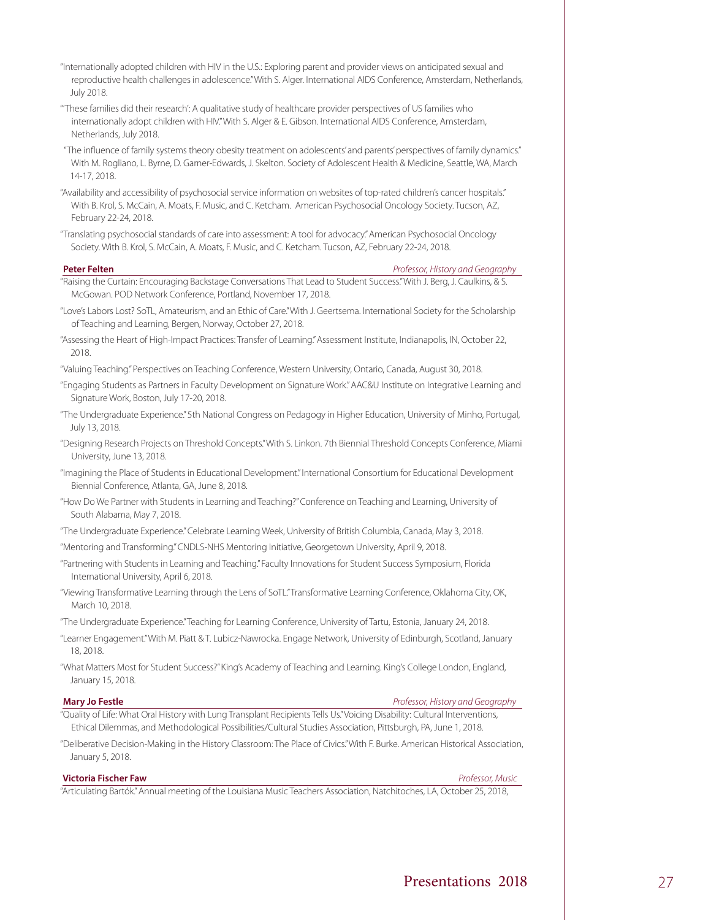"Internationally adopted children with HIV in the U.S.: Exploring parent and provider views on anticipated sexual and reproductive health challenges in adolescence." With S. Alger. International AIDS Conference, Amsterdam, Netherlands, July 2018.

"'These families did their research': A qualitative study of healthcare provider perspectives of US families who internationally adopt children with HIV." With S. Alger & E. Gibson. International AIDS Conference, Amsterdam, Netherlands, July 2018.

"The influence of family systems theory obesity treatment on adolescents' and parents' perspectives of family dynamics." With M. Rogliano, L. Byrne, D. Garner-Edwards, J. Skelton. Society of Adolescent Health & Medicine, Seattle, WA, March 14-17, 2018.

"Availability and accessibility of psychosocial service information on websites of top-rated children's cancer hospitals." With B. Krol, S. McCain, A. Moats, F. Music, and C. Ketcham. American Psychosocial Oncology Society. Tucson, AZ, February 22-24, 2018.

"Translating psychosocial standards of care into assessment: A tool for advocacy." American Psychosocial Oncology Society. With B. Krol, S. McCain, A. Moats, F. Music, and C. Ketcham. Tucson, AZ, February 22-24, 2018.

**Peter Felten** *Professor, History and Geography*

"Raising the Curtain: Encouraging Backstage Conversations That Lead to Student Success." With J. Berg, J. Caulkins, & S. McGowan. POD Network Conference, Portland, November 17, 2018.

"Love's Labors Lost? SoTL, Amateurism, and an Ethic of Care." With J. Geertsema. International Society for the Scholarship of Teaching and Learning, Bergen, Norway, October 27, 2018.

"Assessing the Heart of High-Impact Practices: Transfer of Learning." Assessment Institute, Indianapolis, IN, October 22, 2018.

"Valuing Teaching." Perspectives on Teaching Conference, Western University, Ontario, Canada, August 30, 2018.

"Engaging Students as Partners in Faculty Development on Signature Work." AAC&U Institute on Integrative Learning and Signature Work, Boston, July 17-20, 2018.

"The Undergraduate Experience." 5th National Congress on Pedagogy in Higher Education, University of Minho, Portugal, July 13, 2018.

"Designing Research Projects on Threshold Concepts." With S. Linkon. 7th Biennial Threshold Concepts Conference, Miami University, June 13, 2018.

"Imagining the Place of Students in Educational Development." International Consortium for Educational Development Biennial Conference, Atlanta, GA, June 8, 2018.

"How Do We Partner with Students in Learning and Teaching?" Conference on Teaching and Learning, University of South Alabama, May 7, 2018.

"The Undergraduate Experience." Celebrate Learning Week, University of British Columbia, Canada, May 3, 2018.

"Mentoring and Transforming." CNDLS-NHS Mentoring Initiative, Georgetown University, April 9, 2018.

"Partnering with Students in Learning and Teaching." Faculty Innovations for Student Success Symposium, Florida International University, April 6, 2018.

"Viewing Transformative Learning through the Lens of SoTL." Transformative Learning Conference, Oklahoma City, OK, March 10, 2018.

"The Undergraduate Experience." Teaching for Learning Conference, University of Tartu, Estonia, January 24, 2018.

"Learner Engagement." With M. Piatt & T. Lubicz-Nawrocka. Engage Network, University of Edinburgh, Scotland, January 18, 2018.

"What Matters Most for Student Success?" King's Academy of Teaching and Learning. King's College London, England, January 15, 2018.

**Mary Jo Festle** *Professor, History and Geography*

"Quality of Life: What Oral History with Lung Transplant Recipients Tells Us." Voicing Disability: Cultural Interventions, Ethical Dilemmas, and Methodological Possibilities/Cultural Studies Association, Pittsburgh, PA, June 1, 2018.

"Deliberative Decision-Making in the History Classroom: The Place of Civics." With F. Burke. American Historical Association, January 5, 2018.

**Victoria Fischer Faw** *Professor, Music*

"Articulating Bartók." Annual meeting of the Louisiana Music Teachers Association, Natchitoches, LA, October 25, 2018,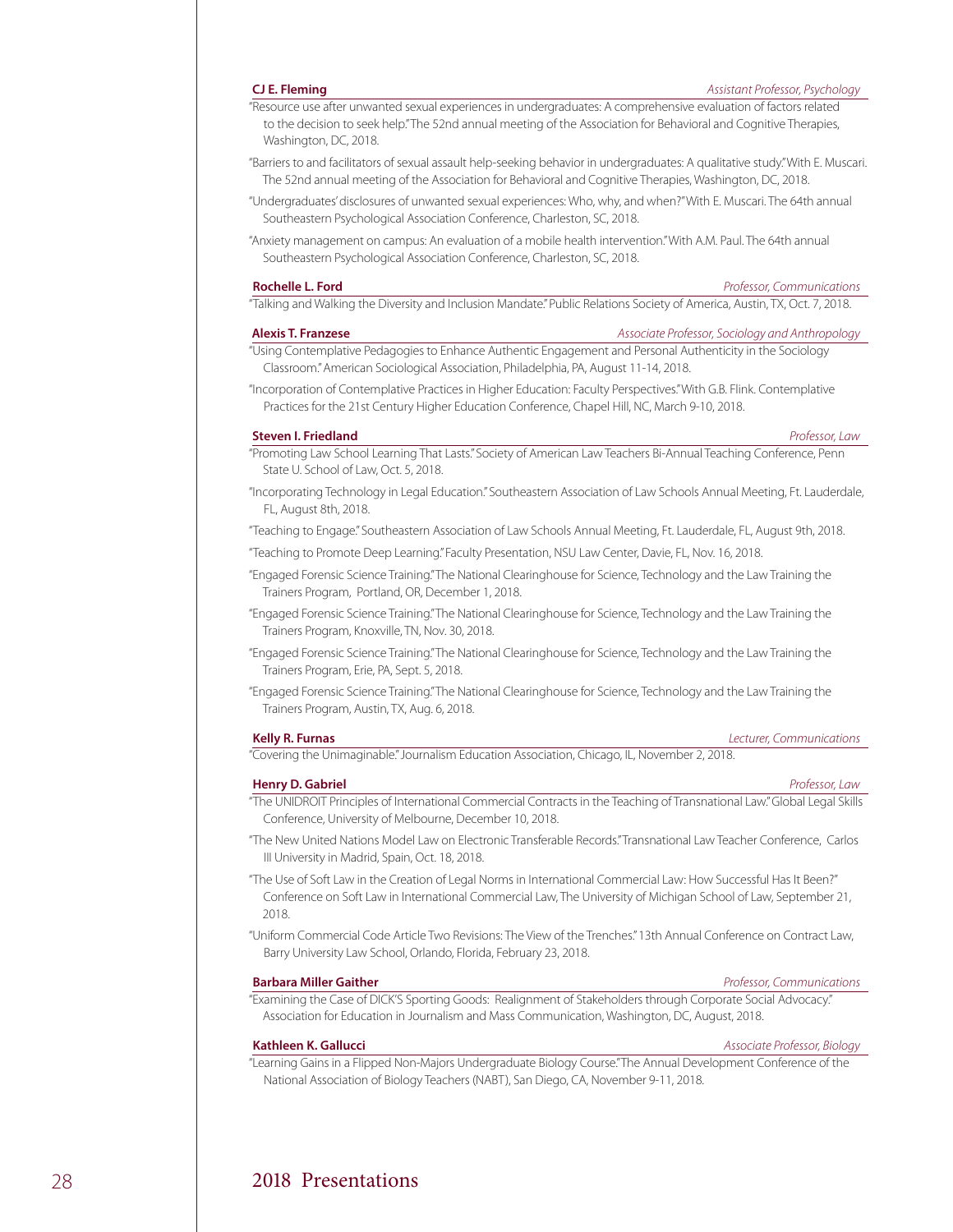**CJ E. Fleming** — *Assistant Professor, Psychology*

"Resource use after unwanted sexual experiences in undergraduates: A comprehensive evaluation of factors related to the decision to seek help." The 52nd annual meeting of the Association for Behavioral and Cognitive Therapies, Washington, DC, 2018.

"Barriers to and facilitators of sexual assault help-seeking behavior in undergraduates: A qualitative study." With E. Muscari. The 52nd annual meeting of the Association for Behavioral and Cognitive Therapies, Washington, DC, 2018.

"Undergraduates' disclosures of unwanted sexual experiences: Who, why, and when?" With E. Muscari. The 64th annual Southeastern Psychological Association Conference, Charleston, SC, 2018.

"Anxiety management on campus: An evaluation of a mobile health intervention." With A.M. Paul. The 64th annual Southeastern Psychological Association Conference, Charleston, SC, 2018.

**Rochelle L. Ford** — *Professor, Communications*

"Talking and Walking the Diversity and Inclusion Mandate." Public Relations Society of America, Austin, TX, Oct. 7, 2018.

**Alexis T. Franzese** — *Associate Professor, Sociology and Anthropology*

"Using Contemplative Pedagogies to Enhance Authentic Engagement and Personal Authenticity in the Sociology Classroom." American Sociological Association, Philadelphia, PA, August 11-14, 2018.

"Incorporation of Contemplative Practices in Higher Education: Faculty Perspectives." With G.B. Flink. Contemplative Practices for the 21st Century Higher Education Conference, Chapel Hill, NC, March 9-10, 2018.

**Steven I. Friedland** — *Professor, Law*

"Promoting Law School Learning That Lasts." Society of American Law Teachers Bi-Annual Teaching Conference, Penn State U. School of Law, Oct. 5, 2018.

"Incorporating Technology in Legal Education." Southeastern Association of Law Schools Annual Meeting, Ft. Lauderdale, FL, August 8th, 2018.

"Teaching to Engage." Southeastern Association of Law Schools Annual Meeting, Ft. Lauderdale, FL, August 9th, 2018.

"Teaching to Promote Deep Learning." Faculty Presentation, NSU Law Center, Davie, FL, Nov. 16, 2018.

"Engaged Forensic Science Training." The National Clearinghouse for Science, Technology and the Law Training the Trainers Program, Portland, OR, December 1, 2018.

"Engaged Forensic Science Training." The National Clearinghouse for Science, Technology and the Law Training the Trainers Program, Knoxville, TN, Nov. 30, 2018.

"Engaged Forensic Science Training." The National Clearinghouse for Science, Technology and the Law Training the Trainers Program, Erie, PA, Sept. 5, 2018.

"Engaged Forensic Science Training." The National Clearinghouse for Science, Technology and the Law Training the Trainers Program, Austin, TX, Aug. 6, 2018.

**Kelly R. Furnas** — *Lecturer, Communications*

"Covering the Unimaginable." Journalism Education Association, Chicago, IL, November 2, 2018.

**Henry D. Gabriel** — *Professor, Law*

"The UNIDROIT Principles of International Commercial Contracts in the Teaching of Transnational Law." Global Legal Skills Conference, University of Melbourne, December 10, 2018.

"The New United Nations Model Law on Electronic Transferable Records." Transnational Law Teacher Conference, Carlos III University in Madrid, Spain, Oct. 18, 2018.

"The Use of Soft Law in the Creation of Legal Norms in International Commercial Law: How Successful Has It Been?" Conference on Soft Law in International Commercial Law, The University of Michigan School of Law, September 21, 2018.

"Uniform Commercial Code Article Two Revisions: The View of the Trenches." 13th Annual Conference on Contract Law, Barry University Law School, Orlando, Florida, February 23, 2018.

**Barbara Miller Gaither** — *Professor, Communications*

"Examining the Case of DICK'S Sporting Goods: Realignment of Stakeholders through Corporate Social Advocacy." Association for Education in Journalism and Mass Communication, Washington, DC, August, 2018.

**Kathleen K. Gallucci** — *Associate Professor, Biology*

"Learning Gains in a Flipped Non-Majors Undergraduate Biology Course." The Annual Development Conference of the National Association of Biology Teachers (NABT), San Diego, CA, November 9-11, 2018.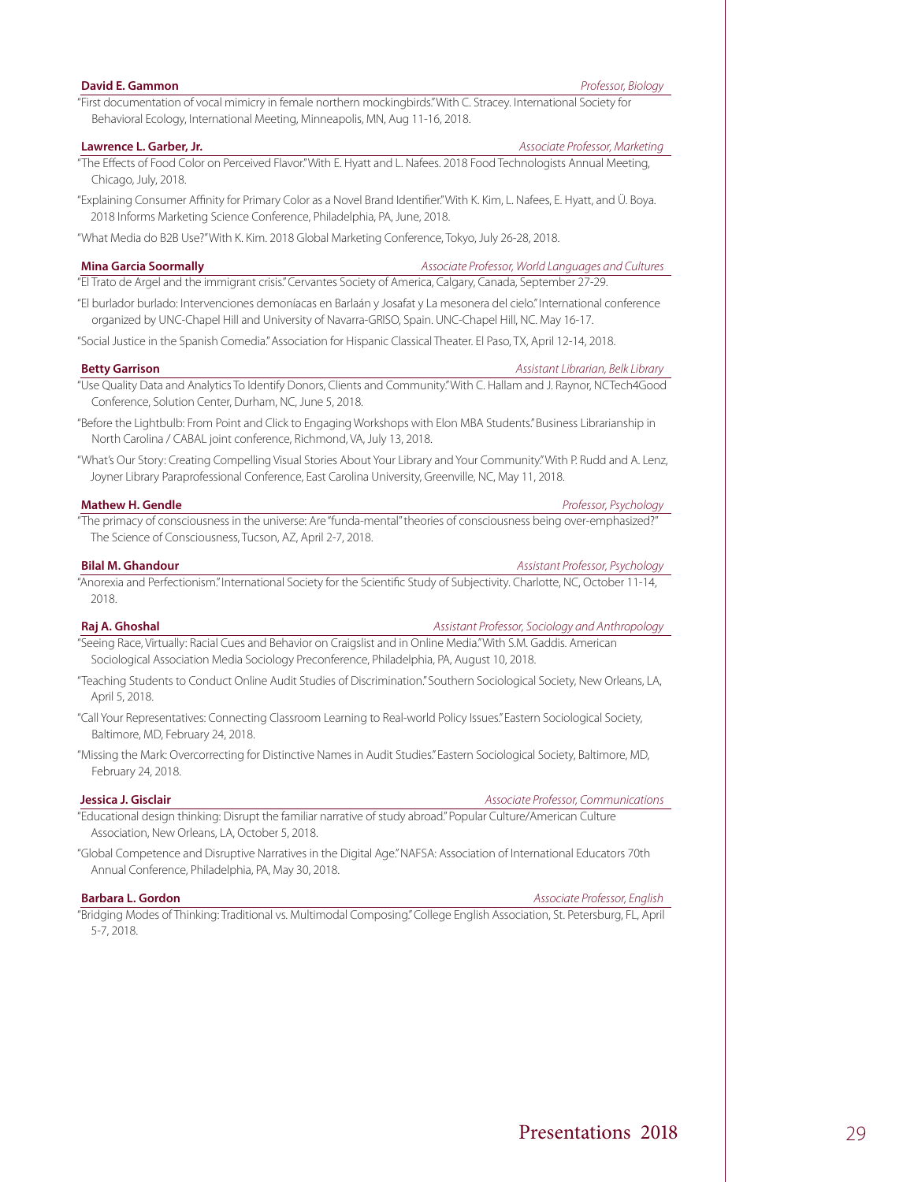**David E. Gammon** *Professor, Biology*

"First documentation of vocal mimicry in female northern mockingbirds." With C. Stracey. International Society for Behavioral Ecology, International Meeting, Minneapolis, MN, Aug 11-16, 2018.

**Lawrence L. Garber, Jr.** *Associate Professor, Marketing*

"The Effects of Food Color on Perceived Flavor." With E. Hyatt and L. Nafees. 2018 Food Technologists Annual Meeting, Chicago, July, 2018.

"Explaining Consumer Affinity for Primary Color as a Novel Brand Identifier." With K. Kim, L. Nafees, E. Hyatt, and Ü. Boya. 2018 Informs Marketing Science Conference, Philadelphia, PA, June, 2018.

"What Media do B2B Use?" With K. Kim. 2018 Global Marketing Conference, Tokyo, July 26-28, 2018.

**Mina Garcia Soormally** *Associate Professor, World Languages and Cultures*

"El Trato de Argel and the immigrant crisis." Cervantes Society of America, Calgary, Canada, September 27-29.

"El burlador burlado: Intervenciones demoníacas en Barlaán y Josafat y La mesonera del cielo." International conference organized by UNC-Chapel Hill and University of Navarra-GRISO, Spain. UNC-Chapel Hill, NC. May 16-17.

"Social Justice in the Spanish Comedia." Association for Hispanic Classical Theater. El Paso, TX, April 12-14, 2018.

**Betty Garrison** *Assistant Librarian, Belk Library*

"Use Quality Data and Analytics To Identify Donors, Clients and Community." With C. Hallam and J. Raynor, NCTech4Good Conference, Solution Center, Durham, NC, June 5, 2018.

"Before the Lightbulb: From Point and Click to Engaging Workshops with Elon MBA Students." Business Librarianship in North Carolina / CABAL joint conference, Richmond, VA, July 13, 2018.

"What's Our Story: Creating Compelling Visual Stories About Your Library and Your Community." With P. Rudd and A. Lenz, Joyner Library Paraprofessional Conference, East Carolina University, Greenville, NC, May 11, 2018.

**Mathew H. Gendle** *Professor, Psychology*

"The primacy of consciousness in the universe: Are "funda-mental" theories of consciousness being over-emphasized?" The Science of Consciousness, Tucson, AZ, April 2-7, 2018.

**Bilal M. Ghandour** *Assistant Professor, Psychology*

"Anorexia and Perfectionism." International Society for the Scientific Study of Subjectivity. Charlotte, NC, October 11-14, 2018.

**Raj A. Ghoshal** *Assistant Professor, Sociology and Anthropology*

"Seeing Race, Virtually: Racial Cues and Behavior on Craigslist and in Online Media." With S.M. Gaddis. American Sociological Association Media Sociology Preconference, Philadelphia, PA, August 10, 2018.

"Teaching Students to Conduct Online Audit Studies of Discrimination." Southern Sociological Society, New Orleans, LA, April 5, 2018.

"Call Your Representatives: Connecting Classroom Learning to Real-world Policy Issues." Eastern Sociological Society, Baltimore, MD, February 24, 2018.

"Missing the Mark: Overcorrecting for Distinctive Names in Audit Studies." Eastern Sociological Society, Baltimore, MD, February 24, 2018.

**Jessica J. Gisclair** *Associate Professor, Communications*

"Educational design thinking: Disrupt the familiar narrative of study abroad." Popular Culture/American Culture Association, New Orleans, LA, October 5, 2018.

"Global Competence and Disruptive Narratives in the Digital Age." NAFSA: Association of International Educators 70th Annual Conference, Philadelphia, PA, May 30, 2018.

**Barbara L. Gordon** *Associate Professor, English*

"Bridging Modes of Thinking: Traditional vs. Multimodal Composing." College English Association, St. Petersburg, FL, April 5-7, 2018.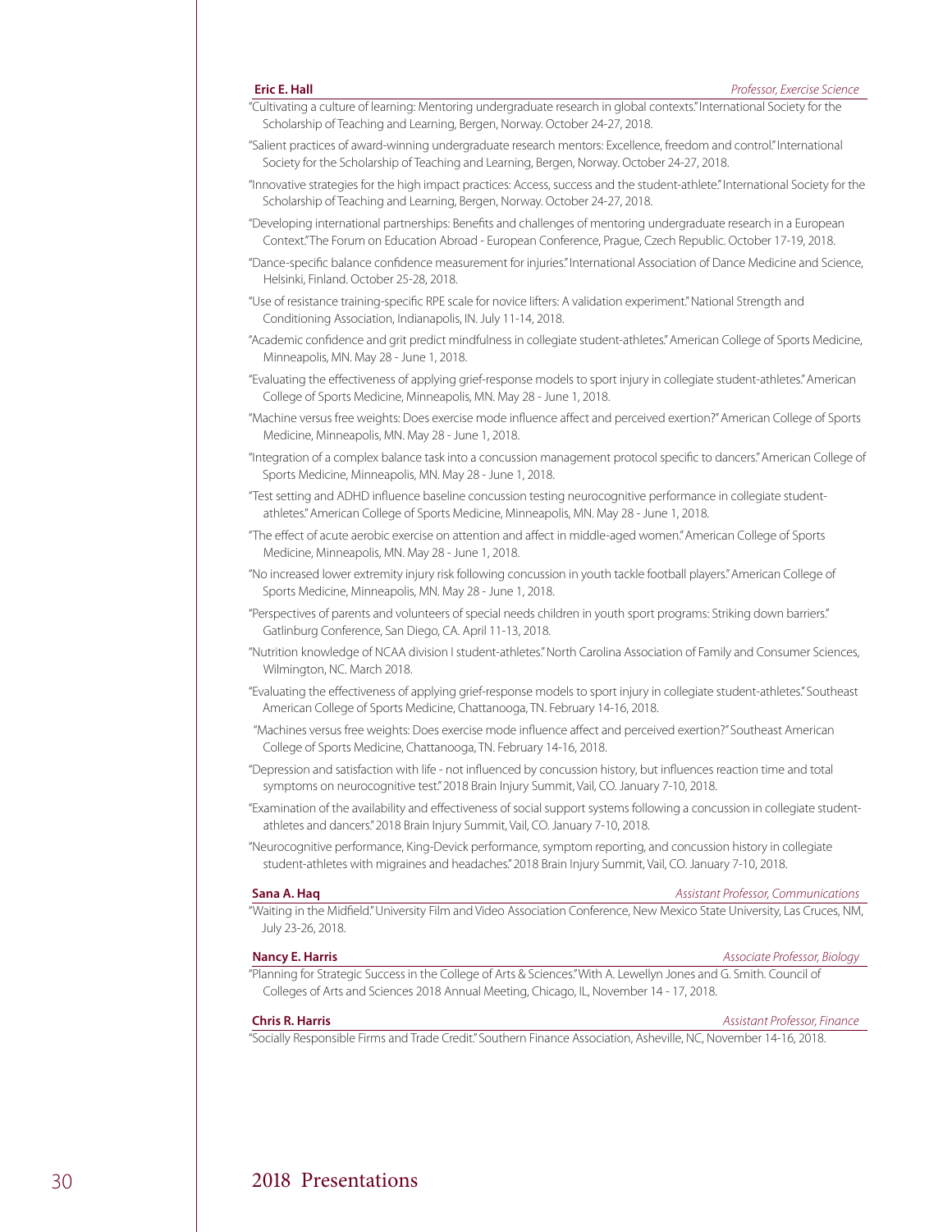**Eric E. Hall** *Professor, Exercise Science*

"Cultivating a culture of learning: Mentoring undergraduate research in global contexts." International Society for the Scholarship of Teaching and Learning, Bergen, Norway. October 24-27, 2018.

"Salient practices of award-winning undergraduate research mentors: Excellence, freedom and control." International Society for the Scholarship of Teaching and Learning, Bergen, Norway. October 24-27, 2018.

"Innovative strategies for the high impact practices: Access, success and the student-athlete." International Society for the Scholarship of Teaching and Learning, Bergen, Norway. October 24-27, 2018.

"Developing international partnerships: Benefits and challenges of mentoring undergraduate research in a European Context." The Forum on Education Abroad - European Conference, Prague, Czech Republic. October 17-19, 2018.

"Dance-specific balance confidence measurement for injuries." International Association of Dance Medicine and Science, Helsinki, Finland. October 25-28, 2018.

"Use of resistance training-specific RPE scale for novice lifters: A validation experiment." National Strength and Conditioning Association, Indianapolis, IN. July 11-14, 2018.

"Academic confidence and grit predict mindfulness in collegiate student-athletes." American College of Sports Medicine, Minneapolis, MN. May 28 - June 1, 2018.

"Evaluating the effectiveness of applying grief-response models to sport injury in collegiate student-athletes." American College of Sports Medicine, Minneapolis, MN. May 28 - June 1, 2018.

"Machine versus free weights: Does exercise mode influence affect and perceived exertion?" American College of Sports Medicine, Minneapolis, MN. May 28 - June 1, 2018.

"Integration of a complex balance task into a concussion management protocol specific to dancers." American College of Sports Medicine, Minneapolis, MN. May 28 - June 1, 2018.

"Test setting and ADHD influence baseline concussion testing neurocognitive performance in collegiate student-athletes." American College of Sports Medicine, Minneapolis, MN. May 28 - June 1, 2018.

"The effect of acute aerobic exercise on attention and affect in middle-aged women." American College of Sports Medicine, Minneapolis, MN. May 28 - June 1, 2018.

"No increased lower extremity injury risk following concussion in youth tackle football players." American College of Sports Medicine, Minneapolis, MN. May 28 - June 1, 2018.

"Perspectives of parents and volunteers of special needs children in youth sport programs: Striking down barriers." Gatlinburg Conference, San Diego, CA. April 11-13, 2018.

"Nutrition knowledge of NCAA division I student-athletes." North Carolina Association of Family and Consumer Sciences, Wilmington, NC. March 2018.

"Evaluating the effectiveness of applying grief-response models to sport injury in collegiate student-athletes." Southeast American College of Sports Medicine, Chattanooga, TN. February 14-16, 2018.

"Machines versus free weights: Does exercise mode influence affect and perceived exertion?" Southeast American College of Sports Medicine, Chattanooga, TN. February 14-16, 2018.

"Depression and satisfaction with life - not influenced by concussion history, but influences reaction time and total symptoms on neurocognitive test." 2018 Brain Injury Summit, Vail, CO. January 7-10, 2018.

"Examination of the availability and effectiveness of social support systems following a concussion in collegiate student-athletes and dancers." 2018 Brain Injury Summit, Vail, CO. January 7-10, 2018.

"Neurocognitive performance, King-Devick performance, symptom reporting, and concussion history in collegiate student-athletes with migraines and headaches." 2018 Brain Injury Summit, Vail, CO. January 7-10, 2018.

**Sana A. Haq** *Assistant Professor, Communications*

"Waiting in the Midfield." University Film and Video Association Conference, New Mexico State University, Las Cruces, NM, July 23-26, 2018.

**Nancy E. Harris** *Associate Professor, Biology*

"Planning for Strategic Success in the College of Arts & Sciences." With A. Lewellyn Jones and G. Smith. Council of Colleges of Arts and Sciences 2018 Annual Meeting, Chicago, IL, November 14 - 17, 2018.

**Chris R. Harris** *Assistant Professor, Finance*

"Socially Responsible Firms and Trade Credit." Southern Finance Association, Asheville, NC, November 14-16, 2018.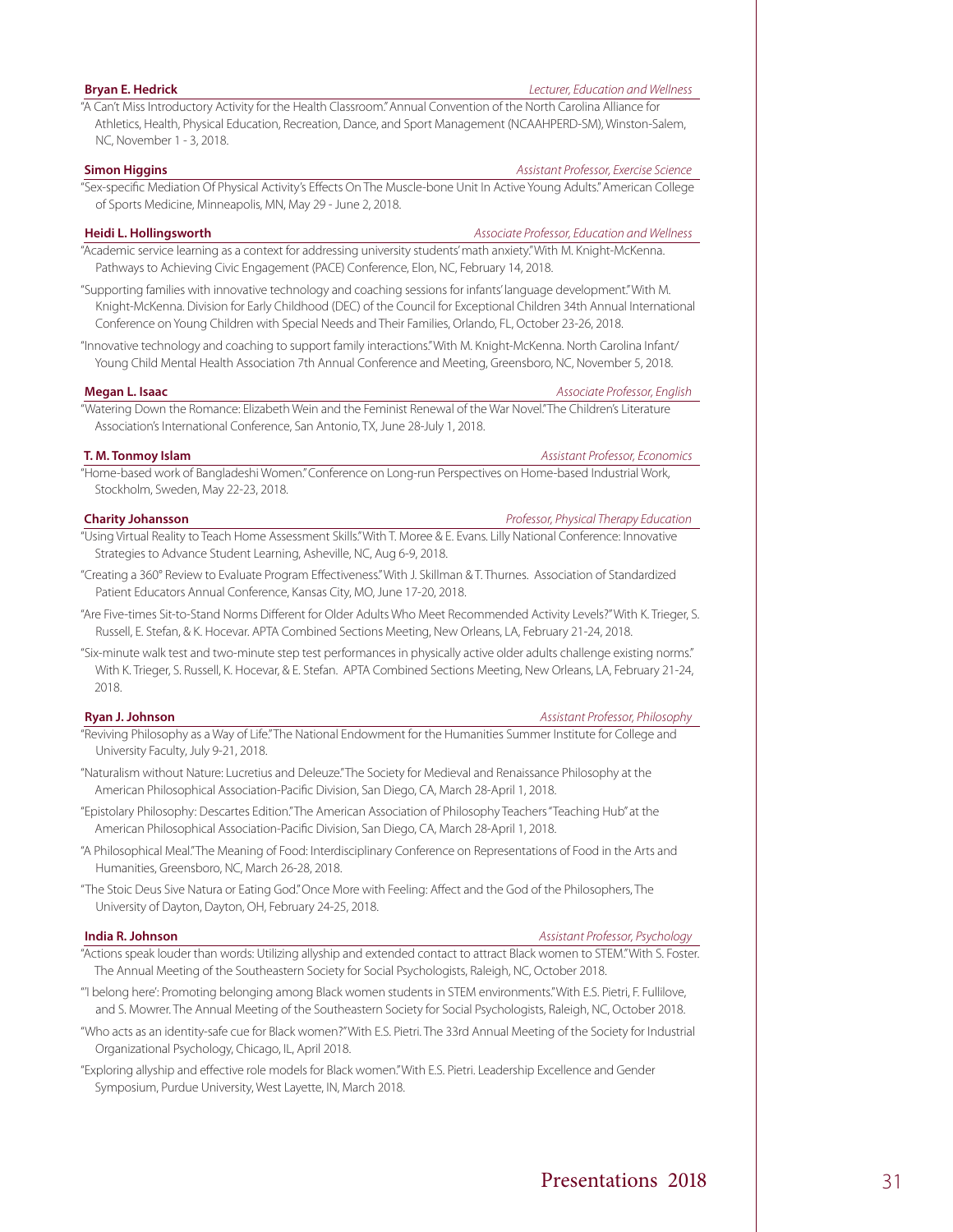**Bryan E. Hedrick** *Lecturer, Education and Wellness*

"A Can't Miss Introductory Activity for the Health Classroom." Annual Convention of the North Carolina Alliance for Athletics, Health, Physical Education, Recreation, Dance, and Sport Management (NCAAHPERD-SM), Winston-Salem, NC, November 1 - 3, 2018.

**Simon Higgins** *Assistant Professor, Exercise Science*

"Sex-specific Mediation Of Physical Activity's Effects On The Muscle-bone Unit In Active Young Adults." American College of Sports Medicine, Minneapolis, MN, May 29 - June 2, 2018.

**Heidi L. Hollingsworth** *Associate Professor, Education and Wellness*

"Academic service learning as a context for addressing university students' math anxiety." With M. Knight-McKenna. Pathways to Achieving Civic Engagement (PACE) Conference, Elon, NC, February 14, 2018.

"Supporting families with innovative technology and coaching sessions for infants' language development." With M. Knight-McKenna. Division for Early Childhood (DEC) of the Council for Exceptional Children 34th Annual International Conference on Young Children with Special Needs and Their Families, Orlando, FL, October 23-26, 2018.

"Innovative technology and coaching to support family interactions." With M. Knight-McKenna. North Carolina Infant/Young Child Mental Health Association 7th Annual Conference and Meeting, Greensboro, NC, November 5, 2018.

**Megan L. Isaac** *Associate Professor, English*

"Watering Down the Romance: Elizabeth Wein and the Feminist Renewal of the War Novel." The Children's Literature Association's International Conference, San Antonio, TX, June 28-July 1, 2018.

**T. M. Tonmoy Islam** *Assistant Professor, Economics*

"Home-based work of Bangladeshi Women." Conference on Long-run Perspectives on Home-based Industrial Work, Stockholm, Sweden, May 22-23, 2018.

**Charity Johansson** *Professor, Physical Therapy Education*

"Using Virtual Reality to Teach Home Assessment Skills." With T. Moree & E. Evans. Lilly National Conference: Innovative Strategies to Advance Student Learning, Asheville, NC, Aug 6-9, 2018.

"Creating a 360° Review to Evaluate Program Effectiveness." With J. Skillman & T. Thurnes. Association of Standardized Patient Educators Annual Conference, Kansas City, MO, June 17-20, 2018.

"Are Five-times Sit-to-Stand Norms Different for Older Adults Who Meet Recommended Activity Levels?" With K. Trieger, S. Russell, E. Stefan, & K. Hocevar. APTA Combined Sections Meeting, New Orleans, LA, February 21-24, 2018.

"Six-minute walk test and two-minute step test performances in physically active older adults challenge existing norms." With K. Trieger, S. Russell, K. Hocevar, & E. Stefan. APTA Combined Sections Meeting, New Orleans, LA, February 21-24, 2018.

**Ryan J. Johnson** *Assistant Professor, Philosophy*

"Reviving Philosophy as a Way of Life." The National Endowment for the Humanities Summer Institute for College and University Faculty, July 9-21, 2018.

"Naturalism without Nature: Lucretius and Deleuze." The Society for Medieval and Renaissance Philosophy at the American Philosophical Association-Pacific Division, San Diego, CA, March 28-April 1, 2018.

"Epistolary Philosophy: Descartes Edition." The American Association of Philosophy Teachers "Teaching Hub" at the American Philosophical Association-Pacific Division, San Diego, CA, March 28-April 1, 2018.

"A Philosophical Meal." The Meaning of Food: Interdisciplinary Conference on Representations of Food in the Arts and Humanities, Greensboro, NC, March 26-28, 2018.

"The Stoic Deus Sive Natura or Eating God." Once More with Feeling: Affect and the God of the Philosophers, The University of Dayton, Dayton, OH, February 24-25, 2018.

**India R. Johnson** *Assistant Professor, Psychology*

"Actions speak louder than words: Utilizing allyship and extended contact to attract Black women to STEM." With S. Foster. The Annual Meeting of the Southeastern Society for Social Psychologists, Raleigh, NC, October 2018.

"'I belong here': Promoting belonging among Black women students in STEM environments." With E.S. Pietri, F. Fullilove, and S. Mowrer. The Annual Meeting of the Southeastern Society for Social Psychologists, Raleigh, NC, October 2018.

"Who acts as an identity-safe cue for Black women?" With E.S. Pietri. The 33rd Annual Meeting of the Society for Industrial Organizational Psychology, Chicago, IL, April 2018.

"Exploring allyship and effective role models for Black women." With E.S. Pietri. Leadership Excellence and Gender Symposium, Purdue University, West Layette, IN, March 2018.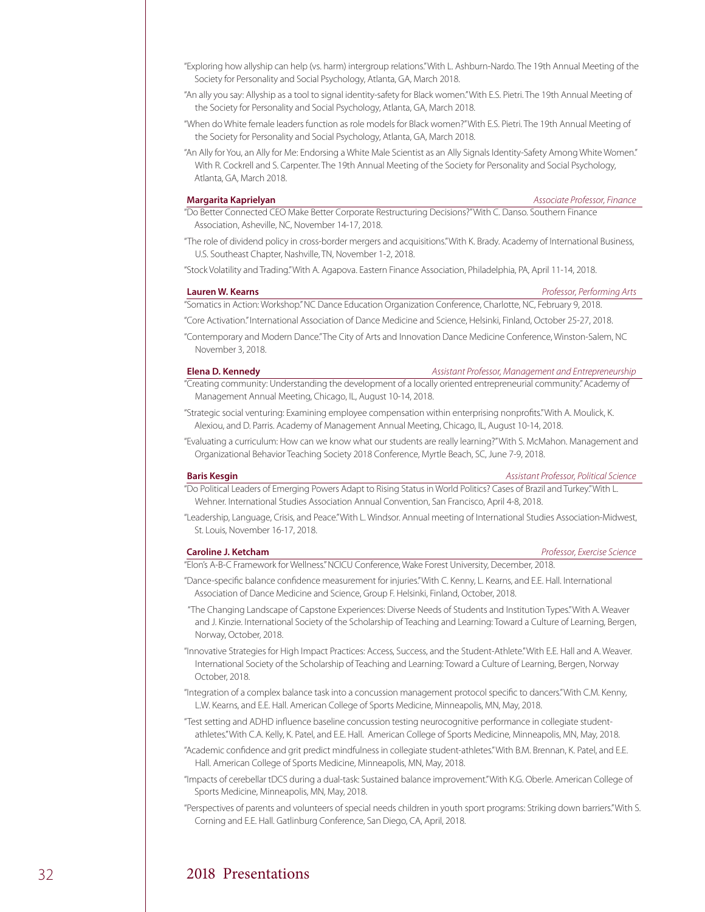"Exploring how allyship can help (vs. harm) intergroup relations." With L. Ashburn-Nardo. The 19th Annual Meeting of the Society for Personality and Social Psychology, Atlanta, GA, March 2018.

"An ally you say: Allyship as a tool to signal identity-safety for Black women." With E.S. Pietri. The 19th Annual Meeting of the Society for Personality and Social Psychology, Atlanta, GA, March 2018.

"When do White female leaders function as role models for Black women?" With E.S. Pietri. The 19th Annual Meeting of the Society for Personality and Social Psychology, Atlanta, GA, March 2018.

"An Ally for You, an Ally for Me: Endorsing a White Male Scientist as an Ally Signals Identity-Safety Among White Women." With R. Cockrell and S. Carpenter. The 19th Annual Meeting of the Society for Personality and Social Psychology, Atlanta, GA, March 2018.

**Margarita Kaprielyan** — *Associate Professor, Finance*

"Do Better Connected CEO Make Better Corporate Restructuring Decisions?" With C. Danso. Southern Finance Association, Asheville, NC, November 14-17, 2018.

"The role of dividend policy in cross-border mergers and acquisitions." With K. Brady. Academy of International Business, U.S. Southeast Chapter, Nashville, TN, November 1-2, 2018.

"Stock Volatility and Trading." With A. Agapova. Eastern Finance Association, Philadelphia, PA, April 11-14, 2018.

**Lauren W. Kearns** — *Professor, Performing Arts*

"Somatics in Action: Workshop." NC Dance Education Organization Conference, Charlotte, NC, February 9, 2018.

"Core Activation." International Association of Dance Medicine and Science, Helsinki, Finland, October 25-27, 2018.

"Contemporary and Modern Dance." The City of Arts and Innovation Dance Medicine Conference, Winston-Salem, NC November 3, 2018.

**Elena D. Kennedy** — *Assistant Professor, Management and Entrepreneurship*

"Creating community: Understanding the development of a locally oriented entrepreneurial community." Academy of Management Annual Meeting, Chicago, IL, August 10-14, 2018.

"Strategic social venturing: Examining employee compensation within enterprising nonprofits." With A. Moulick, K. Alexiou, and D. Parris. Academy of Management Annual Meeting, Chicago, IL, August 10-14, 2018.

"Evaluating a curriculum: How can we know what our students are really learning?" With S. McMahon. Management and Organizational Behavior Teaching Society 2018 Conference, Myrtle Beach, SC, June 7-9, 2018.

**Baris Kesgin** — *Assistant Professor, Political Science*

"Do Political Leaders of Emerging Powers Adapt to Rising Status in World Politics? Cases of Brazil and Turkey." With L. Wehner. International Studies Association Annual Convention, San Francisco, April 4-8, 2018.

"Leadership, Language, Crisis, and Peace." With L. Windsor. Annual meeting of International Studies Association-Midwest, St. Louis, November 16-17, 2018.

**Caroline J. Ketcham** — *Professor, Exercise Science*

"Elon's A-B-C Framework for Wellness." NCICU Conference, Wake Forest University, December, 2018.

"Dance-specific balance confidence measurement for injuries." With C. Kenny, L. Kearns, and E.E. Hall. International Association of Dance Medicine and Science, Group F. Helsinki, Finland, October, 2018.

"The Changing Landscape of Capstone Experiences: Diverse Needs of Students and Institution Types." With A. Weaver and J. Kinzie. International Society of the Scholarship of Teaching and Learning: Toward a Culture of Learning, Bergen, Norway, October, 2018.

"Innovative Strategies for High Impact Practices: Access, Success, and the Student-Athlete." With E.E. Hall and A. Weaver. International Society of the Scholarship of Teaching and Learning: Toward a Culture of Learning, Bergen, Norway October, 2018.

"Integration of a complex balance task into a concussion management protocol specific to dancers." With C.M. Kenny, L.W. Kearns, and E.E. Hall. American College of Sports Medicine, Minneapolis, MN, May, 2018.

"Test setting and ADHD influence baseline concussion testing neurocognitive performance in collegiate student-athletes." With C.A. Kelly, K. Patel, and E.E. Hall. American College of Sports Medicine, Minneapolis, MN, May, 2018.

"Academic confidence and grit predict mindfulness in collegiate student-athletes." With B.M. Brennan, K. Patel, and E.E. Hall. American College of Sports Medicine, Minneapolis, MN, May, 2018.

"Impacts of cerebellar tDCS during a dual-task: Sustained balance improvement." With K.G. Oberle. American College of Sports Medicine, Minneapolis, MN, May, 2018.

"Perspectives of parents and volunteers of special needs children in youth sport programs: Striking down barriers." With S. Corning and E.E. Hall. Gatlinburg Conference, San Diego, CA, April, 2018.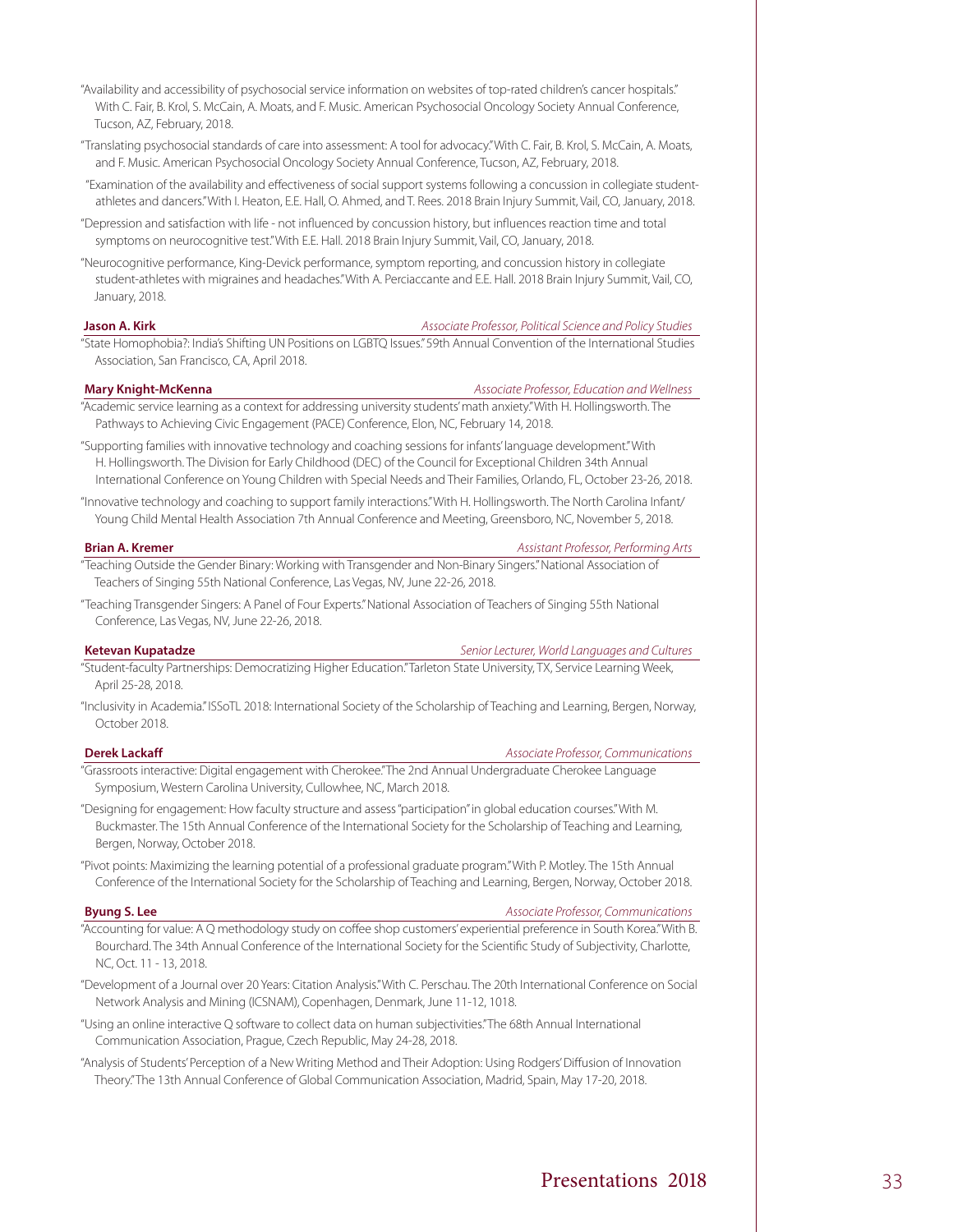"Availability and accessibility of psychosocial service information on websites of top-rated children's cancer hospitals." With C. Fair, B. Krol, S. McCain, A. Moats, and F. Music. American Psychosocial Oncology Society Annual Conference, Tucson, AZ, February, 2018.

"Translating psychosocial standards of care into assessment: A tool for advocacy." With C. Fair, B. Krol, S. McCain, A. Moats, and F. Music. American Psychosocial Oncology Society Annual Conference, Tucson, AZ, February, 2018.

"Examination of the availability and effectiveness of social support systems following a concussion in collegiate student-athletes and dancers." With I. Heaton, E.E. Hall, O. Ahmed, and T. Rees. 2018 Brain Injury Summit, Vail, CO, January, 2018.

"Depression and satisfaction with life - not influenced by concussion history, but influences reaction time and total symptoms on neurocognitive test." With E.E. Hall. 2018 Brain Injury Summit, Vail, CO, January, 2018.

"Neurocognitive performance, King-Devick performance, symptom reporting, and concussion history in collegiate student-athletes with migraines and headaches." With A. Perciaccante and E.E. Hall. 2018 Brain Injury Summit, Vail, CO, January, 2018.

**Jason A. Kirk** — *Associate Professor, Political Science and Policy Studies*

"State Homophobia?: India's Shifting UN Positions on LGBTQ Issues." 59th Annual Convention of the International Studies Association, San Francisco, CA, April 2018.

**Mary Knight-McKenna** — *Associate Professor, Education and Wellness*

"Academic service learning as a context for addressing university students' math anxiety." With H. Hollingsworth. The Pathways to Achieving Civic Engagement (PACE) Conference, Elon, NC, February 14, 2018.

"Supporting families with innovative technology and coaching sessions for infants' language development." With H. Hollingsworth. The Division for Early Childhood (DEC) of the Council for Exceptional Children 34th Annual International Conference on Young Children with Special Needs and Their Families, Orlando, FL, October 23-26, 2018.

"Innovative technology and coaching to support family interactions." With H. Hollingsworth. The North Carolina Infant/Young Child Mental Health Association 7th Annual Conference and Meeting, Greensboro, NC, November 5, 2018.

**Brian A. Kremer** — *Assistant Professor, Performing Arts*

"Teaching Outside the Gender Binary: Working with Transgender and Non-Binary Singers." National Association of Teachers of Singing 55th National Conference, Las Vegas, NV, June 22-26, 2018.

"Teaching Transgender Singers: A Panel of Four Experts." National Association of Teachers of Singing 55th National Conference, Las Vegas, NV, June 22-26, 2018.

**Ketevan Kupatadze** — *Senior Lecturer, World Languages and Cultures*

"Student-faculty Partnerships: Democratizing Higher Education." Tarleton State University, TX, Service Learning Week, April 25-28, 2018.

"Inclusivity in Academia." ISSoTL 2018: International Society of the Scholarship of Teaching and Learning, Bergen, Norway, October 2018.

**Derek Lackaff** — *Associate Professor, Communications*

"Grassroots interactive: Digital engagement with Cherokee." The 2nd Annual Undergraduate Cherokee Language Symposium, Western Carolina University, Cullowhee, NC, March 2018.

"Designing for engagement: How faculty structure and assess "participation" in global education courses." With M. Buckmaster. The 15th Annual Conference of the International Society for the Scholarship of Teaching and Learning, Bergen, Norway, October 2018.

"Pivot points: Maximizing the learning potential of a professional graduate program." With P. Motley. The 15th Annual Conference of the International Society for the Scholarship of Teaching and Learning, Bergen, Norway, October 2018.

**Byung S. Lee** — *Associate Professor, Communications*

"Accounting for value: A Q methodology study on coffee shop customers' experiential preference in South Korea." With B. Bourchard. The 34th Annual Conference of the International Society for the Scientific Study of Subjectivity, Charlotte, NC, Oct. 11 - 13, 2018.

"Development of a Journal over 20 Years: Citation Analysis." With C. Perschau. The 20th International Conference on Social Network Analysis and Mining (ICSNAM), Copenhagen, Denmark, June 11-12, 1018.

"Using an online interactive Q software to collect data on human subjectivities." The 68th Annual International Communication Association, Prague, Czech Republic, May 24-28, 2018.

"Analysis of Students' Perception of a New Writing Method and Their Adoption: Using Rodgers' Diffusion of Innovation Theory." The 13th Annual Conference of Global Communication Association, Madrid, Spain, May 17-20, 2018.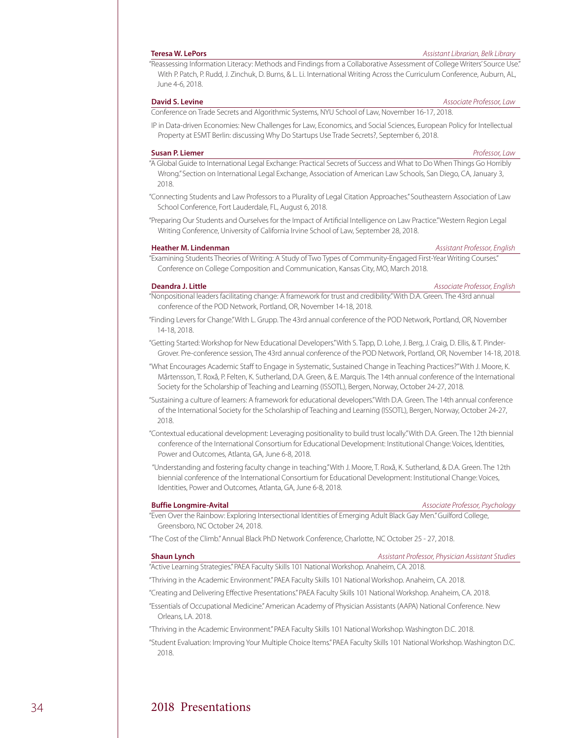**Teresa W. LePors** — *Assistant Librarian, Belk Library*

"Reassessing Information Literacy: Methods and Findings from a Collaborative Assessment of College Writers' Source Use." With P. Patch, P. Rudd, J. Zinchuk, D. Burns, & L. Li. International Writing Across the Curriculum Conference, Auburn, AL, June 4-6, 2018.

**David S. Levine** — *Associate Professor, Law*

Conference on Trade Secrets and Algorithmic Systems, NYU School of Law, November 16-17, 2018.

IP in Data-driven Economies: New Challenges for Law, Economics, and Social Sciences, European Policy for Intellectual Property at ESMT Berlin: discussing Why Do Startups Use Trade Secrets?, September 6, 2018.

**Susan P. Liemer** — *Professor, Law*

"A Global Guide to International Legal Exchange: Practical Secrets of Success and What to Do When Things Go Horribly Wrong." Section on International Legal Exchange, Association of American Law Schools, San Diego, CA, January 3, 2018.

"Connecting Students and Law Professors to a Plurality of Legal Citation Approaches." Southeastern Association of Law School Conference, Fort Lauderdale, FL, August 6, 2018.

"Preparing Our Students and Ourselves for the Impact of Artificial Intelligence on Law Practice." Western Region Legal Writing Conference, University of California Irvine School of Law, September 28, 2018.

**Heather M. Lindenman** — *Assistant Professor, English*

"Examining Students Theories of Writing: A Study of Two Types of Community-Engaged First-Year Writing Courses." Conference on College Composition and Communication, Kansas City, MO, March 2018.

**Deandra J. Little** — *Associate Professor, English*

"Nonpositional leaders facilitating change: A framework for trust and credibility." With D.A. Green. The 43rd annual conference of the POD Network, Portland, OR, November 14-18, 2018.

"Finding Levers for Change." With L. Grupp. The 43rd annual conference of the POD Network, Portland, OR, November 14-18, 2018.

"Getting Started: Workshop for New Educational Developers." With S. Tapp, D. Lohe, J. Berg, J. Craig, D. Ellis, & T. Pinder-Grover. Pre-conference session, The 43rd annual conference of the POD Network, Portland, OR, November 14-18, 2018.

"What Encourages Academic Staff to Engage in Systematic, Sustained Change in Teaching Practices?" With J. Moore, K. Mårtensson, T. Roxå, P. Felten, K. Sutherland, D.A. Green, & E. Marquis. The 14th annual conference of the International Society for the Scholarship of Teaching and Learning (ISSOTL), Bergen, Norway, October 24-27, 2018.

"Sustaining a culture of learners: A framework for educational developers." With D.A. Green. The 14th annual conference of the International Society for the Scholarship of Teaching and Learning (ISSOTL), Bergen, Norway, October 24-27, 2018.

"Contextual educational development: Leveraging positionality to build trust locally." With D.A. Green. The 12th biennial conference of the International Consortium for Educational Development: Institutional Change: Voices, Identities, Power and Outcomes, Atlanta, GA, June 6-8, 2018.

"Understanding and fostering faculty change in teaching." With J. Moore, T. Roxå, K. Sutherland, & D.A. Green. The 12th biennial conference of the International Consortium for Educational Development: Institutional Change: Voices, Identities, Power and Outcomes, Atlanta, GA, June 6-8, 2018.

**Buffie Longmire-Avital** — *Associate Professor, Psychology*

"Even Over the Rainbow: Exploring Intersectional Identities of Emerging Adult Black Gay Men." Guilford College, Greensboro, NC October 24, 2018.

"The Cost of the Climb." Annual Black PhD Network Conference, Charlotte, NC October 25 - 27, 2018.

**Shaun Lynch** — *Assistant Professor, Physician Assistant Studies*

"Active Learning Strategies." PAEA Faculty Skills 101 National Workshop. Anaheim, CA. 2018.

"Thriving in the Academic Environment." PAEA Faculty Skills 101 National Workshop. Anaheim, CA. 2018.

"Creating and Delivering Effective Presentations." PAEA Faculty Skills 101 National Workshop. Anaheim, CA. 2018.

"Essentials of Occupational Medicine." American Academy of Physician Assistants (AAPA) National Conference. New Orleans, LA. 2018.

"Thriving in the Academic Environment." PAEA Faculty Skills 101 National Workshop. Washington D.C. 2018.

"Student Evaluation: Improving Your Multiple Choice Items." PAEA Faculty Skills 101 National Workshop. Washington D.C. 2018.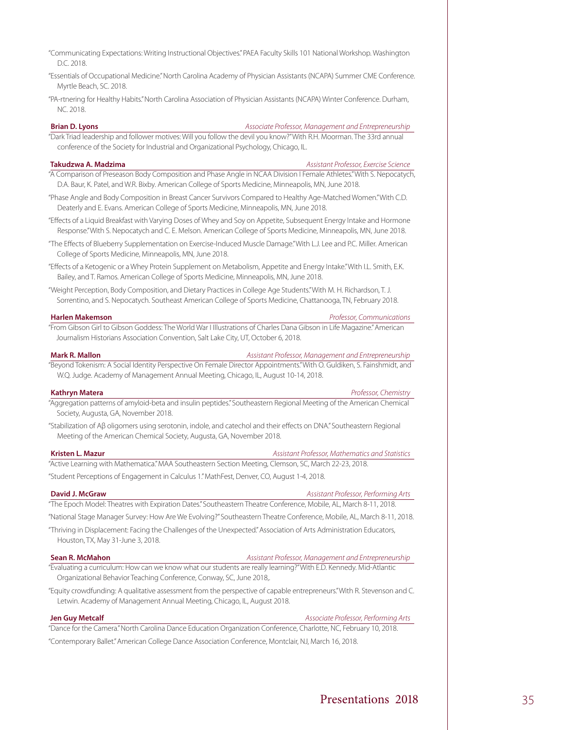"Communicating Expectations: Writing Instructional Objectives." PAEA Faculty Skills 101 National Workshop. Washington D.C. 2018.

"Essentials of Occupational Medicine." North Carolina Academy of Physician Assistants (NCAPA) Summer CME Conference. Myrtle Beach, SC. 2018.

"PA-rtnering for Healthy Habits." North Carolina Association of Physician Assistants (NCAPA) Winter Conference. Durham, NC. 2018.

**Brian D. Lyons** *Associate Professor, Management and Entrepreneurship*

"Dark Triad leadership and follower motives: Will you follow the devil you know?" With R.H. Moorman. The 33rd annual conference of the Society for Industrial and Organizational Psychology, Chicago, IL.

**Takudzwa A. Madzima** *Assistant Professor, Exercise Science*

"A Comparison of Preseason Body Composition and Phase Angle in NCAA Division I Female Athletes." With S. Nepocatych, D.A. Baur, K. Patel, and W.R. Bixby. American College of Sports Medicine, Minneapolis, MN, June 2018.

"Phase Angle and Body Composition in Breast Cancer Survivors Compared to Healthy Age-Matched Women." With C.D. Deaterly and E. Evans. American College of Sports Medicine, Minneapolis, MN, June 2018.

"Effects of a Liquid Breakfast with Varying Doses of Whey and Soy on Appetite, Subsequent Energy Intake and Hormone Response." With S. Nepocatych and C. E. Melson. American College of Sports Medicine, Minneapolis, MN, June 2018.

"The Effects of Blueberry Supplementation on Exercise-Induced Muscle Damage." With L.J. Lee and P.C. Miller. American College of Sports Medicine, Minneapolis, MN, June 2018.

"Effects of a Ketogenic or a Whey Protein Supplement on Metabolism, Appetite and Energy Intake." With I.L. Smith, E.K. Bailey, and T. Ramos. American College of Sports Medicine, Minneapolis, MN, June 2018.

"Weight Perception, Body Composition, and Dietary Practices in College Age Students." With M. H. Richardson, T. J. Sorrentino, and S. Nepocatych. Southeast American College of Sports Medicine, Chattanooga, TN, February 2018.

**Harlen Makemson** *Professor, Communications*

"From Gibson Girl to Gibson Goddess: The World War I Illustrations of Charles Dana Gibson in Life Magazine." American Journalism Historians Association Convention, Salt Lake City, UT, October 6, 2018.

**Mark R. Mallon** *Assistant Professor, Management and Entrepreneurship*

"Beyond Tokenism: A Social Identity Perspective On Female Director Appointments." With O. Guldiken, S. Fainshmidt, and W.Q. Judge. Academy of Management Annual Meeting, Chicago, IL, August 10-14, 2018.

**Kathryn Matera** *Professor, Chemistry*

"Aggregation patterns of amyloid-beta and insulin peptides." Southeastern Regional Meeting of the American Chemical Society, Augusta, GA, November 2018.

"Stabilization of Aβ oligomers using serotonin, indole, and catechol and their effects on DNA." Southeastern Regional Meeting of the American Chemical Society, Augusta, GA, November 2018.

**Kristen L. Mazur** *Assistant Professor, Mathematics and Statistics*

"Active Learning with Mathematica." MAA Southeastern Section Meeting, Clemson, SC, March 22-23, 2018.

"Student Perceptions of Engagement in Calculus 1." MathFest, Denver, CO, August 1-4, 2018.

**David J. McGraw** *Assistant Professor, Performing Arts*

"The Epoch Model: Theatres with Expiration Dates." Southeastern Theatre Conference, Mobile, AL, March 8-11, 2018.

"National Stage Manager Survey: How Are We Evolving?" Southeastern Theatre Conference, Mobile, AL, March 8-11, 2018.

"Thriving in Displacement: Facing the Challenges of the Unexpected." Association of Arts Administration Educators, Houston, TX, May 31-June 3, 2018.

**Sean R. McMahon** *Assistant Professor, Management and Entrepreneurship*

"Evaluating a curriculum: How can we know what our students are really learning?" With E.D. Kennedy. Mid-Atlantic Organizational Behavior Teaching Conference, Conway, SC, June 2018,.

"Equity crowdfunding: A qualitative assessment from the perspective of capable entrepreneurs." With R. Stevenson and C. Letwin. Academy of Management Annual Meeting, Chicago, IL, August 2018.

**Jen Guy Metcalf** *Associate Professor, Performing Arts*

"Dance for the Camera." North Carolina Dance Education Organization Conference, Charlotte, NC, February 10, 2018.

"Contemporary Ballet." American College Dance Association Conference, Montclair, NJ, March 16, 2018.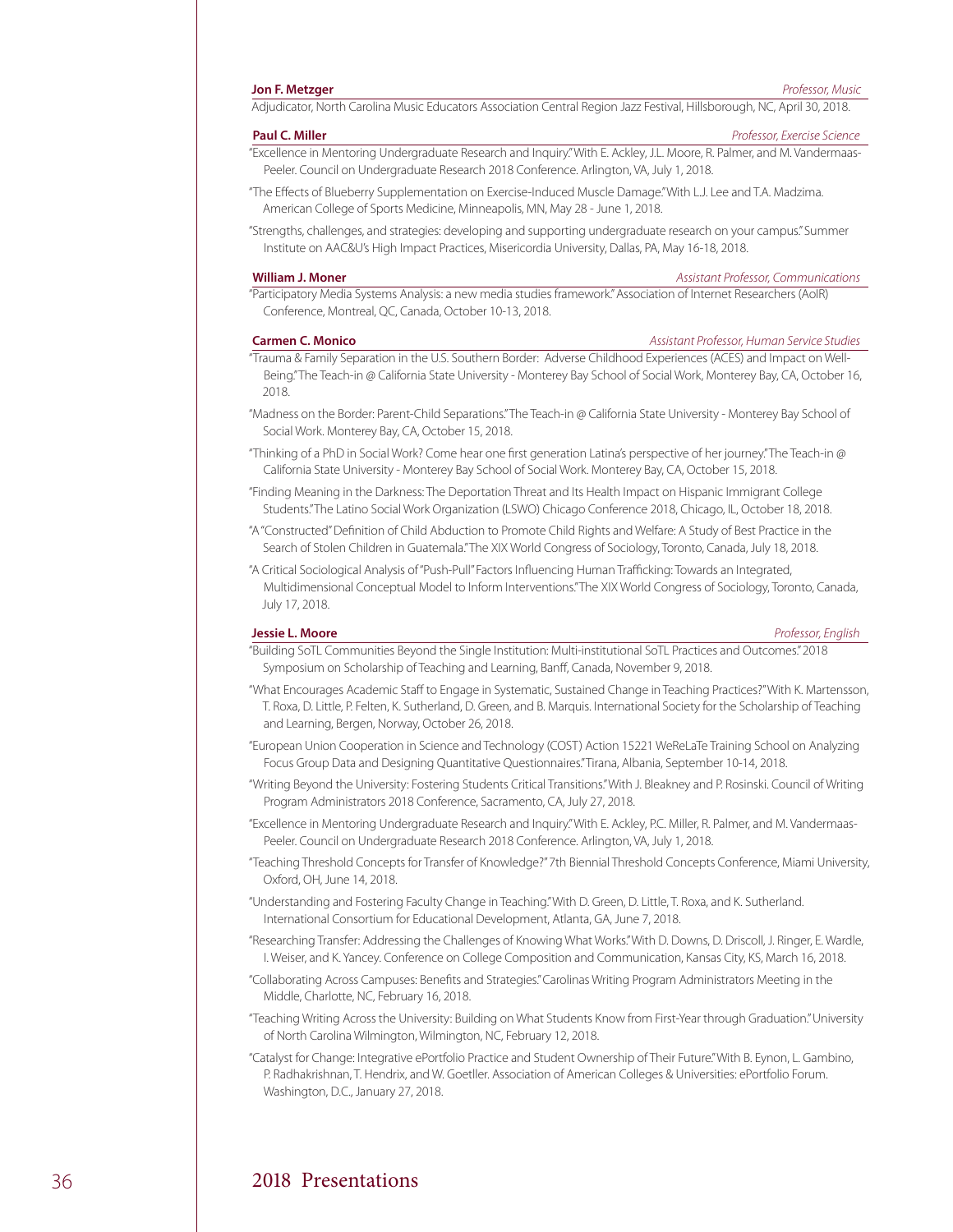**Jon F. Metzger** *Professor, Music*

Adjudicator, North Carolina Music Educators Association Central Region Jazz Festival, Hillsborough, NC, April 30, 2018.

**Paul C. Miller** *Professor, Exercise Science*

"Excellence in Mentoring Undergraduate Research and Inquiry." With E. Ackley, J.L. Moore, R. Palmer, and M. Vandermaas-Peeler. Council on Undergraduate Research 2018 Conference. Arlington, VA, July 1, 2018.

"The Effects of Blueberry Supplementation on Exercise-Induced Muscle Damage." With L.J. Lee and T.A. Madzima. American College of Sports Medicine, Minneapolis, MN, May 28 - June 1, 2018.

"Strengths, challenges, and strategies: developing and supporting undergraduate research on your campus." Summer Institute on AAC&U's High Impact Practices, Misericordia University, Dallas, PA, May 16-18, 2018.

**William J. Moner** *Assistant Professor, Communications*

"Participatory Media Systems Analysis: a new media studies framework." Association of Internet Researchers (AoIR) Conference, Montreal, QC, Canada, October 10-13, 2018.

**Carmen C. Monico** *Assistant Professor, Human Service Studies*

"Trauma & Family Separation in the U.S. Southern Border: Adverse Childhood Experiences (ACES) and Impact on Well-Being." The Teach-in @ California State University - Monterey Bay School of Social Work, Monterey Bay, CA, October 16, 2018.

"Madness on the Border: Parent-Child Separations." The Teach-in @ California State University - Monterey Bay School of Social Work. Monterey Bay, CA, October 15, 2018.

"Thinking of a PhD in Social Work? Come hear one first generation Latina's perspective of her journey." The Teach-in @ California State University - Monterey Bay School of Social Work. Monterey Bay, CA, October 15, 2018.

"Finding Meaning in the Darkness: The Deportation Threat and Its Health Impact on Hispanic Immigrant College Students." The Latino Social Work Organization (LSWO) Chicago Conference 2018, Chicago, IL, October 18, 2018.

"A "Constructed" Definition of Child Abduction to Promote Child Rights and Welfare: A Study of Best Practice in the Search of Stolen Children in Guatemala." The XIX World Congress of Sociology, Toronto, Canada, July 18, 2018.

"A Critical Sociological Analysis of "Push-Pull" Factors Influencing Human Trafficking: Towards an Integrated, Multidimensional Conceptual Model to Inform Interventions." The XIX World Congress of Sociology, Toronto, Canada, July 17, 2018.

**Jessie L. Moore** *Professor, English*

"Building SoTL Communities Beyond the Single Institution: Multi-institutional SoTL Practices and Outcomes." 2018 Symposium on Scholarship of Teaching and Learning, Banff, Canada, November 9, 2018.

"What Encourages Academic Staff to Engage in Systematic, Sustained Change in Teaching Practices?" With K. Martensson, T. Roxa, D. Little, P. Felten, K. Sutherland, D. Green, and B. Marquis. International Society for the Scholarship of Teaching and Learning, Bergen, Norway, October 26, 2018.

"European Union Cooperation in Science and Technology (COST) Action 15221 WeReLaTe Training School on Analyzing Focus Group Data and Designing Quantitative Questionnaires." Tirana, Albania, September 10-14, 2018.

"Writing Beyond the University: Fostering Students Critical Transitions." With J. Bleakney and P. Rosinski. Council of Writing Program Administrators 2018 Conference, Sacramento, CA, July 27, 2018.

"Excellence in Mentoring Undergraduate Research and Inquiry." With E. Ackley, P.C. Miller, R. Palmer, and M. Vandermaas-Peeler. Council on Undergraduate Research 2018 Conference. Arlington, VA, July 1, 2018.

"Teaching Threshold Concepts for Transfer of Knowledge?" 7th Biennial Threshold Concepts Conference, Miami University, Oxford, OH, June 14, 2018.

"Understanding and Fostering Faculty Change in Teaching." With D. Green, D. Little, T. Roxa, and K. Sutherland. International Consortium for Educational Development, Atlanta, GA, June 7, 2018.

"Researching Transfer: Addressing the Challenges of Knowing What Works." With D. Downs, D. Driscoll, J. Ringer, E. Wardle, I. Weiser, and K. Yancey. Conference on College Composition and Communication, Kansas City, KS, March 16, 2018.

"Collaborating Across Campuses: Benefits and Strategies." Carolinas Writing Program Administrators Meeting in the Middle, Charlotte, NC, February 16, 2018.

"Teaching Writing Across the University: Building on What Students Know from First-Year through Graduation." University of North Carolina Wilmington, Wilmington, NC, February 12, 2018.

"Catalyst for Change: Integrative ePortfolio Practice and Student Ownership of Their Future." With B. Eynon, L. Gambino, P. Radhakrishnan, T. Hendrix, and W. Goetller. Association of American Colleges & Universities: ePortfolio Forum. Washington, D.C., January 27, 2018.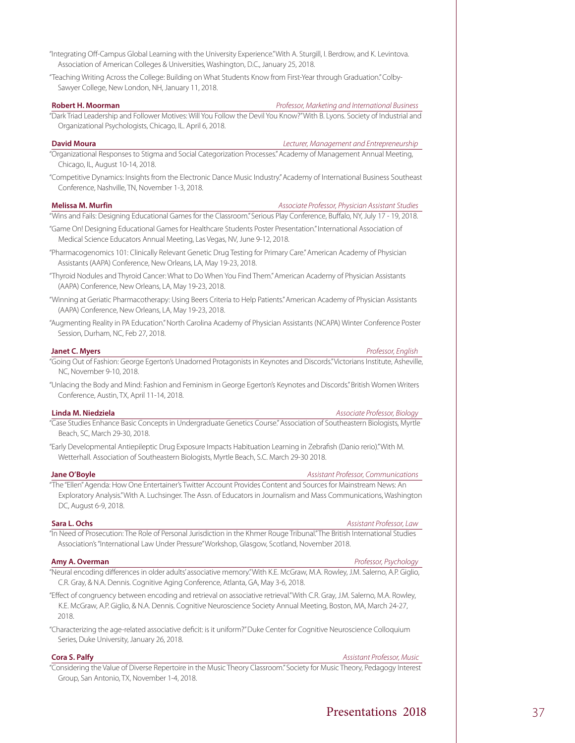"Integrating Off-Campus Global Learning with the University Experience." With A. Sturgill, I. Berdrow, and K. Levintova. Association of American Colleges & Universities, Washington, D.C., January 25, 2018.

"Teaching Writing Across the College: Building on What Students Know from First-Year through Graduation." Colby-Sawyer College, New London, NH, January 11, 2018.

**Robert H. Moorman** — *Professor, Marketing and International Business*

"Dark Triad Leadership and Follower Motives: Will You Follow the Devil You Know?" With B. Lyons. Society of Industrial and Organizational Psychologists, Chicago, IL. April 6, 2018.

**David Moura** — *Lecturer, Management and Entrepreneurship*

"Organizational Responses to Stigma and Social Categorization Processes." Academy of Management Annual Meeting, Chicago, IL, August 10-14, 2018.

"Competitive Dynamics: Insights from the Electronic Dance Music Industry." Academy of International Business Southeast Conference, Nashville, TN, November 1-3, 2018.

**Melissa M. Murfin** — *Associate Professor, Physician Assistant Studies*

"Wins and Fails: Designing Educational Games for the Classroom." Serious Play Conference, Buffalo, NY, July 17 - 19, 2018.

"Game On! Designing Educational Games for Healthcare Students Poster Presentation." International Association of Medical Science Educators Annual Meeting, Las Vegas, NV, June 9-12, 2018.

"Pharmacogenomics 101: Clinically Relevant Genetic Drug Testing for Primary Care." American Academy of Physician Assistants (AAPA) Conference, New Orleans, LA, May 19-23, 2018.

"Thyroid Nodules and Thyroid Cancer: What to Do When You Find Them." American Academy of Physician Assistants (AAPA) Conference, New Orleans, LA, May 19-23, 2018.

"Winning at Geriatric Pharmacotherapy: Using Beers Criteria to Help Patients." American Academy of Physician Assistants (AAPA) Conference, New Orleans, LA, May 19-23, 2018.

"Augmenting Reality in PA Education." North Carolina Academy of Physician Assistants (NCAPA) Winter Conference Poster Session, Durham, NC, Feb 27, 2018.

**Janet C. Myers** — *Professor, English*

"Going Out of Fashion: George Egerton's Unadorned Protagonists in Keynotes and Discords." Victorians Institute, Asheville, NC, November 9-10, 2018.

"Unlacing the Body and Mind: Fashion and Feminism in George Egerton's Keynotes and Discords." British Women Writers Conference, Austin, TX, April 11-14, 2018.

**Linda M. Niedziela** — *Associate Professor, Biology*

"Case Studies Enhance Basic Concepts in Undergraduate Genetics Course." Association of Southeastern Biologists, Myrtle Beach, SC, March 29-30, 2018.

"Early Developmental Antiepileptic Drug Exposure Impacts Habituation Learning in Zebrafish (Danio rerio)." With M. Wetterhall. Association of Southeastern Biologists, Myrtle Beach, S.C. March 29-30 2018.

**Jane O'Boyle** — *Assistant Professor, Communications*

"The "Ellen" Agenda: How One Entertainer's Twitter Account Provides Content and Sources for Mainstream News: An Exploratory Analysis." With A. Luchsinger. The Assn. of Educators in Journalism and Mass Communications, Washington DC, August 6-9, 2018.

**Sara L. Ochs** — *Assistant Professor, Law*

"In Need of Prosecution: The Role of Personal Jurisdiction in the Khmer Rouge Tribunal." The British International Studies Association's "International Law Under Pressure" Workshop, Glasgow, Scotland, November 2018.

**Amy A. Overman** — *Professor, Psychology*

"Neural encoding differences in older adults' associative memory." With K.E. McGraw, M.A. Rowley, J.M. Salerno, A.P. Giglio, C.R. Gray, & N.A. Dennis. Cognitive Aging Conference, Atlanta, GA, May 3-6, 2018.

"Effect of congruency between encoding and retrieval on associative retrieval." With C.R. Gray, J.M. Salerno, M.A. Rowley, K.E. McGraw, A.P. Giglio, & N.A. Dennis. Cognitive Neuroscience Society Annual Meeting, Boston, MA, March 24-27, 2018.

"Characterizing the age-related associative deficit: is it uniform?" Duke Center for Cognitive Neuroscience Colloquium Series, Duke University, January 26, 2018.

**Cora S. Palfy** — *Assistant Professor, Music*

"Considering the Value of Diverse Repertoire in the Music Theory Classroom." Society for Music Theory, Pedagogy Interest Group, San Antonio, TX, November 1-4, 2018.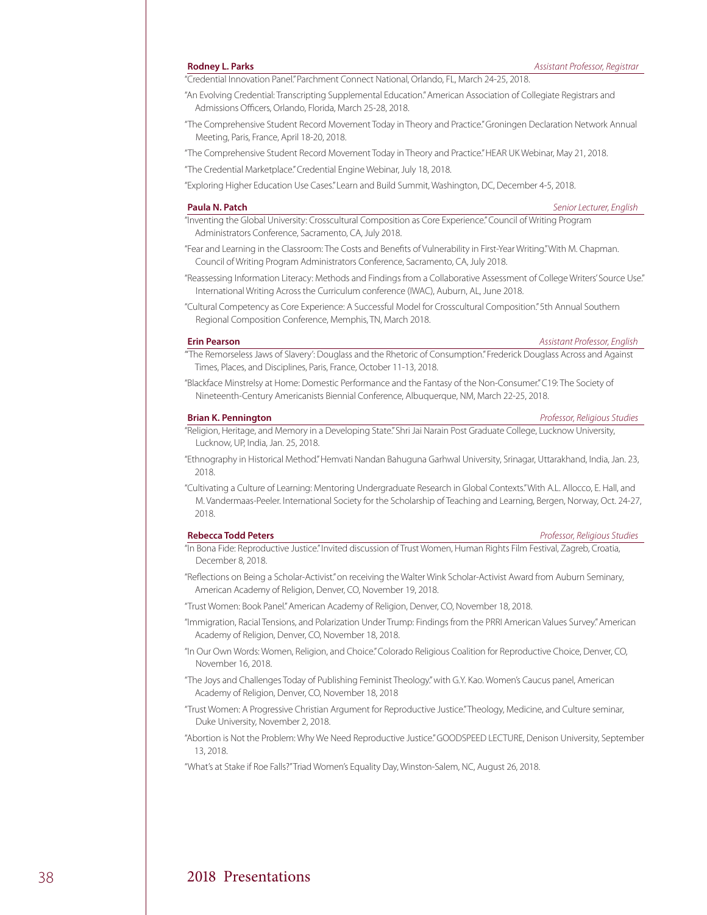**Rodney L. Parks** *Assistant Professor, Registrar*

"Credential Innovation Panel." Parchment Connect National, Orlando, FL, March 24-25, 2018.

"An Evolving Credential: Transcripting Supplemental Education." American Association of Collegiate Registrars and Admissions Officers, Orlando, Florida, March 25-28, 2018.

"The Comprehensive Student Record Movement Today in Theory and Practice." Groningen Declaration Network Annual Meeting, Paris, France, April 18-20, 2018.

"The Comprehensive Student Record Movement Today in Theory and Practice." HEAR UK Webinar, May 21, 2018.

"The Credential Marketplace." Credential Engine Webinar, July 18, 2018.

"Exploring Higher Education Use Cases." Learn and Build Summit, Washington, DC, December 4-5, 2018.

**Paula N. Patch** *Senior Lecturer, English*

"Inventing the Global University: Crosscultural Composition as Core Experience." Council of Writing Program Administrators Conference, Sacramento, CA, July 2018.

"Fear and Learning in the Classroom: The Costs and Benefits of Vulnerability in First-Year Writing." With M. Chapman. Council of Writing Program Administrators Conference, Sacramento, CA, July 2018.

"Reassessing Information Literacy: Methods and Findings from a Collaborative Assessment of College Writers' Source Use." International Writing Across the Curriculum conference (IWAC), Auburn, AL, June 2018.

"Cultural Competency as Core Experience: A Successful Model for Crosscultural Composition." 5th Annual Southern Regional Composition Conference, Memphis, TN, March 2018.

**Erin Pearson** *Assistant Professor, English*

"'The Remorseless Jaws of Slavery': Douglass and the Rhetoric of Consumption." Frederick Douglass Across and Against Times, Places, and Disciplines, Paris, France, October 11-13, 2018.

"Blackface Minstrelsy at Home: Domestic Performance and the Fantasy of the Non-Consumer." C19: The Society of Nineteenth-Century Americanists Biennial Conference, Albuquerque, NM, March 22-25, 2018.

**Brian K. Pennington** *Professor, Religious Studies*

"Religion, Heritage, and Memory in a Developing State." Shri Jai Narain Post Graduate College, Lucknow University, Lucknow, UP, India, Jan. 25, 2018.

"Ethnography in Historical Method." Hemvati Nandan Bahuguna Garhwal University, Srinagar, Uttarakhand, India, Jan. 23, 2018.

"Cultivating a Culture of Learning: Mentoring Undergraduate Research in Global Contexts." With A.L. Allocco, E. Hall, and M. Vandermaas-Peeler. International Society for the Scholarship of Teaching and Learning, Bergen, Norway, Oct. 24-27, 2018.

**Rebecca Todd Peters** *Professor, Religious Studies*

"In Bona Fide: Reproductive Justice." Invited discussion of Trust Women, Human Rights Film Festival, Zagreb, Croatia, December 8, 2018.

"Reflections on Being a Scholar-Activist." on receiving the Walter Wink Scholar-Activist Award from Auburn Seminary, American Academy of Religion, Denver, CO, November 19, 2018.

"Trust Women: Book Panel." American Academy of Religion, Denver, CO, November 18, 2018.

"Immigration, Racial Tensions, and Polarization Under Trump: Findings from the PRRI American Values Survey." American Academy of Religion, Denver, CO, November 18, 2018.

"In Our Own Words: Women, Religion, and Choice." Colorado Religious Coalition for Reproductive Choice, Denver, CO, November 16, 2018.

"The Joys and Challenges Today of Publishing Feminist Theology." with G.Y. Kao. Women's Caucus panel, American Academy of Religion, Denver, CO, November 18, 2018

"Trust Women: A Progressive Christian Argument for Reproductive Justice." Theology, Medicine, and Culture seminar, Duke University, November 2, 2018.

"Abortion is Not the Problem: Why We Need Reproductive Justice." GOODSPEED LECTURE, Denison University, September 13, 2018.

"What's at Stake if Roe Falls?" Triad Women's Equality Day, Winston-Salem, NC, August 26, 2018.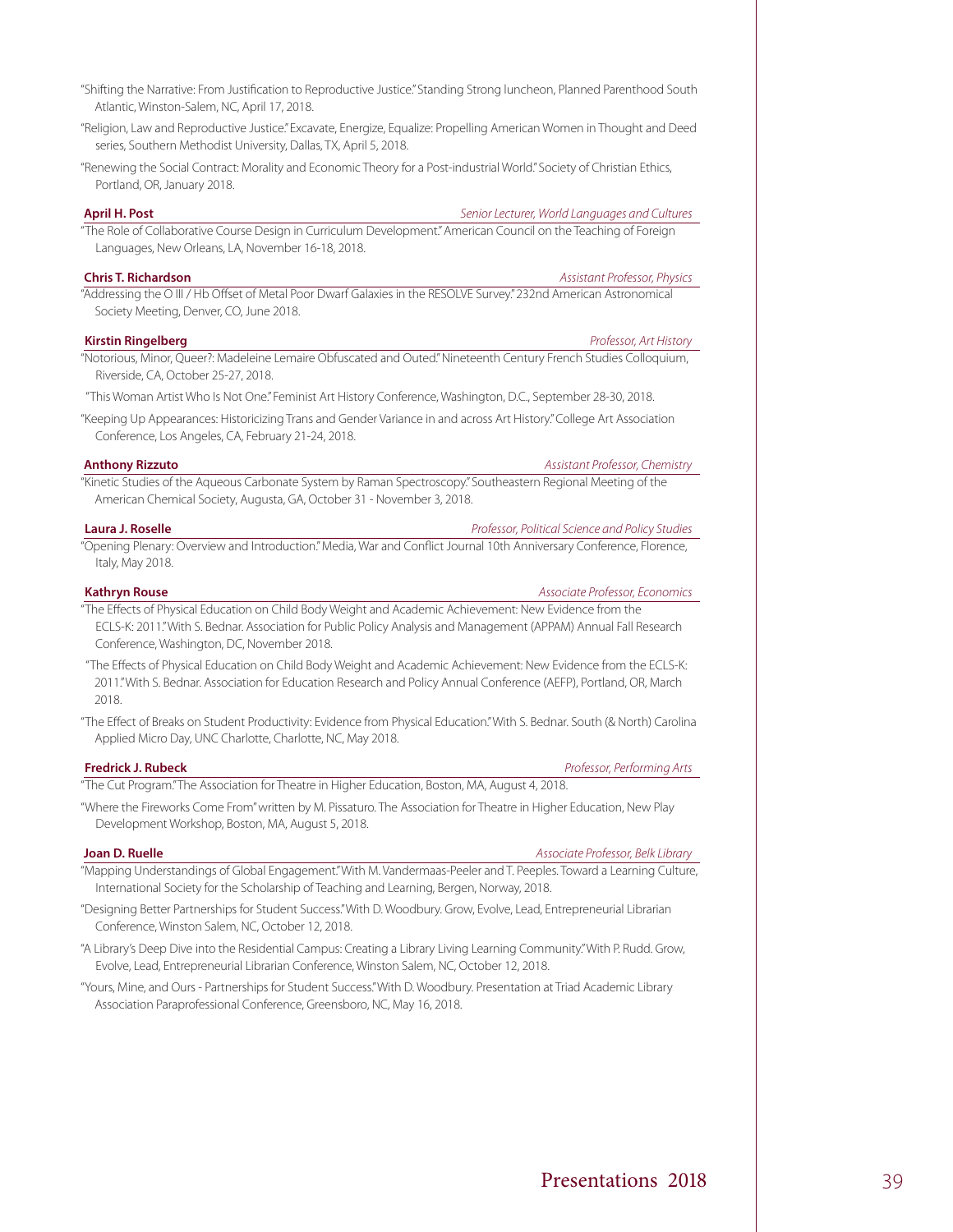"Shifting the Narrative: From Justification to Reproductive Justice." Standing Strong luncheon, Planned Parenthood South Atlantic, Winston-Salem, NC, April 17, 2018.

"Religion, Law and Reproductive Justice." Excavate, Energize, Equalize: Propelling American Women in Thought and Deed series, Southern Methodist University, Dallas, TX, April 5, 2018.

"Renewing the Social Contract: Morality and Economic Theory for a Post-industrial World." Society of Christian Ethics, Portland, OR, January 2018.

**April H. Post** — *Senior Lecturer, World Languages and Cultures*

"The Role of Collaborative Course Design in Curriculum Development." American Council on the Teaching of Foreign Languages, New Orleans, LA, November 16-18, 2018.

**Chris T. Richardson** — *Assistant Professor, Physics*

"Addressing the O III / Hb Offset of Metal Poor Dwarf Galaxies in the RESOLVE Survey." 232nd American Astronomical Society Meeting, Denver, CO, June 2018.

**Kirstin Ringelberg** — *Professor, Art History*

"Notorious, Minor, Queer?: Madeleine Lemaire Obfuscated and Outed." Nineteenth Century French Studies Colloquium, Riverside, CA, October 25-27, 2018.

"This Woman Artist Who Is Not One." Feminist Art History Conference, Washington, D.C., September 28-30, 2018.

"Keeping Up Appearances: Historicizing Trans and Gender Variance in and across Art History." College Art Association Conference, Los Angeles, CA, February 21-24, 2018.

**Anthony Rizzuto** — *Assistant Professor, Chemistry*

"Kinetic Studies of the Aqueous Carbonate System by Raman Spectroscopy." Southeastern Regional Meeting of the American Chemical Society, Augusta, GA, October 31 - November 3, 2018.

**Laura J. Roselle** — *Professor, Political Science and Policy Studies*

"Opening Plenary: Overview and Introduction." Media, War and Conflict Journal 10th Anniversary Conference, Florence, Italy, May 2018.

**Kathryn Rouse** — *Associate Professor, Economics*

"The Effects of Physical Education on Child Body Weight and Academic Achievement: New Evidence from the ECLS-K: 2011." With S. Bednar. Association for Public Policy Analysis and Management (APPAM) Annual Fall Research Conference, Washington, DC, November 2018.

"The Effects of Physical Education on Child Body Weight and Academic Achievement: New Evidence from the ECLS-K: 2011." With S. Bednar. Association for Education Research and Policy Annual Conference (AEFP), Portland, OR, March 2018.

"The Effect of Breaks on Student Productivity: Evidence from Physical Education." With S. Bednar. South (& North) Carolina Applied Micro Day, UNC Charlotte, Charlotte, NC, May 2018.

**Fredrick J. Rubeck** — *Professor, Performing Arts*

"The Cut Program." The Association for Theatre in Higher Education, Boston, MA, August 4, 2018.

"Where the Fireworks Come From" written by M. Pissaturo. The Association for Theatre in Higher Education, New Play Development Workshop, Boston, MA, August 5, 2018.

**Joan D. Ruelle** — *Associate Professor, Belk Library*

"Mapping Understandings of Global Engagement." With M. Vandermaas-Peeler and T. Peeples. Toward a Learning Culture, International Society for the Scholarship of Teaching and Learning, Bergen, Norway, 2018.

"Designing Better Partnerships for Student Success." With D. Woodbury. Grow, Evolve, Lead, Entrepreneurial Librarian Conference, Winston Salem, NC, October 12, 2018.

"A Library's Deep Dive into the Residential Campus: Creating a Library Living Learning Community." With P. Rudd. Grow, Evolve, Lead, Entrepreneurial Librarian Conference, Winston Salem, NC, October 12, 2018.

"Yours, Mine, and Ours - Partnerships for Student Success." With D. Woodbury. Presentation at Triad Academic Library Association Paraprofessional Conference, Greensboro, NC, May 16, 2018.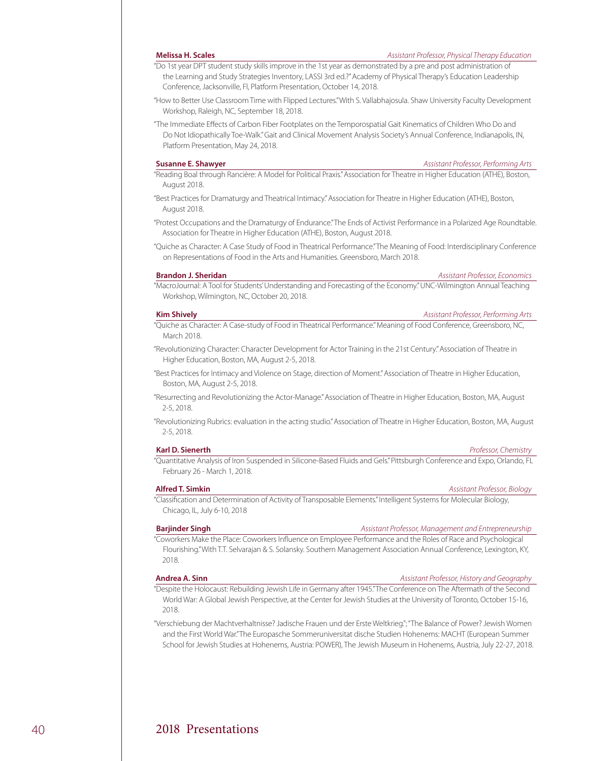**Melissa H. Scales** *Assistant Professor, Physical Therapy Education*

"Do 1st year DPT student study skills improve in the 1st year as demonstrated by a pre and post administration of the Learning and Study Strategies Inventory, LASSI 3rd ed.?" Academy of Physical Therapy's Education Leadership Conference, Jacksonville, Fl, Platform Presentation, October 14, 2018.

"How to Better Use Classroom Time with Flipped Lectures." With S. Vallabhajosula. Shaw University Faculty Development Workshop, Raleigh, NC, September 18, 2018.

"The Immediate Effects of Carbon Fiber Footplates on the Temporospatial Gait Kinematics of Children Who Do and Do Not Idiopathically Toe-Walk." Gait and Clinical Movement Analysis Society's Annual Conference, Indianapolis, IN, Platform Presentation, May 24, 2018.

**Susanne E. Shawyer** *Assistant Professor, Performing Arts*

"Reading Boal through Rancière: A Model for Political Praxis." Association for Theatre in Higher Education (ATHE), Boston, August 2018.

"Best Practices for Dramaturgy and Theatrical Intimacy." Association for Theatre in Higher Education (ATHE), Boston, August 2018.

"Protest Occupations and the Dramaturgy of Endurance." The Ends of Activist Performance in a Polarized Age Roundtable. Association for Theatre in Higher Education (ATHE), Boston, August 2018.

"Quiche as Character: A Case Study of Food in Theatrical Performance." The Meaning of Food: Interdisciplinary Conference on Representations of Food in the Arts and Humanities. Greensboro, March 2018.

**Brandon J. Sheridan** *Assistant Professor, Economics*

"MacroJournal: A Tool for Students' Understanding and Forecasting of the Economy." UNC-Wilmington Annual Teaching Workshop, Wilmington, NC, October 20, 2018.

**Kim Shively** *Assistant Professor, Performing Arts*

"Quiche as Character: A Case-study of Food in Theatrical Performance." Meaning of Food Conference, Greensboro, NC, March 2018.

"Revolutionizing Character: Character Development for Actor Training in the 21st Century." Association of Theatre in Higher Education, Boston, MA, August 2-5, 2018.

"Best Practices for Intimacy and Violence on Stage, direction of Moment." Association of Theatre in Higher Education, Boston, MA, August 2-5, 2018.

"Resurrecting and Revolutionizing the Actor-Manage." Association of Theatre in Higher Education, Boston, MA, August 2-5, 2018.

"Revolutionizing Rubrics: evaluation in the acting studio." Association of Theatre in Higher Education, Boston, MA, August 2-5, 2018.

**Karl D. Sienerth** *Professor, Chemistry*

"Quantitative Analysis of Iron Suspended in Silicone-Based Fluids and Gels." Pittsburgh Conference and Expo, Orlando, FL February 26 - March 1, 2018.

**Alfred T. Simkin** *Assistant Professor, Biology*

"Classification and Determination of Activity of Transposable Elements." Intelligent Systems for Molecular Biology, Chicago, IL, July 6-10, 2018

**Barjinder Singh** *Assistant Professor, Management and Entrepreneurship*

"Coworkers Make the Place: Coworkers Influence on Employee Performance and the Roles of Race and Psychological Flourishing." With T.T. Selvarajan & S. Solansky. Southern Management Association Annual Conference, Lexington, KY, 2018.

**Andrea A. Sinn** *Assistant Professor, History and Geography*

"Despite the Holocaust: Rebuilding Jewish Life in Germany after 1945." The Conference on The Aftermath of the Second World War: A Global Jewish Perspective, at the Center for Jewish Studies at the University of Toronto, October 15-16, 2018.

"Verschiebung der Machtverhaltnisse? Jadische Frauen und der Erste Weltkrieg."; "The Balance of Power? Jewish Women and the First World War." The Europasche Sommeruniversitat dische Studien Hohenems: MACHT (European Summer School for Jewish Studies at Hohenems, Austria: POWER), The Jewish Museum in Hohenems, Austria, July 22-27, 2018.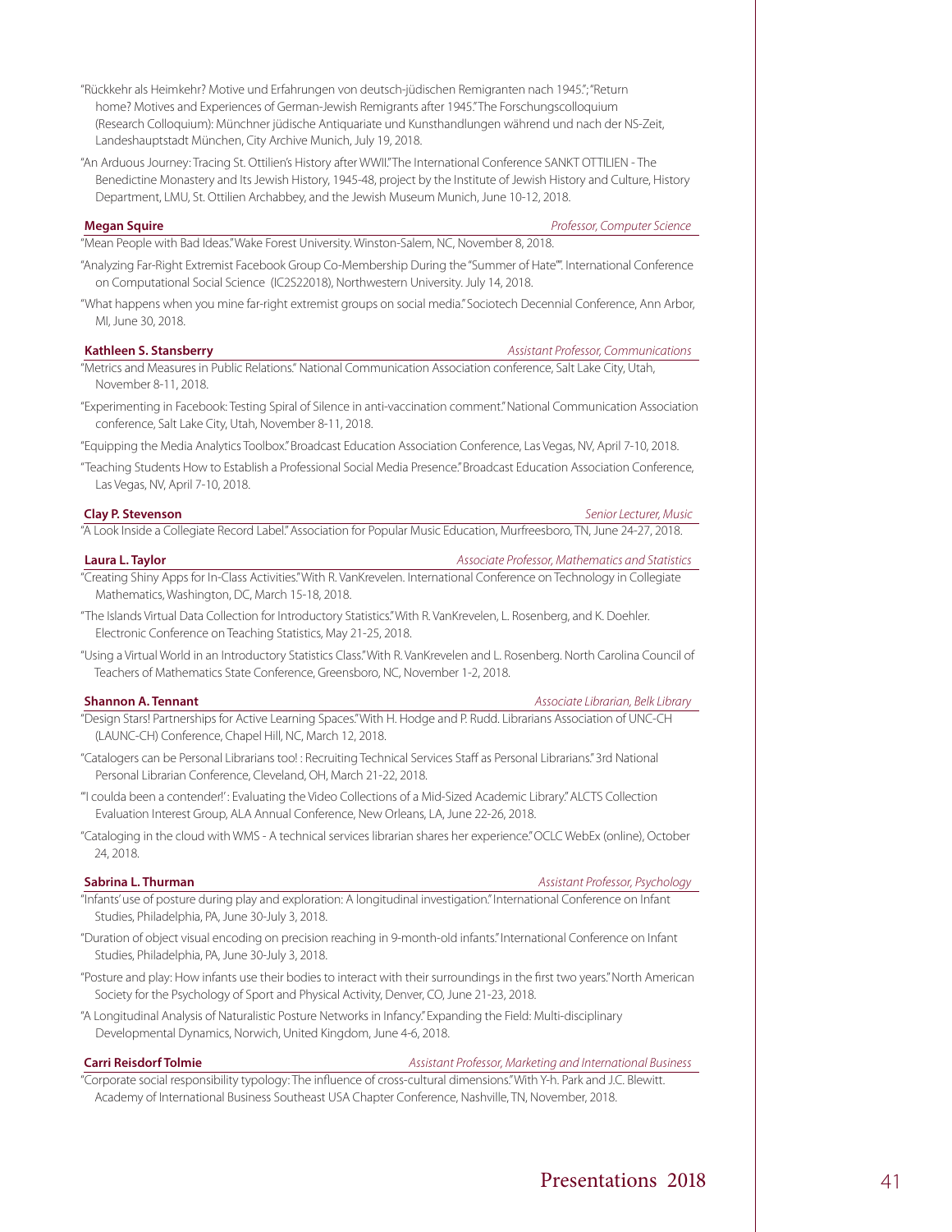"Rückkehr als Heimkehr? Motive und Erfahrungen von deutsch-jüdischen Remigranten nach 1945."; "Return home? Motives and Experiences of German-Jewish Remigrants after 1945." The Forschungscolloquium (Research Colloquium): Münchner jüdische Antiquariate und Kunsthandlungen während und nach der NS-Zeit, Landeshauptstadt München, City Archive Munich, July 19, 2018.

"An Arduous Journey: Tracing St. Ottilien's History after WWII." The International Conference SANKT OTTILIEN - The Benedictine Monastery and Its Jewish History, 1945-48, project by the Institute of Jewish History and Culture, History Department, LMU, St. Ottilien Archabbey, and the Jewish Museum Munich, June 10-12, 2018.

**Megan Squire** — *Professor, Computer Science*

"Mean People with Bad Ideas." Wake Forest University. Winston-Salem, NC, November 8, 2018.

"Analyzing Far-Right Extremist Facebook Group Co-Membership During the "Summer of Hate"". International Conference on Computational Social Science (IC2S22018), Northwestern University. July 14, 2018.

"What happens when you mine far-right extremist groups on social media." Sociotech Decennial Conference, Ann Arbor, MI, June 30, 2018.

**Kathleen S. Stansberry** — *Assistant Professor, Communications*

"Metrics and Measures in Public Relations." National Communication Association conference, Salt Lake City, Utah, November 8-11, 2018.

"Experimenting in Facebook: Testing Spiral of Silence in anti-vaccination comment." National Communication Association conference, Salt Lake City, Utah, November 8-11, 2018.

"Equipping the Media Analytics Toolbox." Broadcast Education Association Conference, Las Vegas, NV, April 7-10, 2018.

"Teaching Students How to Establish a Professional Social Media Presence." Broadcast Education Association Conference, Las Vegas, NV, April 7-10, 2018.

**Clay P. Stevenson** — *Senior Lecturer, Music*

"A Look Inside a Collegiate Record Label." Association for Popular Music Education, Murfreesboro, TN, June 24-27, 2018.

**Laura L. Taylor** — *Associate Professor, Mathematics and Statistics*

"Creating Shiny Apps for In-Class Activities." With R. VanKrevelen. International Conference on Technology in Collegiate Mathematics, Washington, DC, March 15-18, 2018.

"The Islands Virtual Data Collection for Introductory Statistics." With R. VanKrevelen, L. Rosenberg, and K. Doehler. Electronic Conference on Teaching Statistics, May 21-25, 2018.

"Using a Virtual World in an Introductory Statistics Class." With R. VanKrevelen and L. Rosenberg. North Carolina Council of Teachers of Mathematics State Conference, Greensboro, NC, November 1-2, 2018.

**Shannon A. Tennant** — *Associate Librarian, Belk Library*

"Design Stars! Partnerships for Active Learning Spaces." With H. Hodge and P. Rudd. Librarians Association of UNC-CH (LAUNC-CH) Conference, Chapel Hill, NC, March 12, 2018.

"Catalogers can be Personal Librarians too! : Recruiting Technical Services Staff as Personal Librarians." 3rd National Personal Librarian Conference, Cleveland, OH, March 21-22, 2018.

"'I coulda been a contender!' : Evaluating the Video Collections of a Mid-Sized Academic Library." ALCTS Collection Evaluation Interest Group, ALA Annual Conference, New Orleans, LA, June 22-26, 2018.

"Cataloging in the cloud with WMS - A technical services librarian shares her experience." OCLC WebEx (online), October 24, 2018.

**Sabrina L. Thurman** — *Assistant Professor, Psychology*

"Infants' use of posture during play and exploration: A longitudinal investigation." International Conference on Infant Studies, Philadelphia, PA, June 30-July 3, 2018.

"Duration of object visual encoding on precision reaching in 9-month-old infants." International Conference on Infant Studies, Philadelphia, PA, June 30-July 3, 2018.

"Posture and play: How infants use their bodies to interact with their surroundings in the first two years." North American Society for the Psychology of Sport and Physical Activity, Denver, CO, June 21-23, 2018.

"A Longitudinal Analysis of Naturalistic Posture Networks in Infancy." Expanding the Field: Multi-disciplinary Developmental Dynamics, Norwich, United Kingdom, June 4-6, 2018.

**Carri Reisdorf Tolmie** — *Assistant Professor, Marketing and International Business*

"Corporate social responsibility typology: The influence of cross-cultural dimensions." With Y-h. Park and J.C. Blewitt. Academy of International Business Southeast USA Chapter Conference, Nashville, TN, November, 2018.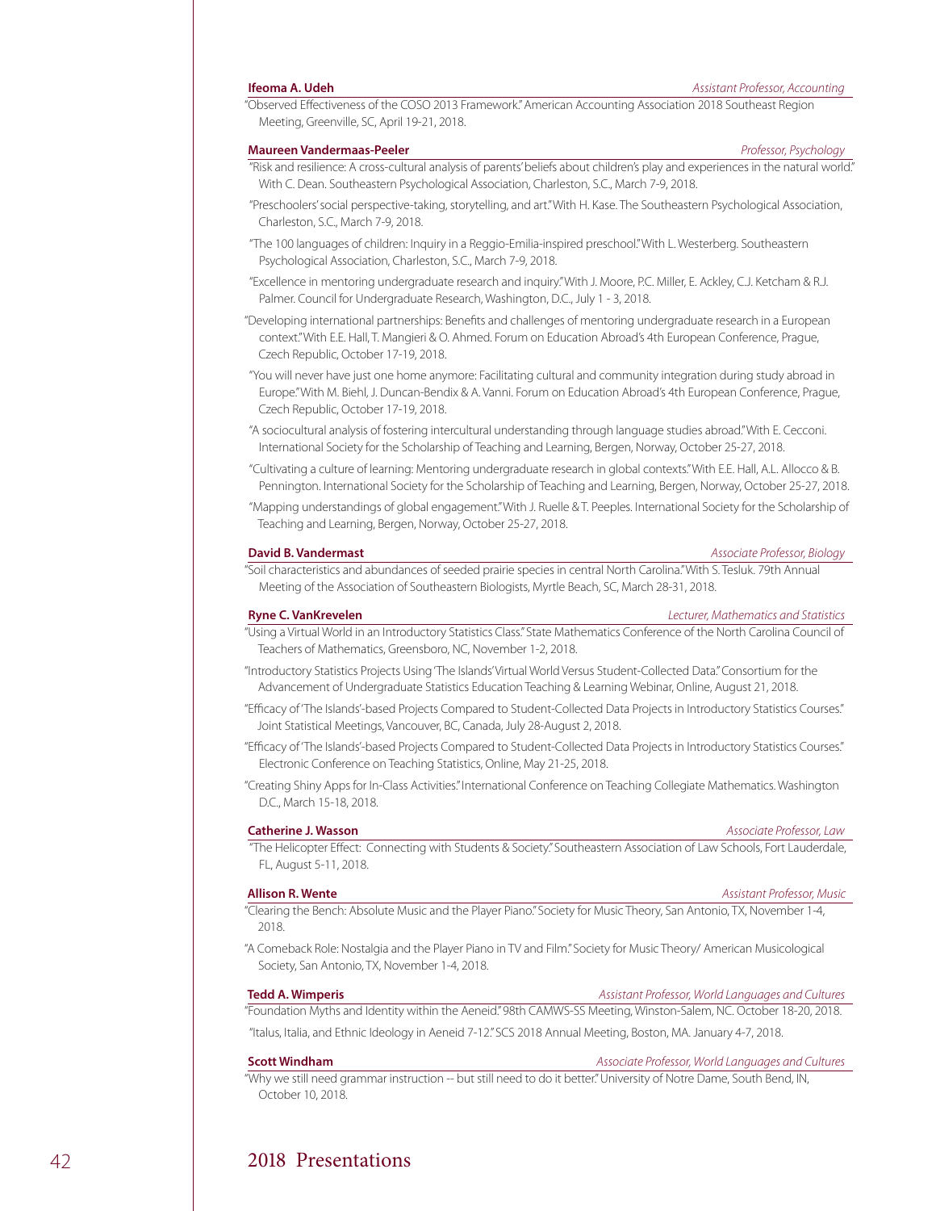**Ifeoma A. Udeh** — *Assistant Professor, Accounting*

"Observed Effectiveness of the COSO 2013 Framework." American Accounting Association 2018 Southeast Region Meeting, Greenville, SC, April 19-21, 2018.

**Maureen Vandermaas-Peeler** — *Professor, Psychology*

"Risk and resilience: A cross-cultural analysis of parents' beliefs about children's play and experiences in the natural world." With C. Dean. Southeastern Psychological Association, Charleston, S.C., March 7-9, 2018.

"Preschoolers' social perspective-taking, storytelling, and art." With H. Kase. The Southeastern Psychological Association, Charleston, S.C., March 7-9, 2018.

"The 100 languages of children: Inquiry in a Reggio-Emilia-inspired preschool." With L. Westerberg. Southeastern Psychological Association, Charleston, S.C., March 7-9, 2018.

"Excellence in mentoring undergraduate research and inquiry." With J. Moore, P.C. Miller, E. Ackley, C.J. Ketcham & R.J. Palmer. Council for Undergraduate Research, Washington, D.C., July 1 - 3, 2018.

"Developing international partnerships: Benefits and challenges of mentoring undergraduate research in a European context." With E.E. Hall, T. Mangieri & O. Ahmed. Forum on Education Abroad's 4th European Conference, Prague, Czech Republic, October 17-19, 2018.

"You will never have just one home anymore: Facilitating cultural and community integration during study abroad in Europe." With M. Biehl, J. Duncan-Bendix & A. Vanni. Forum on Education Abroad's 4th European Conference, Prague, Czech Republic, October 17-19, 2018.

"A sociocultural analysis of fostering intercultural understanding through language studies abroad." With E. Cecconi. International Society for the Scholarship of Teaching and Learning, Bergen, Norway, October 25-27, 2018.

"Cultivating a culture of learning: Mentoring undergraduate research in global contexts." With E.E. Hall, A.L. Allocco & B. Pennington. International Society for the Scholarship of Teaching and Learning, Bergen, Norway, October 25-27, 2018.

"Mapping understandings of global engagement." With J. Ruelle & T. Peeples. International Society for the Scholarship of Teaching and Learning, Bergen, Norway, October 25-27, 2018.

**David B. Vandermast** — *Associate Professor, Biology*

"Soil characteristics and abundances of seeded prairie species in central North Carolina." With S. Tesluk. 79th Annual Meeting of the Association of Southeastern Biologists, Myrtle Beach, SC, March 28-31, 2018.

**Ryne C. VanKrevelen** — *Lecturer, Mathematics and Statistics*

"Using a Virtual World in an Introductory Statistics Class." State Mathematics Conference of the North Carolina Council of Teachers of Mathematics, Greensboro, NC, November 1-2, 2018.

"Introductory Statistics Projects Using 'The Islands' Virtual World Versus Student-Collected Data." Consortium for the Advancement of Undergraduate Statistics Education Teaching & Learning Webinar, Online, August 21, 2018.

"Efficacy of 'The Islands'-based Projects Compared to Student-Collected Data Projects in Introductory Statistics Courses." Joint Statistical Meetings, Vancouver, BC, Canada, July 28-August 2, 2018.

"Efficacy of 'The Islands'-based Projects Compared to Student-Collected Data Projects in Introductory Statistics Courses." Electronic Conference on Teaching Statistics, Online, May 21-25, 2018.

"Creating Shiny Apps for In-Class Activities." International Conference on Teaching Collegiate Mathematics. Washington D.C., March 15-18, 2018.

**Catherine J. Wasson** — *Associate Professor, Law*

"The Helicopter Effect: Connecting with Students & Society." Southeastern Association of Law Schools, Fort Lauderdale, FL, August 5-11, 2018.

**Allison R. Wente** — *Assistant Professor, Music*

"Clearing the Bench: Absolute Music and the Player Piano." Society for Music Theory, San Antonio, TX, November 1-4, 2018.

"A Comeback Role: Nostalgia and the Player Piano in TV and Film." Society for Music Theory/ American Musicological Society, San Antonio, TX, November 1-4, 2018.

**Tedd A. Wimperis** — *Assistant Professor, World Languages and Cultures*

"Foundation Myths and Identity within the Aeneid." 98th CAMWS-SS Meeting, Winston-Salem, NC. October 18-20, 2018.

"Italus, Italia, and Ethnic Ideology in Aeneid 7-12." SCS 2018 Annual Meeting, Boston, MA. January 4-7, 2018.

**Scott Windham** — *Associate Professor, World Languages and Cultures*

"Why we still need grammar instruction -- but still need to do it better." University of Notre Dame, South Bend, IN, October 10, 2018.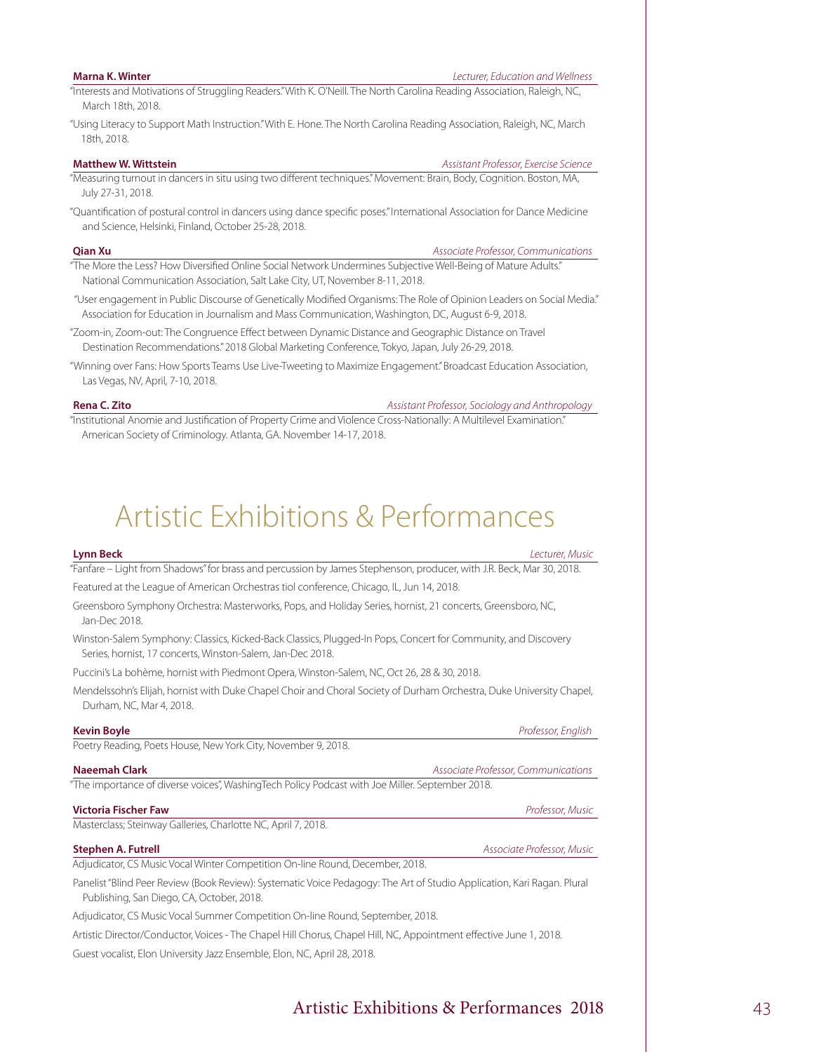**Marna K. Winter** *Lecturer, Education and Wellness*

"Interests and Motivations of Struggling Readers." With K. O'Neill. The North Carolina Reading Association, Raleigh, NC, March 18th, 2018.

"Using Literacy to Support Math Instruction." With E. Hone. The North Carolina Reading Association, Raleigh, NC, March 18th, 2018.

**Matthew W. Wittstein** *Assistant Professor, Exercise Science*

"Measuring turnout in dancers in situ using two different techniques." Movement: Brain, Body, Cognition. Boston, MA, July 27-31, 2018.

"Quantification of postural control in dancers using dance specific poses." International Association for Dance Medicine and Science, Helsinki, Finland, October 25-28, 2018.

**Qian Xu** *Associate Professor, Communications*

"The More the Less? How Diversified Online Social Network Undermines Subjective Well-Being of Mature Adults." National Communication Association, Salt Lake City, UT, November 8-11, 2018.

"User engagement in Public Discourse of Genetically Modified Organisms: The Role of Opinion Leaders on Social Media." Association for Education in Journalism and Mass Communication, Washington, DC, August 6-9, 2018.

"Zoom-in, Zoom-out: The Congruence Effect between Dynamic Distance and Geographic Distance on Travel Destination Recommendations." 2018 Global Marketing Conference, Tokyo, Japan, July 26-29, 2018.

"Winning over Fans: How Sports Teams Use Live-Tweeting to Maximize Engagement." Broadcast Education Association, Las Vegas, NV, April, 7-10, 2018.

**Rena C. Zito** *Assistant Professor, Sociology and Anthropology*

"Institutional Anomie and Justification of Property Crime and Violence Cross-Nationally: A Multilevel Examination." American Society of Criminology. Atlanta, GA. November 14-17, 2018.

# Artistic Exhibitions & Performances

**Lynn Beck** *Lecturer, Music*

"Fanfare – Light from Shadows" for brass and percussion by James Stephenson, producer, with J.R. Beck, Mar 30, 2018.

Featured at the League of American Orchestras tiol conference, Chicago, IL, Jun 14, 2018.

Greensboro Symphony Orchestra: Masterworks, Pops, and Holiday Series, hornist, 21 concerts, Greensboro, NC, Jan-Dec 2018.

Winston-Salem Symphony: Classics, Kicked-Back Classics, Plugged-In Pops, Concert for Community, and Discovery Series, hornist, 17 concerts, Winston-Salem, Jan-Dec 2018.

Puccini's La bohème, hornist with Piedmont Opera, Winston-Salem, NC, Oct 26, 28 & 30, 2018.

Mendelssohn's Elijah, hornist with Duke Chapel Choir and Choral Society of Durham Orchestra, Duke University Chapel, Durham, NC, Mar 4, 2018.

**Kevin Boyle** *Professor, English*

Poetry Reading, Poets House, New York City, November 9, 2018.

**Naeemah Clark** *Associate Professor, Communications*

"The importance of diverse voices", WashingTech Policy Podcast with Joe Miller. September 2018.

**Victoria Fischer Faw** *Professor, Music*

Masterclass; Steinway Galleries, Charlotte NC, April 7, 2018.

**Stephen A. Futrell** *Associate Professor, Music*

Adjudicator, CS Music Vocal Winter Competition On-line Round, December, 2018.

Panelist "Blind Peer Review (Book Review): Systematic Voice Pedagogy: The Art of Studio Application, Kari Ragan. Plural Publishing, San Diego, CA, October, 2018.

Adjudicator, CS Music Vocal Summer Competition On-line Round, September, 2018.

Artistic Director/Conductor, Voices - The Chapel Hill Chorus, Chapel Hill, NC, Appointment effective June 1, 2018.

Guest vocalist, Elon University Jazz Ensemble, Elon, NC, April 28, 2018.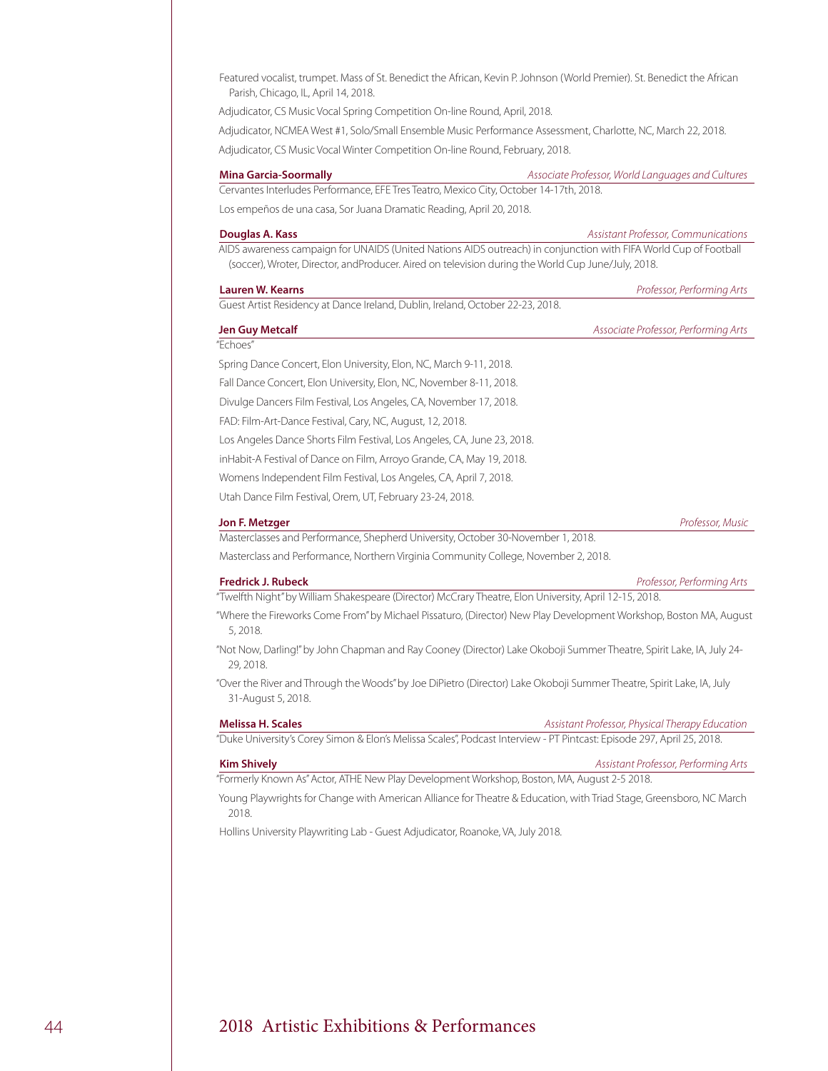Featured vocalist, trumpet. Mass of St. Benedict the African, Kevin P. Johnson (World Premier). St. Benedict the African Parish, Chicago, IL, April 14, 2018.

Adjudicator, CS Music Vocal Spring Competition On-line Round, April, 2018.

Adjudicator, NCMEA West #1, Solo/Small Ensemble Music Performance Assessment, Charlotte, NC, March 22, 2018.

Adjudicator, CS Music Vocal Winter Competition On-line Round, February, 2018.

**Mina Garcia-Soormally** — *Associate Professor, World Languages and Cultures*

Cervantes Interludes Performance, EFE Tres Teatro, Mexico City, October 14-17th, 2018.

Los empeños de una casa, Sor Juana Dramatic Reading, April 20, 2018.

**Douglas A. Kass** — *Assistant Professor, Communications*

AIDS awareness campaign for UNAIDS (United Nations AIDS outreach) in conjunction with FIFA World Cup of Football (soccer), Wroter, Director, andProducer. Aired on television during the World Cup June/July, 2018.

**Lauren W. Kearns** — *Professor, Performing Arts*

Guest Artist Residency at Dance Ireland, Dublin, Ireland, October 22-23, 2018.

**Jen Guy Metcalf** — *Associate Professor, Performing Arts*

"Echoes"

Spring Dance Concert, Elon University, Elon, NC, March 9-11, 2018.

Fall Dance Concert, Elon University, Elon, NC, November 8-11, 2018.

Divulge Dancers Film Festival, Los Angeles, CA, November 17, 2018.

FAD: Film-Art-Dance Festival, Cary, NC, August, 12, 2018.

Los Angeles Dance Shorts Film Festival, Los Angeles, CA, June 23, 2018.

inHabit-A Festival of Dance on Film, Arroyo Grande, CA, May 19, 2018.

Womens Independent Film Festival, Los Angeles, CA, April 7, 2018.

Utah Dance Film Festival, Orem, UT, February 23-24, 2018.

**Jon F. Metzger** — *Professor, Music*

Masterclasses and Performance, Shepherd University, October 30-November 1, 2018.

Masterclass and Performance, Northern Virginia Community College, November 2, 2018.

**Fredrick J. Rubeck** — *Professor, Performing Arts*

"Twelfth Night" by William Shakespeare (Director) McCrary Theatre, Elon University, April 12-15, 2018.

"Where the Fireworks Come From" by Michael Pissaturo, (Director) New Play Development Workshop, Boston MA, August 5, 2018.

"Not Now, Darling!" by John Chapman and Ray Cooney (Director) Lake Okoboji Summer Theatre, Spirit Lake, IA, July 24-29, 2018.

"Over the River and Through the Woods" by Joe DiPietro (Director) Lake Okoboji Summer Theatre, Spirit Lake, IA, July 31-August 5, 2018.

**Melissa H. Scales** — *Assistant Professor, Physical Therapy Education*

"Duke University's Corey Simon & Elon's Melissa Scales", Podcast Interview - PT Pintcast: Episode 297, April 25, 2018.

**Kim Shively** — *Assistant Professor, Performing Arts*

"Formerly Known As" Actor, ATHE New Play Development Workshop, Boston, MA, August 2-5 2018.

Young Playwrights for Change with American Alliance for Theatre & Education, with Triad Stage, Greensboro, NC March 2018.

Hollins University Playwriting Lab - Guest Adjudicator, Roanoke, VA, July 2018.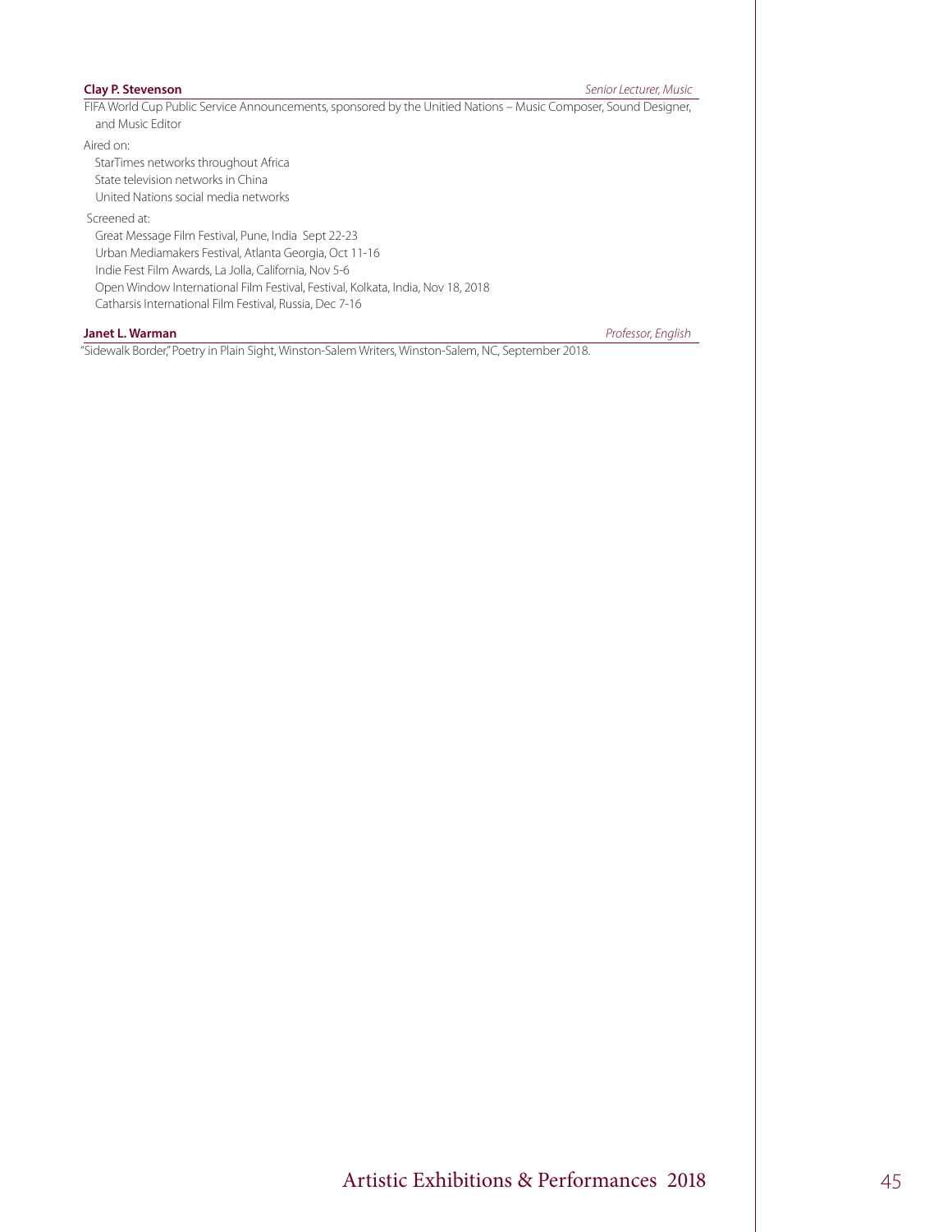**Clay P. Stevenson** — *Senior Lecturer, Music*

FIFA World Cup Public Service Announcements, sponsored by the Unitied Nations – Music Composer, Sound Designer, and Music Editor

Aired on:

StarTimes networks throughout Africa
State television networks in China
United Nations social media networks

Screened at:

Great Message Film Festival, Pune, India Sept 22-23
Urban Mediamakers Festival, Atlanta Georgia, Oct 11-16
Indie Fest Film Awards, La Jolla, California, Nov 5-6
Open Window International Film Festival, Festival, Kolkata, India, Nov 18, 2018
Catharsis International Film Festival, Russia, Dec 7-16

**Janet L. Warman** — *Professor, English*

"Sidewalk Border," Poetry in Plain Sight, Winston-Salem Writers, Winston-Salem, NC, September 2018.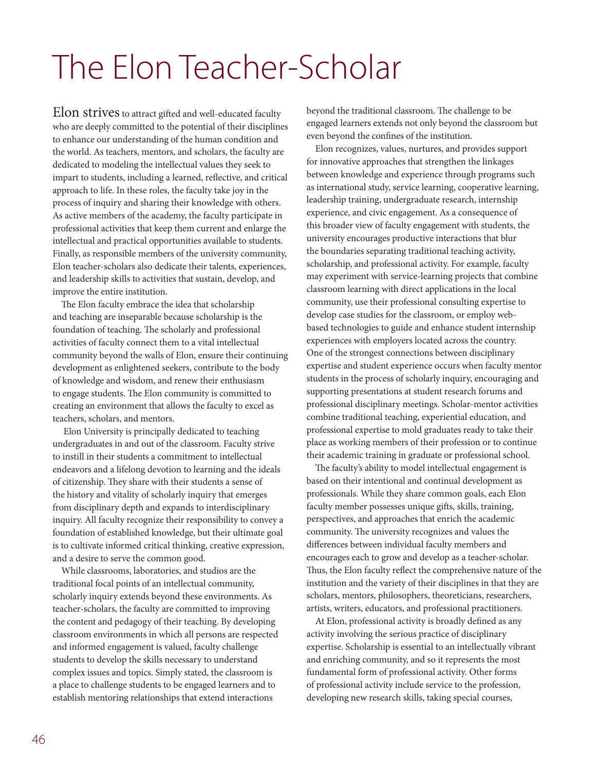# The Elon Teacher-Scholar

Elon strives to attract gifted and well-educated faculty who are deeply committed to the potential of their disciplines to enhance our understanding of the human condition and the world. As teachers, mentors, and scholars, the faculty are dedicated to modeling the intellectual values they seek to impart to students, including a learned, reflective, and critical approach to life. In these roles, the faculty take joy in the process of inquiry and sharing their knowledge with others. As active members of the academy, the faculty participate in professional activities that keep them current and enlarge the intellectual and practical opportunities available to students. Finally, as responsible members of the university community, Elon teacher-scholars also dedicate their talents, experiences, and leadership skills to activities that sustain, develop, and improve the entire institution.

The Elon faculty embrace the idea that scholarship and teaching are inseparable because scholarship is the foundation of teaching. The scholarly and professional activities of faculty connect them to a vital intellectual community beyond the walls of Elon, ensure their continuing development as enlightened seekers, contribute to the body of knowledge and wisdom, and renew their enthusiasm to engage students. The Elon community is committed to creating an environment that allows the faculty to excel as teachers, scholars, and mentors.

Elon University is principally dedicated to teaching undergraduates in and out of the classroom. Faculty strive to instill in their students a commitment to intellectual endeavors and a lifelong devotion to learning and the ideals of citizenship. They share with their students a sense of the history and vitality of scholarly inquiry that emerges from disciplinary depth and expands to interdisciplinary inquiry. All faculty recognize their responsibility to convey a foundation of established knowledge, but their ultimate goal is to cultivate informed critical thinking, creative expression, and a desire to serve the common good.

While classrooms, laboratories, and studios are the traditional focal points of an intellectual community, scholarly inquiry extends beyond these environments. As teacher-scholars, the faculty are committed to improving the content and pedagogy of their teaching. By developing classroom environments in which all persons are respected and informed engagement is valued, faculty challenge students to develop the skills necessary to understand complex issues and topics. Simply stated, the classroom is a place to challenge students to be engaged learners and to establish mentoring relationships that extend interactions beyond the traditional classroom. The challenge to be engaged learners extends not only beyond the classroom but even beyond the confines of the institution.

Elon recognizes, values, nurtures, and provides support for innovative approaches that strengthen the linkages between knowledge and experience through programs such as international study, service learning, cooperative learning, leadership training, undergraduate research, internship experience, and civic engagement. As a consequence of this broader view of faculty engagement with students, the university encourages productive interactions that blur the boundaries separating traditional teaching activity, scholarship, and professional activity. For example, faculty may experiment with service-learning projects that combine classroom learning with direct applications in the local community, use their professional consulting expertise to develop case studies for the classroom, or employ web-based technologies to guide and enhance student internship experiences with employers located across the country. One of the strongest connections between disciplinary expertise and student experience occurs when faculty mentor students in the process of scholarly inquiry, encouraging and supporting presentations at student research forums and professional disciplinary meetings. Scholar-mentor activities combine traditional teaching, experiential education, and professional expertise to mold graduates ready to take their place as working members of their profession or to continue their academic training in graduate or professional school.

The faculty's ability to model intellectual engagement is based on their intentional and continual development as professionals. While they share common goals, each Elon faculty member possesses unique gifts, skills, training, perspectives, and approaches that enrich the academic community. The university recognizes and values the differences between individual faculty members and encourages each to grow and develop as a teacher-scholar. Thus, the Elon faculty reflect the comprehensive nature of the institution and the variety of their disciplines in that they are scholars, mentors, philosophers, theoreticians, researchers, artists, writers, educators, and professional practitioners.

At Elon, professional activity is broadly defined as any activity involving the serious practice of disciplinary expertise. Scholarship is essential to an intellectually vibrant and enriching community, and so it represents the most fundamental form of professional activity. Other forms of professional activity include service to the profession, developing new research skills, taking special courses,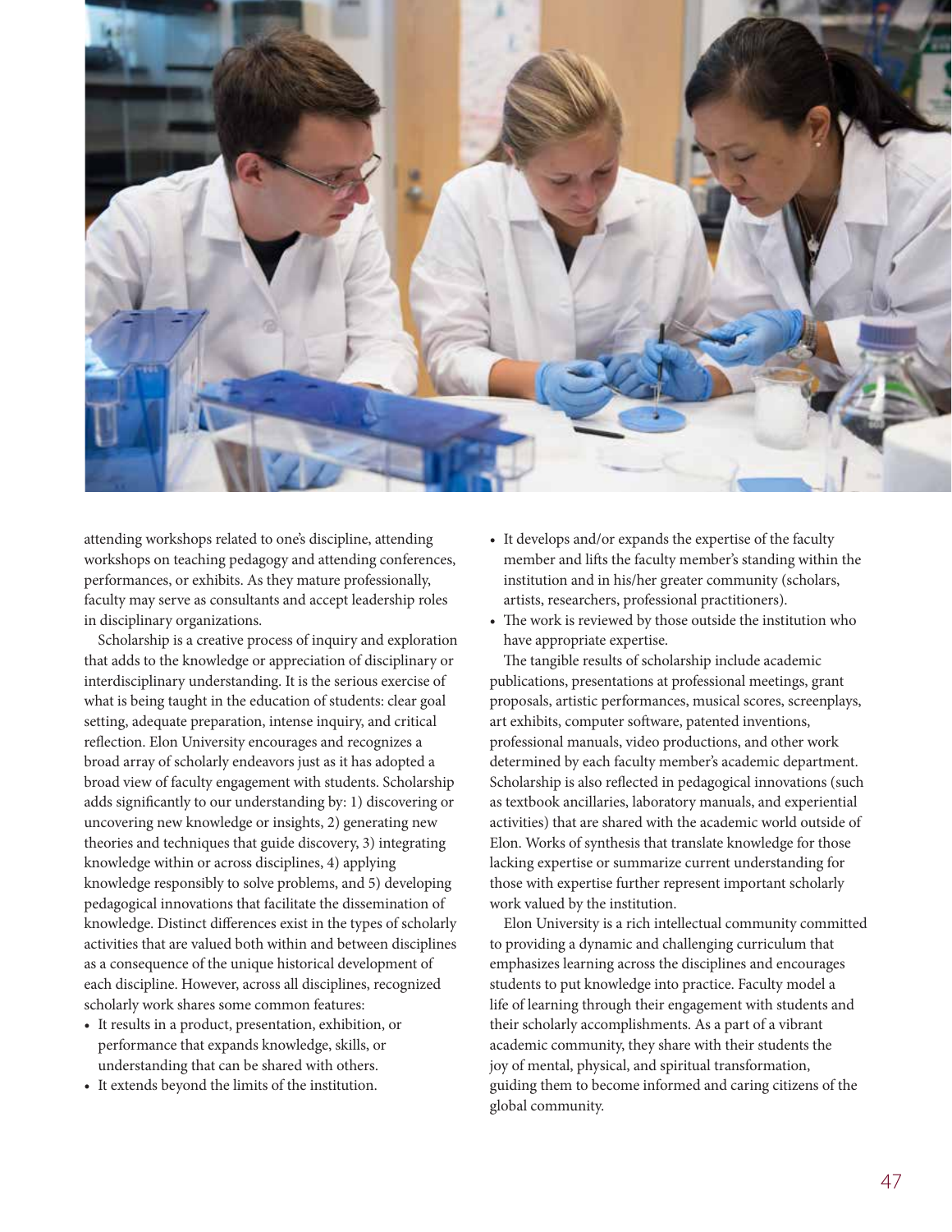attending workshops related to one's discipline, attending workshops on teaching pedagogy and attending conferences, performances, or exhibits. As they mature professionally, faculty may serve as consultants and accept leadership roles in disciplinary organizations.

Scholarship is a creative process of inquiry and exploration that adds to the knowledge or appreciation of disciplinary or interdisciplinary understanding. It is the serious exercise of what is being taught in the education of students: clear goal setting, adequate preparation, intense inquiry, and critical reflection. Elon University encourages and recognizes a broad array of scholarly endeavors just as it has adopted a broad view of faculty engagement with students. Scholarship adds significantly to our understanding by: 1) discovering or uncovering new knowledge or insights, 2) generating new theories and techniques that guide discovery, 3) integrating knowledge within or across disciplines, 4) applying knowledge responsibly to solve problems, and 5) developing pedagogical innovations that facilitate the dissemination of knowledge. Distinct differences exist in the types of scholarly activities that are valued both within and between disciplines as a consequence of the unique historical development of each discipline. However, across all disciplines, recognized scholarly work shares some common features:

- It results in a product, presentation, exhibition, or performance that expands knowledge, skills, or understanding that can be shared with others.
- It extends beyond the limits of the institution.
- It develops and/or expands the expertise of the faculty member and lifts the faculty member's standing within the institution and in his/her greater community (scholars, artists, researchers, professional practitioners).
- The work is reviewed by those outside the institution who have appropriate expertise.

The tangible results of scholarship include academic publications, presentations at professional meetings, grant proposals, artistic performances, musical scores, screenplays, art exhibits, computer software, patented inventions, professional manuals, video productions, and other work determined by each faculty member's academic department. Scholarship is also reflected in pedagogical innovations (such as textbook ancillaries, laboratory manuals, and experiential activities) that are shared with the academic world outside of Elon. Works of synthesis that translate knowledge for those lacking expertise or summarize current understanding for those with expertise further represent important scholarly work valued by the institution.

Elon University is a rich intellectual community committed to providing a dynamic and challenging curriculum that emphasizes learning across the disciplines and encourages students to put knowledge into practice. Faculty model a life of learning through their engagement with students and their scholarly accomplishments. As a part of a vibrant academic community, they share with their students the joy of mental, physical, and spiritual transformation, guiding them to become informed and caring citizens of the global community.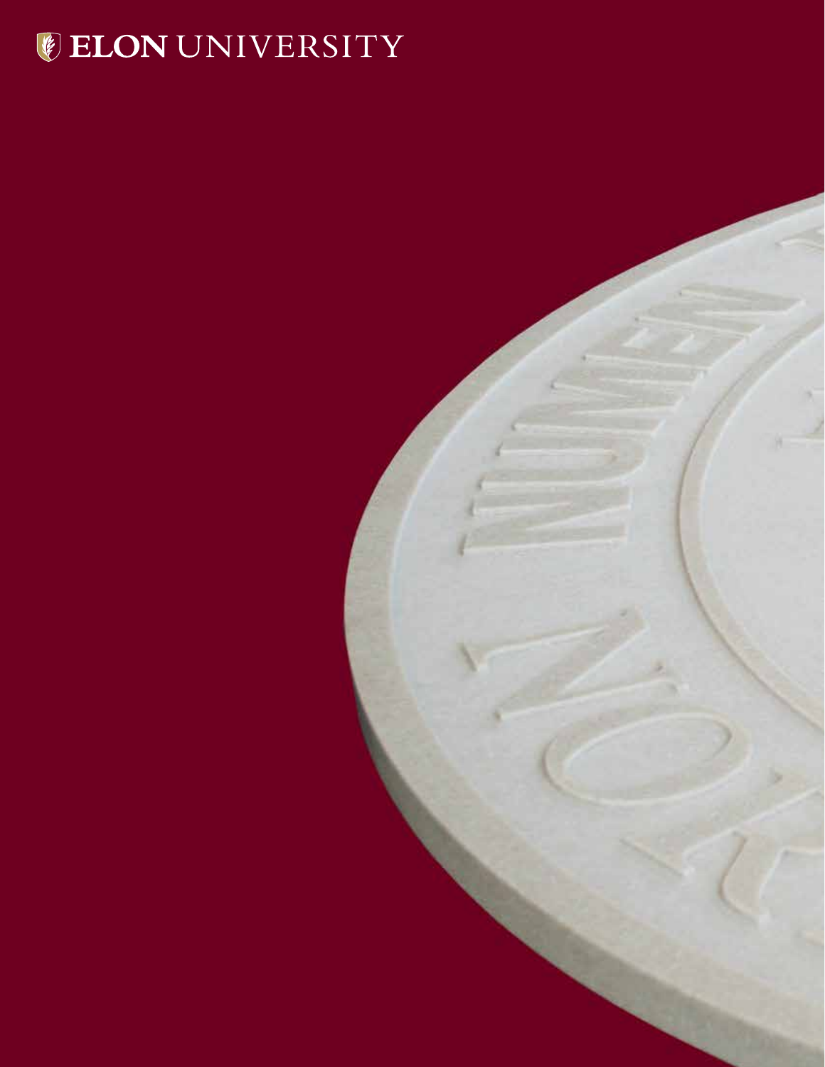# ELON UNIVERSITY